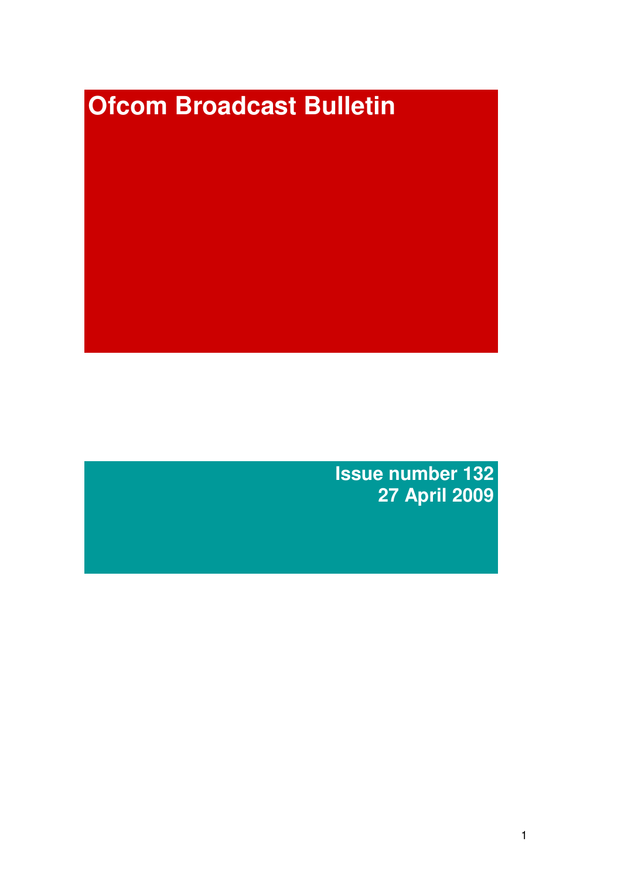# Ofcom Broadcast Bulletin

**Issue number 132**
**27 April 2009**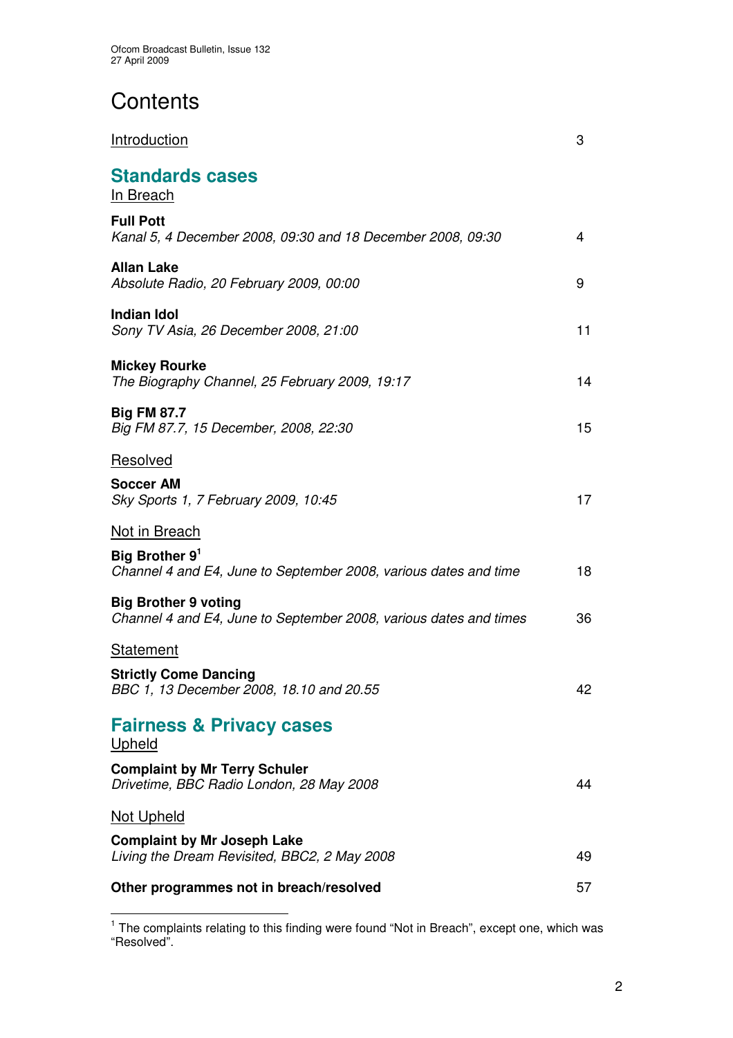# Contents

| | |
|---|---|
| Introduction | 3 |
| **Standards cases** | |
| In Breach | |
| **Full Pott**<br>*Kanal 5, 4 December 2008, 09:30 and 18 December 2008, 09:30* | 4 |
| **Allan Lake**<br>*Absolute Radio, 20 February 2009, 00:00* | 9 |
| **Indian Idol**<br>*Sony TV Asia, 26 December 2008, 21:00* | 11 |
| **Mickey Rourke**<br>*The Biography Channel, 25 February 2009, 19:17* | 14 |
| **Big FM 87.7**<br>*Big FM 87.7, 15 December, 2008, 22:30* | 15 |
| Resolved | |
| **Soccer AM**<br>*Sky Sports 1, 7 February 2009, 10:45* | 17 |
| Not in Breach | |
| **Big Brother 9**[1]<br>*Channel 4 and E4, June to September 2008, various dates and time* | 18 |
| **Big Brother 9 voting**<br>*Channel 4 and E4, June to September 2008, various dates and times* | 36 |
| Statement | |
| **Strictly Come Dancing**<br>*BBC 1, 13 December 2008, 18.10 and 20.55* | 42 |
| **Fairness & Privacy cases** | |
| Upheld | |
| **Complaint by Mr Terry Schuler**<br>*Drivetime, BBC Radio London, 28 May 2008* | 44 |
| Not Upheld | |
| **Complaint by Mr Joseph Lake**<br>*Living the Dream Revisited, BBC2, 2 May 2008* | 49 |
| **Other programmes not in breach/resolved** | 57 |

[1] The complaints relating to this finding were found "Not in Breach", except one, which was "Resolved".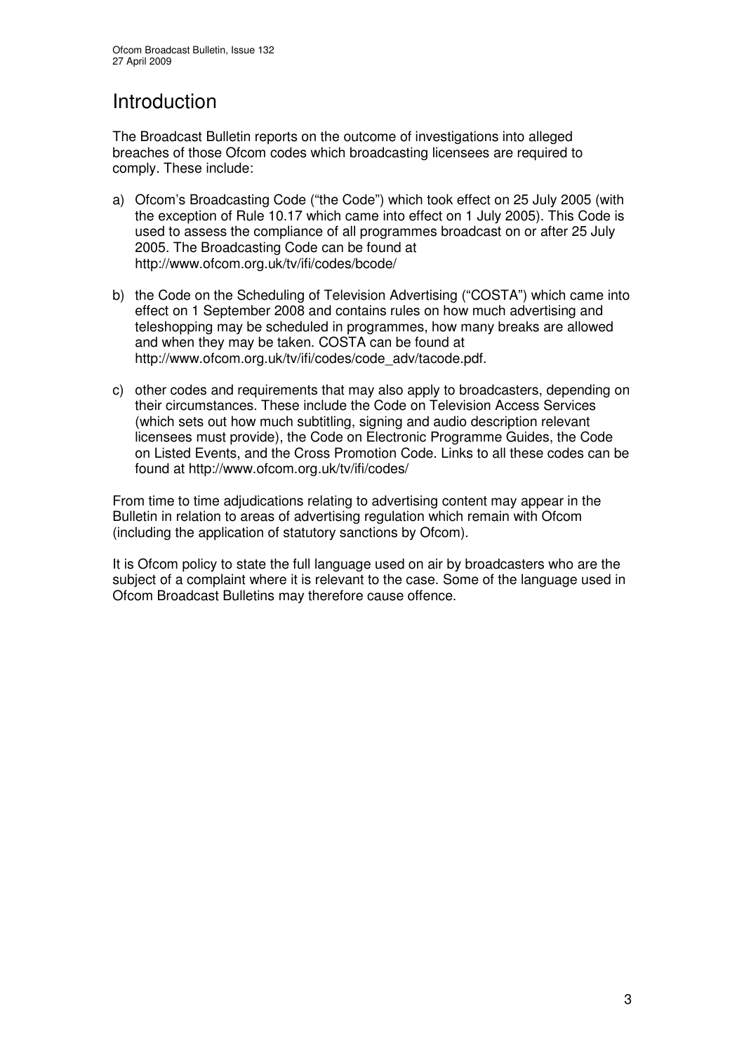# Introduction

The Broadcast Bulletin reports on the outcome of investigations into alleged breaches of those Ofcom codes which broadcasting licensees are required to comply. These include:

a) Ofcom's Broadcasting Code ("the Code") which took effect on 25 July 2005 (with the exception of Rule 10.17 which came into effect on 1 July 2005). This Code is used to assess the compliance of all programmes broadcast on or after 25 July 2005. The Broadcasting Code can be found at http://www.ofcom.org.uk/tv/ifi/codes/bcode/

b) the Code on the Scheduling of Television Advertising ("COSTA") which came into effect on 1 September 2008 and contains rules on how much advertising and teleshopping may be scheduled in programmes, how many breaks are allowed and when they may be taken. COSTA can be found at http://www.ofcom.org.uk/tv/ifi/codes/code_adv/tacode.pdf.

c) other codes and requirements that may also apply to broadcasters, depending on their circumstances. These include the Code on Television Access Services (which sets out how much subtitling, signing and audio description relevant licensees must provide), the Code on Electronic Programme Guides, the Code on Listed Events, and the Cross Promotion Code. Links to all these codes can be found at http://www.ofcom.org.uk/tv/ifi/codes/

From time to time adjudications relating to advertising content may appear in the Bulletin in relation to areas of advertising regulation which remain with Ofcom (including the application of statutory sanctions by Ofcom).

It is Ofcom policy to state the full language used on air by broadcasters who are the subject of a complaint where it is relevant to the case. Some of the language used in Ofcom Broadcast Bulletins may therefore cause offence.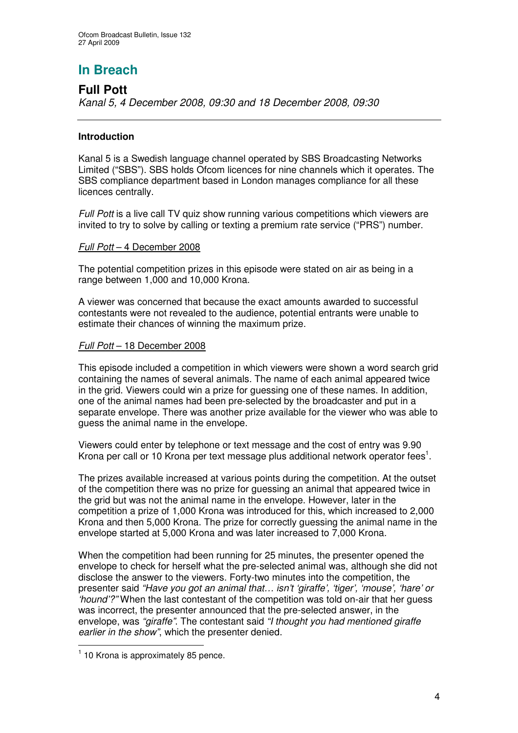# In Breach

## Full Pott

*Kanal 5, 4 December 2008, 09:30 and 18 December 2008, 09:30*

---

### Introduction

Kanal 5 is a Swedish language channel operated by SBS Broadcasting Networks Limited ("SBS"). SBS holds Ofcom licences for nine channels which it operates. The SBS compliance department based in London manages compliance for all these licences centrally.

*Full Pott* is a live call TV quiz show running various competitions which viewers are invited to try to solve by calling or texting a premium rate service ("PRS") number.

*Full Pott* – 4 December 2008

The potential competition prizes in this episode were stated on air as being in a range between 1,000 and 10,000 Krona.

A viewer was concerned that because the exact amounts awarded to successful contestants were not revealed to the audience, potential entrants were unable to estimate their chances of winning the maximum prize.

*Full Pott* – 18 December 2008

This episode included a competition in which viewers were shown a word search grid containing the names of several animals. The name of each animal appeared twice in the grid. Viewers could win a prize for guessing one of these names. In addition, one of the animal names had been pre-selected by the broadcaster and put in a separate envelope. There was another prize available for the viewer who was able to guess the animal name in the envelope.

Viewers could enter by telephone or text message and the cost of entry was 9.90 Krona per call or 10 Krona per text message plus additional network operator fees[1].

The prizes available increased at various points during the competition. At the outset of the competition there was no prize for guessing an animal that appeared twice in the grid but was not the animal name in the envelope. However, later in the competition a prize of 1,000 Krona was introduced for this, which increased to 2,000 Krona and then 5,000 Krona. The prize for correctly guessing the animal name in the envelope started at 5,000 Krona and was later increased to 7,000 Krona.

When the competition had been running for 25 minutes, the presenter opened the envelope to check for herself what the pre-selected animal was, although she did not disclose the answer to the viewers. Forty-two minutes into the competition, the presenter said *"Have you got an animal that… isn't 'giraffe', 'tiger', 'mouse', 'hare' or 'hound'?"* When the last contestant of the competition was told on-air that her guess was incorrect, the presenter announced that the pre-selected answer, in the envelope, was *"giraffe"*. The contestant said *"I thought you had mentioned giraffe earlier in the show"*, which the presenter denied.

---

[1] 10 Krona is approximately 85 pence.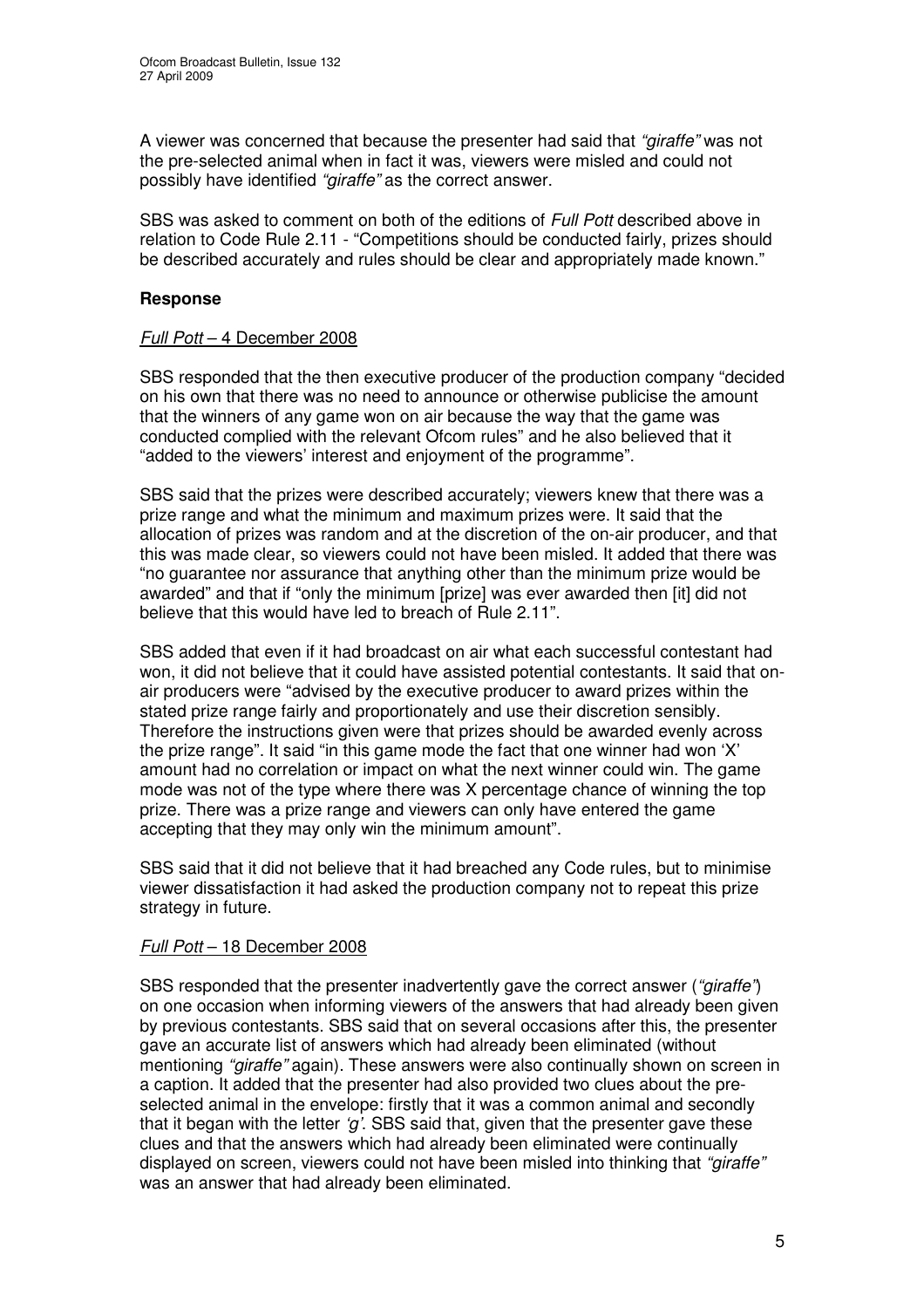A viewer was concerned that because the presenter had said that *"giraffe"* was not the pre-selected animal when in fact it was, viewers were misled and could not possibly have identified *"giraffe"* as the correct answer.

SBS was asked to comment on both of the editions of *Full Pott* described above in relation to Code Rule 2.11 - "Competitions should be conducted fairly, prizes should be described accurately and rules should be clear and appropriately made known."

### Response

*Full Pott* – 4 December 2008

SBS responded that the then executive producer of the production company "decided on his own that there was no need to announce or otherwise publicise the amount that the winners of any game won on air because the way that the game was conducted complied with the relevant Ofcom rules" and he also believed that it "added to the viewers' interest and enjoyment of the programme".

SBS said that the prizes were described accurately; viewers knew that there was a prize range and what the minimum and maximum prizes were. It said that the allocation of prizes was random and at the discretion of the on-air producer, and that this was made clear, so viewers could not have been misled. It added that there was "no guarantee nor assurance that anything other than the minimum prize would be awarded" and that if "only the minimum [prize] was ever awarded then [it] did not believe that this would have led to breach of Rule 2.11".

SBS added that even if it had broadcast on air what each successful contestant had won, it did not believe that it could have assisted potential contestants. It said that on-air producers were "advised by the executive producer to award prizes within the stated prize range fairly and proportionately and use their discretion sensibly. Therefore the instructions given were that prizes should be awarded evenly across the prize range". It said "in this game mode the fact that one winner had won 'X' amount had no correlation or impact on what the next winner could win. The game mode was not of the type where there was X percentage chance of winning the top prize. There was a prize range and viewers can only have entered the game accepting that they may only win the minimum amount".

SBS said that it did not believe that it had breached any Code rules, but to minimise viewer dissatisfaction it had asked the production company not to repeat this prize strategy in future.

*Full Pott* – 18 December 2008

SBS responded that the presenter inadvertently gave the correct answer (*"giraffe"*) on one occasion when informing viewers of the answers that had already been given by previous contestants. SBS said that on several occasions after this, the presenter gave an accurate list of answers which had already been eliminated (without mentioning *"giraffe"* again). These answers were also continually shown on screen in a caption. It added that the presenter had also provided two clues about the pre-selected animal in the envelope: firstly that it was a common animal and secondly that it began with the letter *'g'*. SBS said that, given that the presenter gave these clues and that the answers which had already been eliminated were continually displayed on screen, viewers could not have been misled into thinking that *"giraffe"* was an answer that had already been eliminated.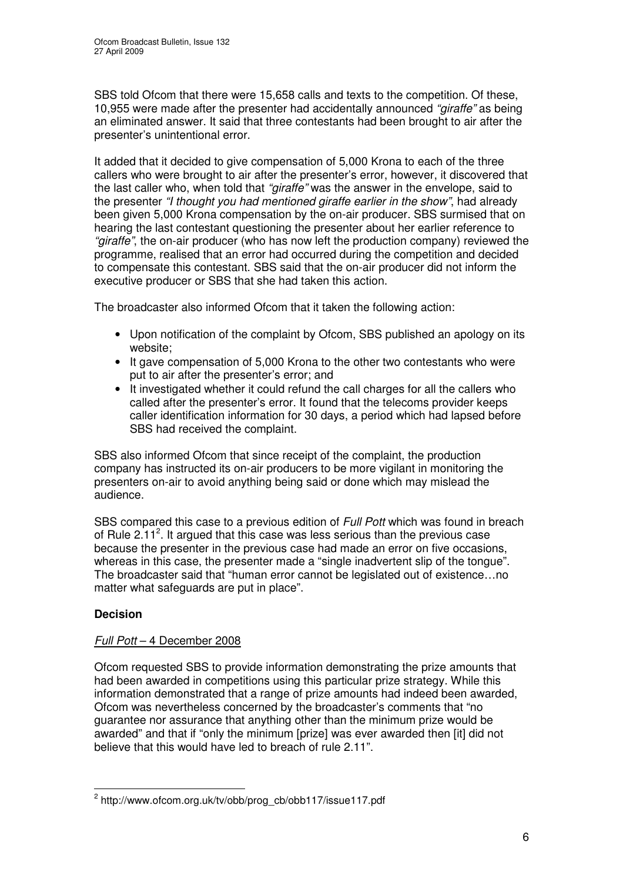SBS told Ofcom that there were 15,658 calls and texts to the competition. Of these, 10,955 were made after the presenter had accidentally announced *"giraffe"* as being an eliminated answer. It said that three contestants had been brought to air after the presenter's unintentional error.

It added that it decided to give compensation of 5,000 Krona to each of the three callers who were brought to air after the presenter's error, however, it discovered that the last caller who, when told that *"giraffe"* was the answer in the envelope, said to the presenter *"I thought you had mentioned giraffe earlier in the show"*, had already been given 5,000 Krona compensation by the on-air producer. SBS surmised that on hearing the last contestant questioning the presenter about her earlier reference to *"giraffe"*, the on-air producer (who has now left the production company) reviewed the programme, realised that an error had occurred during the competition and decided to compensate this contestant. SBS said that the on-air producer did not inform the executive producer or SBS that she had taken this action.

The broadcaster also informed Ofcom that it taken the following action:

- Upon notification of the complaint by Ofcom, SBS published an apology on its website;
- It gave compensation of 5,000 Krona to the other two contestants who were put to air after the presenter's error; and
- It investigated whether it could refund the call charges for all the callers who called after the presenter's error. It found that the telecoms provider keeps caller identification information for 30 days, a period which had lapsed before SBS had received the complaint.

SBS also informed Ofcom that since receipt of the complaint, the production company has instructed its on-air producers to be more vigilant in monitoring the presenters on-air to avoid anything being said or done which may mislead the audience.

SBS compared this case to a previous edition of *Full Pott* which was found in breach of Rule 2.11[2]. It argued that this case was less serious than the previous case because the presenter in the previous case had made an error on five occasions, whereas in this case, the presenter made a "single inadvertent slip of the tongue". The broadcaster said that "human error cannot be legislated out of existence…no matter what safeguards are put in place".

**Decision**

*Full Pott* – 4 December 2008

Ofcom requested SBS to provide information demonstrating the prize amounts that had been awarded in competitions using this particular prize strategy. While this information demonstrated that a range of prize amounts had indeed been awarded, Ofcom was nevertheless concerned by the broadcaster's comments that "no guarantee nor assurance that anything other than the minimum prize would be awarded" and that if "only the minimum [prize] was ever awarded then [it] did not believe that this would have led to breach of rule 2.11".

---

[2] http://www.ofcom.org.uk/tv/obb/prog_cb/obb117/issue117.pdf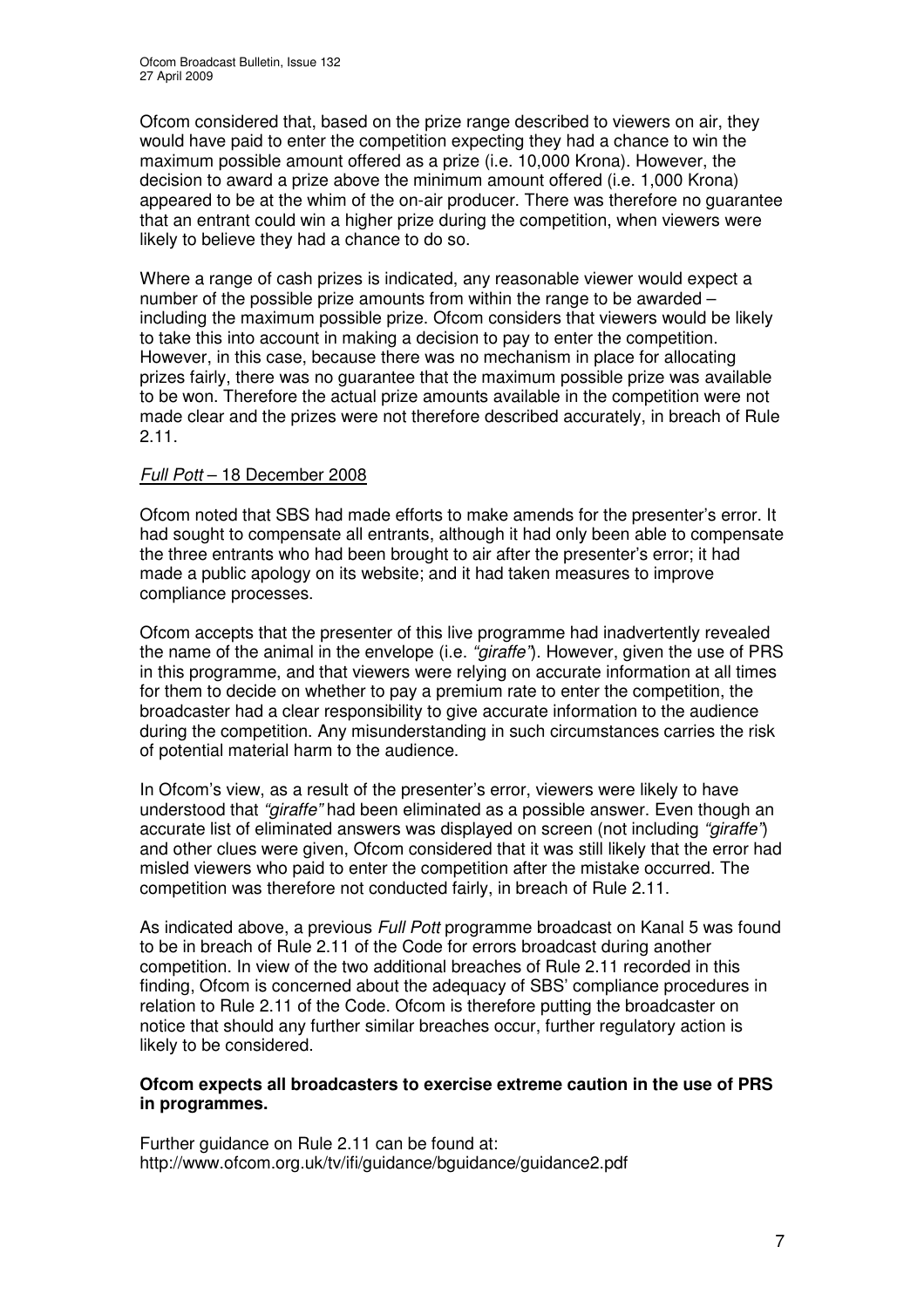Ofcom considered that, based on the prize range described to viewers on air, they would have paid to enter the competition expecting they had a chance to win the maximum possible amount offered as a prize (i.e. 10,000 Krona). However, the decision to award a prize above the minimum amount offered (i.e. 1,000 Krona) appeared to be at the whim of the on-air producer. There was therefore no guarantee that an entrant could win a higher prize during the competition, when viewers were likely to believe they had a chance to do so.

Where a range of cash prizes is indicated, any reasonable viewer would expect a number of the possible prize amounts from within the range to be awarded – including the maximum possible prize. Ofcom considers that viewers would be likely to take this into account in making a decision to pay to enter the competition. However, in this case, because there was no mechanism in place for allocating prizes fairly, there was no guarantee that the maximum possible prize was available to be won. Therefore the actual prize amounts available in the competition were not made clear and the prizes were not therefore described accurately, in breach of Rule 2.11.

*Full Pott* – 18 December 2008

Ofcom noted that SBS had made efforts to make amends for the presenter's error. It had sought to compensate all entrants, although it had only been able to compensate the three entrants who had been brought to air after the presenter's error; it had made a public apology on its website; and it had taken measures to improve compliance processes.

Ofcom accepts that the presenter of this live programme had inadvertently revealed the name of the animal in the envelope (i.e. *"giraffe"*). However, given the use of PRS in this programme, and that viewers were relying on accurate information at all times for them to decide on whether to pay a premium rate to enter the competition, the broadcaster had a clear responsibility to give accurate information to the audience during the competition. Any misunderstanding in such circumstances carries the risk of potential material harm to the audience.

In Ofcom's view, as a result of the presenter's error, viewers were likely to have understood that *"giraffe"* had been eliminated as a possible answer. Even though an accurate list of eliminated answers was displayed on screen (not including *"giraffe"*) and other clues were given, Ofcom considered that it was still likely that the error had misled viewers who paid to enter the competition after the mistake occurred. The competition was therefore not conducted fairly, in breach of Rule 2.11.

As indicated above, a previous *Full Pott* programme broadcast on Kanal 5 was found to be in breach of Rule 2.11 of the Code for errors broadcast during another competition. In view of the two additional breaches of Rule 2.11 recorded in this finding, Ofcom is concerned about the adequacy of SBS' compliance procedures in relation to Rule 2.11 of the Code. Ofcom is therefore putting the broadcaster on notice that should any further similar breaches occur, further regulatory action is likely to be considered.

**Ofcom expects all broadcasters to exercise extreme caution in the use of PRS in programmes.**

Further guidance on Rule 2.11 can be found at:
http://www.ofcom.org.uk/tv/ifi/guidance/bguidance/guidance2.pdf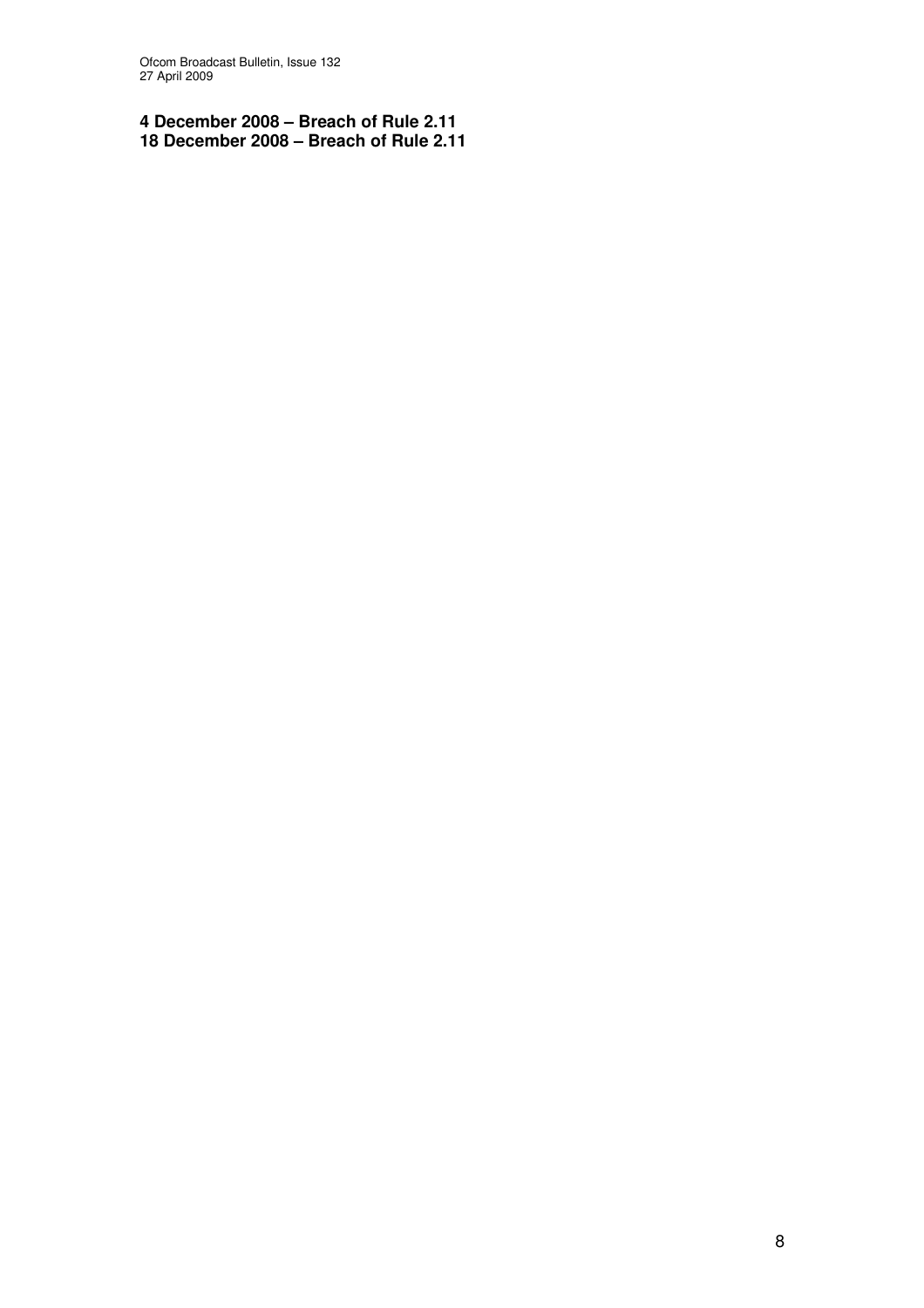**4 December 2008 – Breach of Rule 2.11**
**18 December 2008 – Breach of Rule 2.11**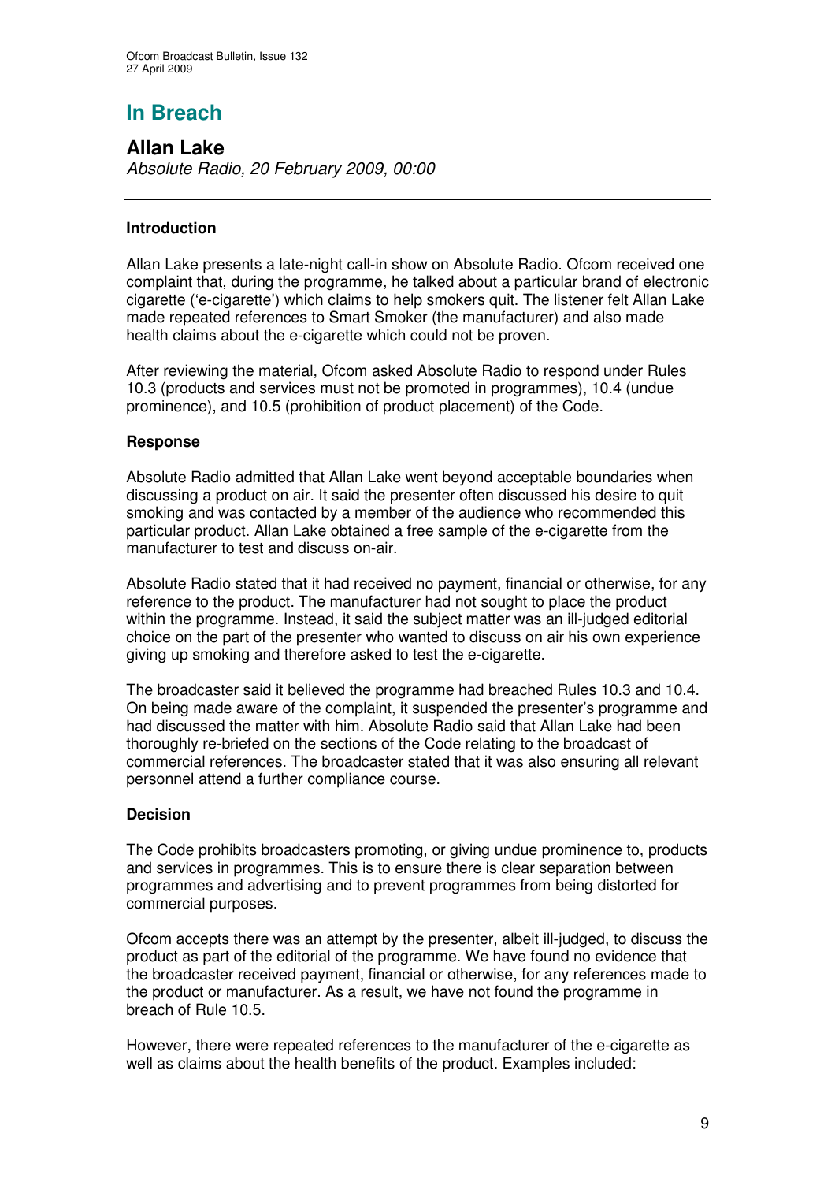# In Breach

## Allan Lake

*Absolute Radio, 20 February 2009, 00:00*

---

### Introduction

Allan Lake presents a late-night call-in show on Absolute Radio. Ofcom received one complaint that, during the programme, he talked about a particular brand of electronic cigarette ('e-cigarette') which claims to help smokers quit. The listener felt Allan Lake made repeated references to Smart Smoker (the manufacturer) and also made health claims about the e-cigarette which could not be proven.

After reviewing the material, Ofcom asked Absolute Radio to respond under Rules 10.3 (products and services must not be promoted in programmes), 10.4 (undue prominence), and 10.5 (prohibition of product placement) of the Code.

### Response

Absolute Radio admitted that Allan Lake went beyond acceptable boundaries when discussing a product on air. It said the presenter often discussed his desire to quit smoking and was contacted by a member of the audience who recommended this particular product. Allan Lake obtained a free sample of the e-cigarette from the manufacturer to test and discuss on-air.

Absolute Radio stated that it had received no payment, financial or otherwise, for any reference to the product. The manufacturer had not sought to place the product within the programme. Instead, it said the subject matter was an ill-judged editorial choice on the part of the presenter who wanted to discuss on air his own experience giving up smoking and therefore asked to test the e-cigarette.

The broadcaster said it believed the programme had breached Rules 10.3 and 10.4. On being made aware of the complaint, it suspended the presenter's programme and had discussed the matter with him. Absolute Radio said that Allan Lake had been thoroughly re-briefed on the sections of the Code relating to the broadcast of commercial references. The broadcaster stated that it was also ensuring all relevant personnel attend a further compliance course.

### Decision

The Code prohibits broadcasters promoting, or giving undue prominence to, products and services in programmes. This is to ensure there is clear separation between programmes and advertising and to prevent programmes from being distorted for commercial purposes.

Ofcom accepts there was an attempt by the presenter, albeit ill-judged, to discuss the product as part of the editorial of the programme. We have found no evidence that the broadcaster received payment, financial or otherwise, for any references made to the product or manufacturer. As a result, we have not found the programme in breach of Rule 10.5.

However, there were repeated references to the manufacturer of the e-cigarette as well as claims about the health benefits of the product. Examples included: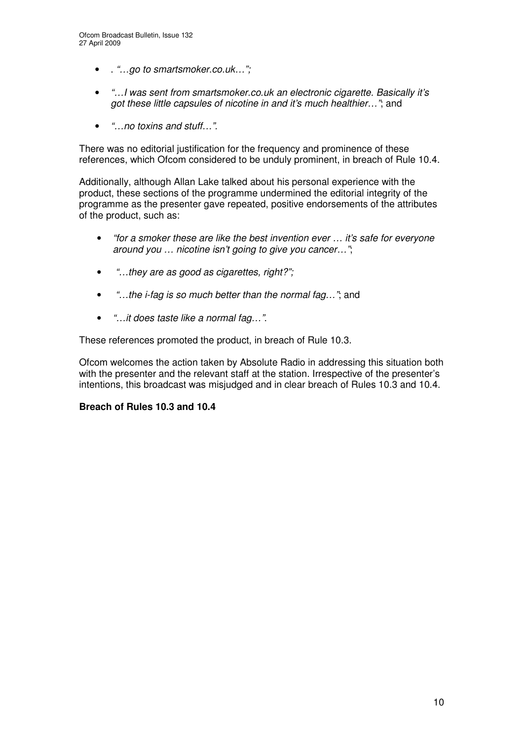- . *"…go to smartsmoker.co.uk…";*

- *"…I was sent from smartsmoker.co.uk an electronic cigarette. Basically it's got these little capsules of nicotine in and it's much healthier…"*; and

- *"…no toxins and stuff…".*

There was no editorial justification for the frequency and prominence of these references, which Ofcom considered to be unduly prominent, in breach of Rule 10.4.

Additionally, although Allan Lake talked about his personal experience with the product, these sections of the programme undermined the editorial integrity of the programme as the presenter gave repeated, positive endorsements of the attributes of the product, such as:

- *"for a smoker these are like the best invention ever … it's safe for everyone around you … nicotine isn't going to give you cancer…"*;

- *"…they are as good as cigarettes, right?";*

- *"…the i-fag is so much better than the normal fag…"*; and

- *"…it does taste like a normal fag…".*

These references promoted the product, in breach of Rule 10.3.

Ofcom welcomes the action taken by Absolute Radio in addressing this situation both with the presenter and the relevant staff at the station. Irrespective of the presenter's intentions, this broadcast was misjudged and in clear breach of Rules 10.3 and 10.4.

**Breach of Rules 10.3 and 10.4**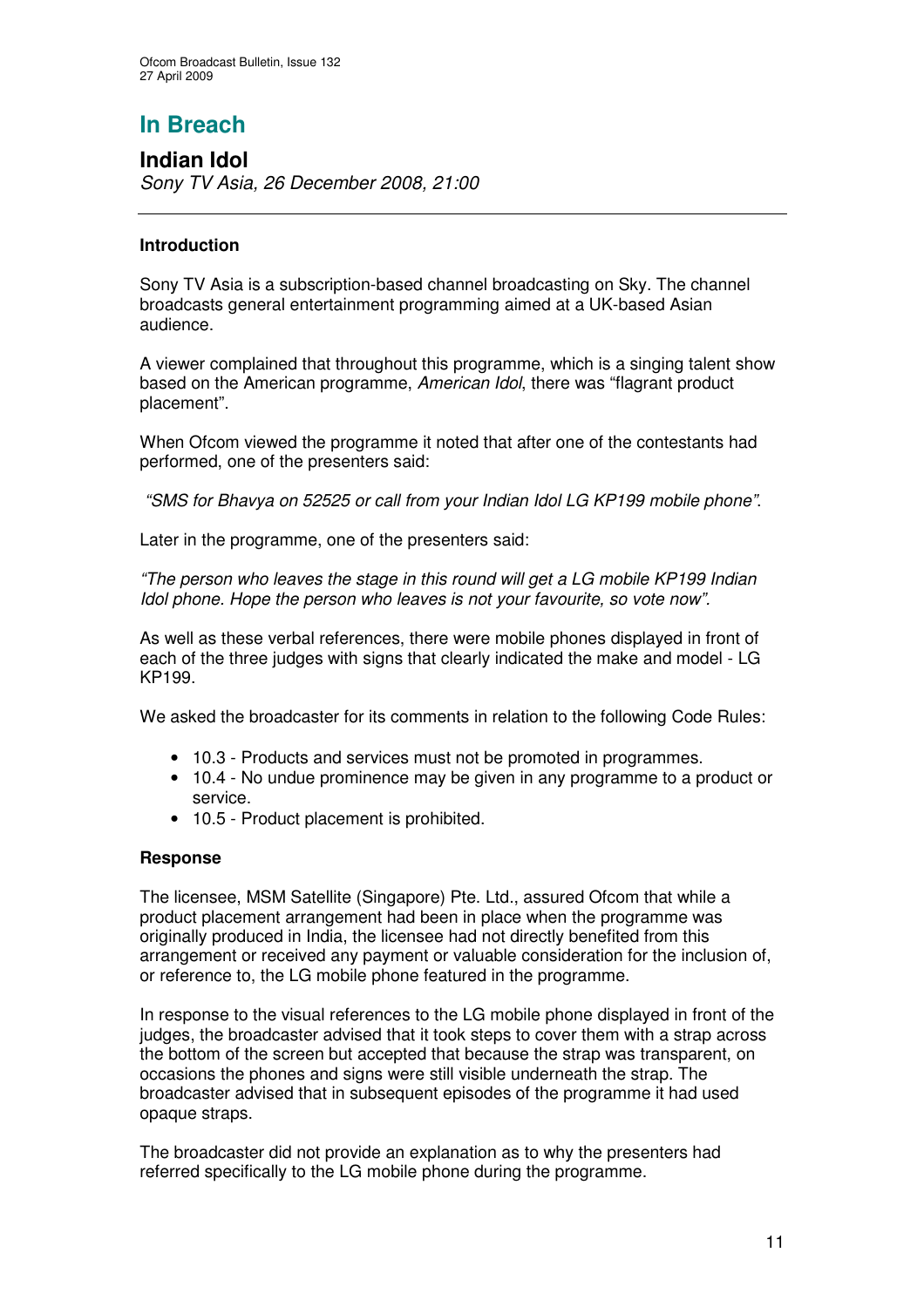# In Breach

## Indian Idol

*Sony TV Asia, 26 December 2008, 21:00*

---

**Introduction**

Sony TV Asia is a subscription-based channel broadcasting on Sky. The channel broadcasts general entertainment programming aimed at a UK-based Asian audience.

A viewer complained that throughout this programme, which is a singing talent show based on the American programme, *American Idol*, there was "flagrant product placement".

When Ofcom viewed the programme it noted that after one of the contestants had performed, one of the presenters said:

*"SMS for Bhavya on 52525 or call from your Indian Idol LG KP199 mobile phone"*.

Later in the programme, one of the presenters said:

*"The person who leaves the stage in this round will get a LG mobile KP199 Indian Idol phone. Hope the person who leaves is not your favourite, so vote now".*

As well as these verbal references, there were mobile phones displayed in front of each of the three judges with signs that clearly indicated the make and model - LG KP199.

We asked the broadcaster for its comments in relation to the following Code Rules:

- 10.3 - Products and services must not be promoted in programmes.
- 10.4 - No undue prominence may be given in any programme to a product or service.
- 10.5 - Product placement is prohibited.

**Response**

The licensee, MSM Satellite (Singapore) Pte. Ltd., assured Ofcom that while a product placement arrangement had been in place when the programme was originally produced in India, the licensee had not directly benefited from this arrangement or received any payment or valuable consideration for the inclusion of, or reference to, the LG mobile phone featured in the programme.

In response to the visual references to the LG mobile phone displayed in front of the judges, the broadcaster advised that it took steps to cover them with a strap across the bottom of the screen but accepted that because the strap was transparent, on occasions the phones and signs were still visible underneath the strap. The broadcaster advised that in subsequent episodes of the programme it had used opaque straps.

The broadcaster did not provide an explanation as to why the presenters had referred specifically to the LG mobile phone during the programme.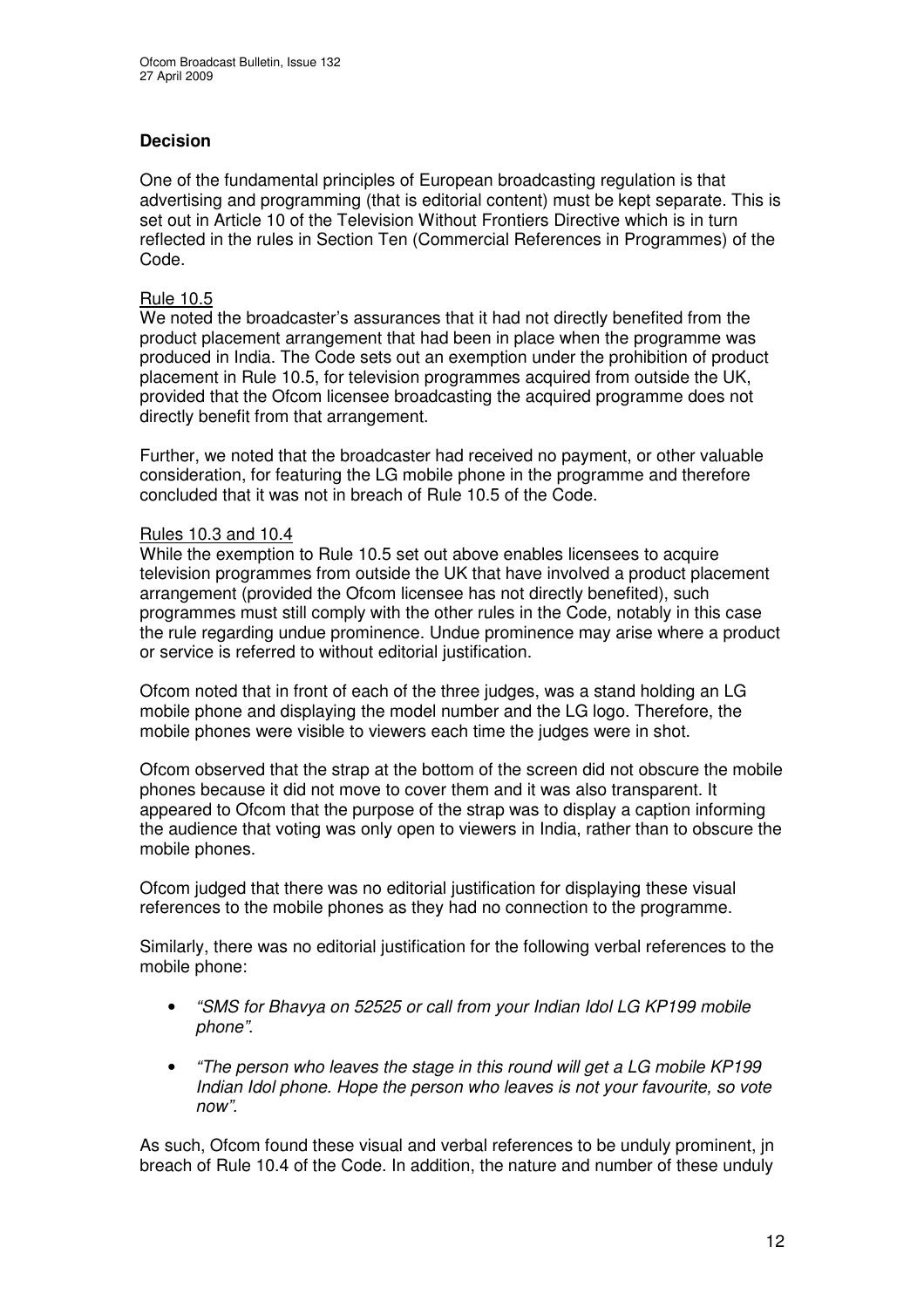## Decision

One of the fundamental principles of European broadcasting regulation is that advertising and programming (that is editorial content) must be kept separate. This is set out in Article 10 of the Television Without Frontiers Directive which is in turn reflected in the rules in Section Ten (Commercial References in Programmes) of the Code.

Rule 10.5

We noted the broadcaster's assurances that it had not directly benefited from the product placement arrangement that had been in place when the programme was produced in India. The Code sets out an exemption under the prohibition of product placement in Rule 10.5, for television programmes acquired from outside the UK, provided that the Ofcom licensee broadcasting the acquired programme does not directly benefit from that arrangement.

Further, we noted that the broadcaster had received no payment, or other valuable consideration, for featuring the LG mobile phone in the programme and therefore concluded that it was not in breach of Rule 10.5 of the Code.

Rules 10.3 and 10.4

While the exemption to Rule 10.5 set out above enables licensees to acquire television programmes from outside the UK that have involved a product placement arrangement (provided the Ofcom licensee has not directly benefited), such programmes must still comply with the other rules in the Code, notably in this case the rule regarding undue prominence. Undue prominence may arise where a product or service is referred to without editorial justification.

Ofcom noted that in front of each of the three judges, was a stand holding an LG mobile phone and displaying the model number and the LG logo. Therefore, the mobile phones were visible to viewers each time the judges were in shot.

Ofcom observed that the strap at the bottom of the screen did not obscure the mobile phones because it did not move to cover them and it was also transparent. It appeared to Ofcom that the purpose of the strap was to display a caption informing the audience that voting was only open to viewers in India, rather than to obscure the mobile phones.

Ofcom judged that there was no editorial justification for displaying these visual references to the mobile phones as they had no connection to the programme.

Similarly, there was no editorial justification for the following verbal references to the mobile phone:

- *"SMS for Bhavya on 52525 or call from your Indian Idol LG KP199 mobile phone".*
- *"The person who leaves the stage in this round will get a LG mobile KP199 Indian Idol phone. Hope the person who leaves is not your favourite, so vote now".*

As such, Ofcom found these visual and verbal references to be unduly prominent, jn breach of Rule 10.4 of the Code. In addition, the nature and number of these unduly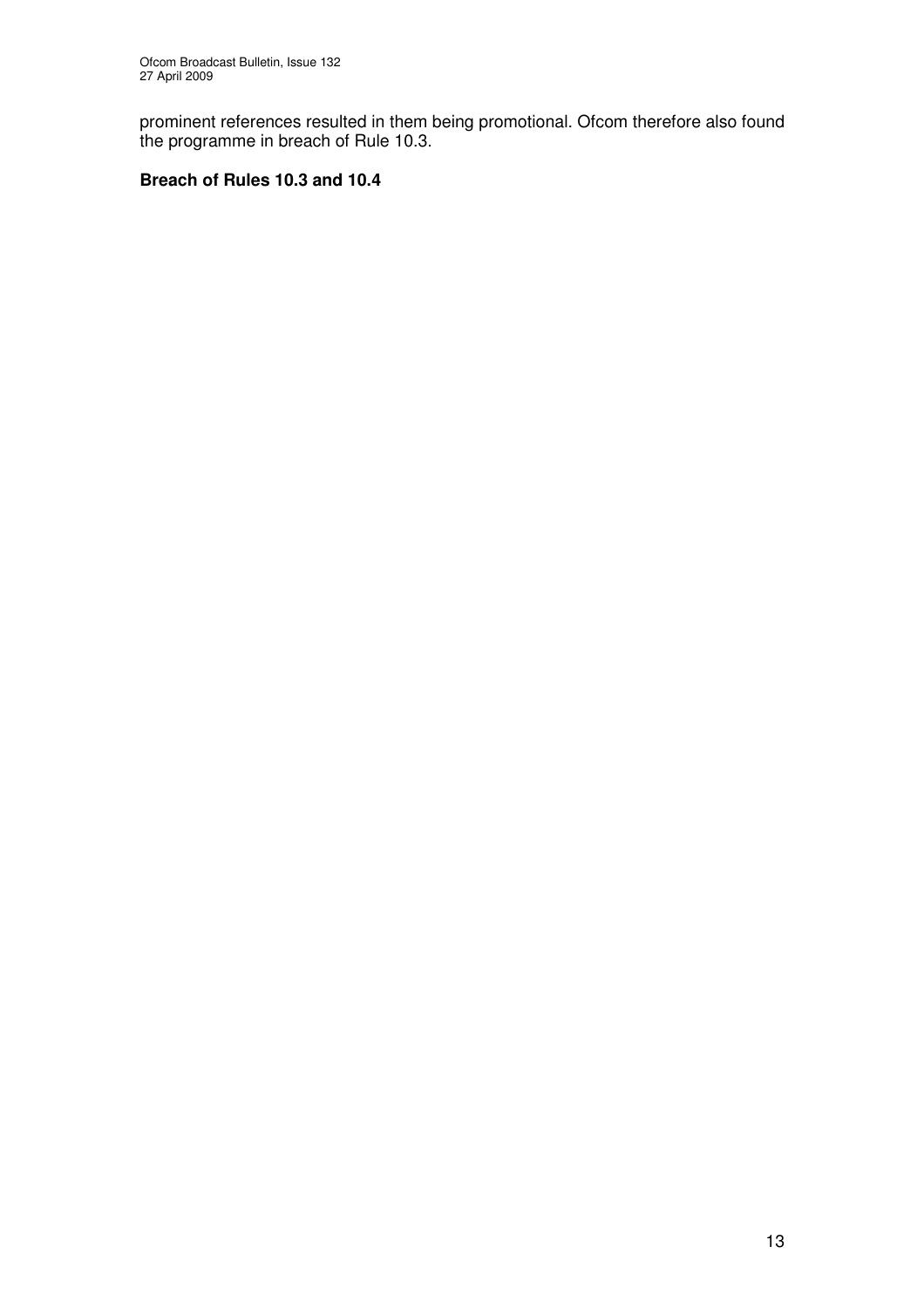prominent references resulted in them being promotional. Ofcom therefore also found the programme in breach of Rule 10.3.

**Breach of Rules 10.3 and 10.4**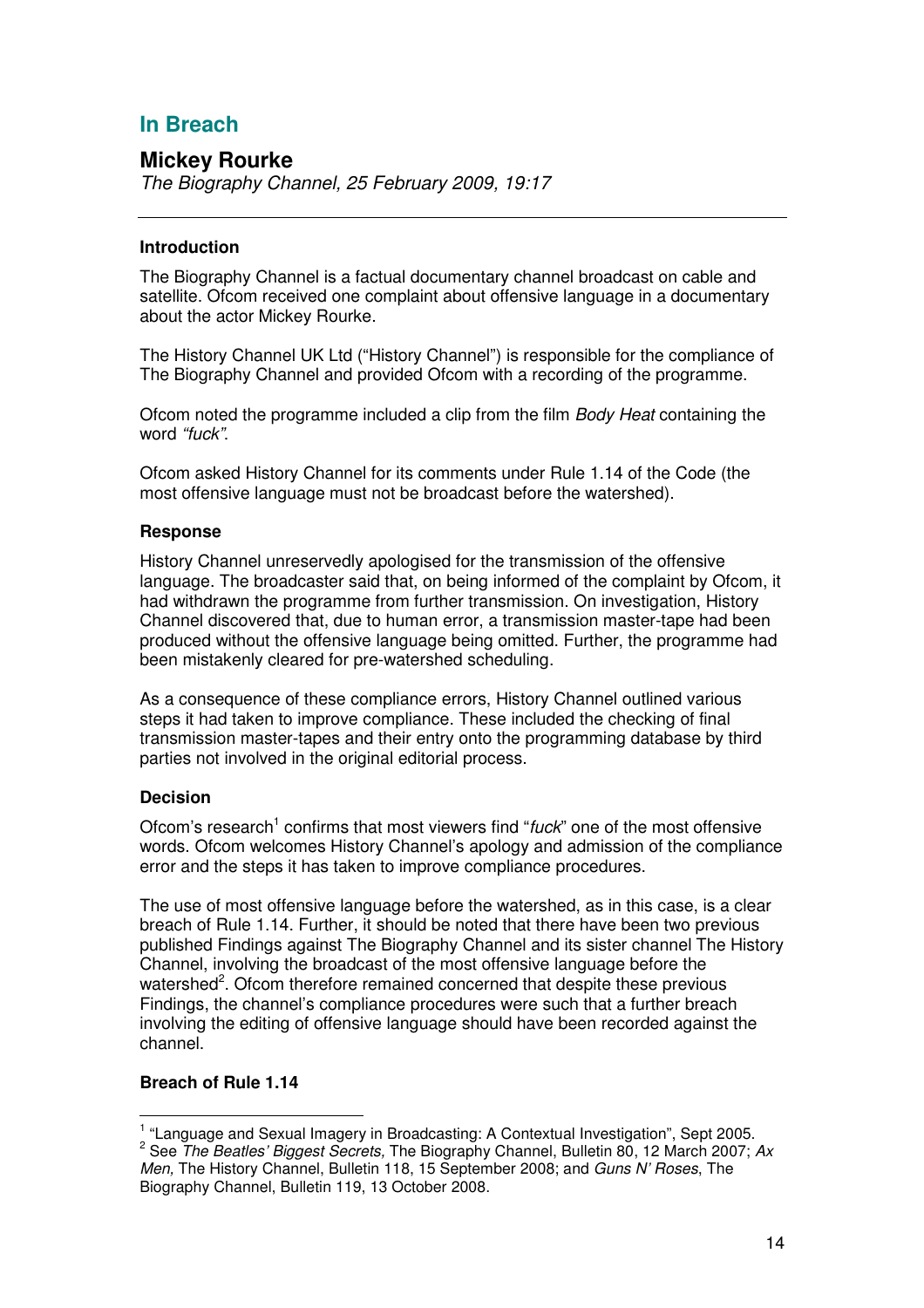## In Breach

### Mickey Rourke

*The Biography Channel, 25 February 2009, 19:17*

---

#### Introduction

The Biography Channel is a factual documentary channel broadcast on cable and satellite. Ofcom received one complaint about offensive language in a documentary about the actor Mickey Rourke.

The History Channel UK Ltd ("History Channel") is responsible for the compliance of The Biography Channel and provided Ofcom with a recording of the programme.

Ofcom noted the programme included a clip from the film *Body Heat* containing the word *"fuck"*.

Ofcom asked History Channel for its comments under Rule 1.14 of the Code (the most offensive language must not be broadcast before the watershed).

#### Response

History Channel unreservedly apologised for the transmission of the offensive language. The broadcaster said that, on being informed of the complaint by Ofcom, it had withdrawn the programme from further transmission. On investigation, History Channel discovered that, due to human error, a transmission master-tape had been produced without the offensive language being omitted. Further, the programme had been mistakenly cleared for pre-watershed scheduling.

As a consequence of these compliance errors, History Channel outlined various steps it had taken to improve compliance. These included the checking of final transmission master-tapes and their entry onto the programming database by third parties not involved in the original editorial process.

#### Decision

Ofcom's research[1] confirms that most viewers find "*fuck*" one of the most offensive words. Ofcom welcomes History Channel's apology and admission of the compliance error and the steps it has taken to improve compliance procedures.

The use of most offensive language before the watershed, as in this case, is a clear breach of Rule 1.14. Further, it should be noted that there have been two previous published Findings against The Biography Channel and its sister channel The History Channel, involving the broadcast of the most offensive language before the watershed[2]. Ofcom therefore remained concerned that despite these previous Findings, the channel's compliance procedures were such that a further breach involving the editing of offensive language should have been recorded against the channel.

**Breach of Rule 1.14**

---

[1] "Language and Sexual Imagery in Broadcasting: A Contextual Investigation", Sept 2005.

[2] See *The Beatles' Biggest Secrets,* The Biography Channel, Bulletin 80, 12 March 2007; *Ax Men,* The History Channel, Bulletin 118, 15 September 2008; and *Guns N' Roses*, The Biography Channel, Bulletin 119, 13 October 2008.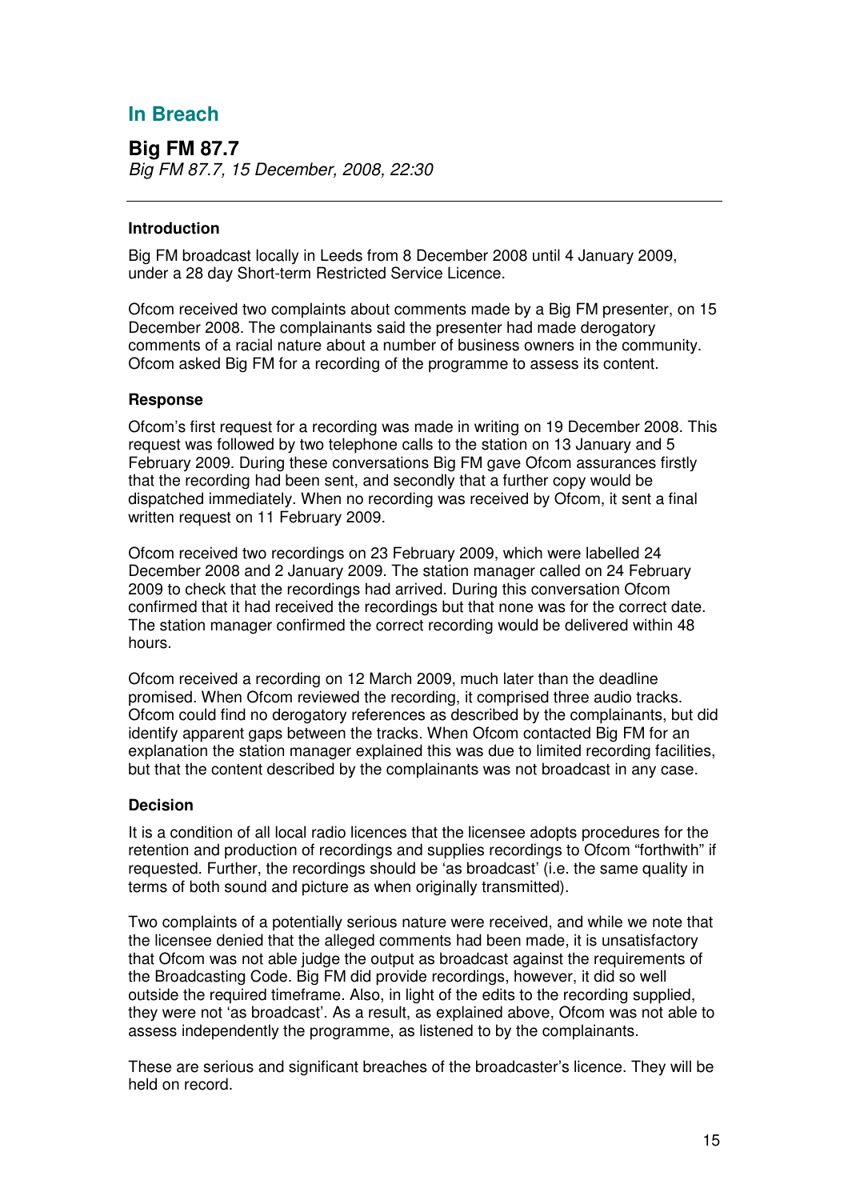## In Breach

### Big FM 87.7

*Big FM 87.7, 15 December, 2008, 22:30*

---

**Introduction**

Big FM broadcast locally in Leeds from 8 December 2008 until 4 January 2009, under a 28 day Short-term Restricted Service Licence.

Ofcom received two complaints about comments made by a Big FM presenter, on 15 December 2008. The complainants said the presenter had made derogatory comments of a racial nature about a number of business owners in the community. Ofcom asked Big FM for a recording of the programme to assess its content.

**Response**

Ofcom's first request for a recording was made in writing on 19 December 2008. This request was followed by two telephone calls to the station on 13 January and 5 February 2009. During these conversations Big FM gave Ofcom assurances firstly that the recording had been sent, and secondly that a further copy would be dispatched immediately. When no recording was received by Ofcom, it sent a final written request on 11 February 2009.

Ofcom received two recordings on 23 February 2009, which were labelled 24 December 2008 and 2 January 2009. The station manager called on 24 February 2009 to check that the recordings had arrived. During this conversation Ofcom confirmed that it had received the recordings but that none was for the correct date. The station manager confirmed the correct recording would be delivered within 48 hours.

Ofcom received a recording on 12 March 2009, much later than the deadline promised. When Ofcom reviewed the recording, it comprised three audio tracks. Ofcom could find no derogatory references as described by the complainants, but did identify apparent gaps between the tracks. When Ofcom contacted Big FM for an explanation the station manager explained this was due to limited recording facilities, but that the content described by the complainants was not broadcast in any case.

**Decision**

It is a condition of all local radio licences that the licensee adopts procedures for the retention and production of recordings and supplies recordings to Ofcom "forthwith" if requested. Further, the recordings should be 'as broadcast' (i.e. the same quality in terms of both sound and picture as when originally transmitted).

Two complaints of a potentially serious nature were received, and while we note that the licensee denied that the alleged comments had been made, it is unsatisfactory that Ofcom was not able judge the output as broadcast against the requirements of the Broadcasting Code. Big FM did provide recordings, however, it did so well outside the required timeframe. Also, in light of the edits to the recording supplied, they were not 'as broadcast'. As a result, as explained above, Ofcom was not able to assess independently the programme, as listened to by the complainants.

These are serious and significant breaches of the broadcaster's licence. They will be held on record.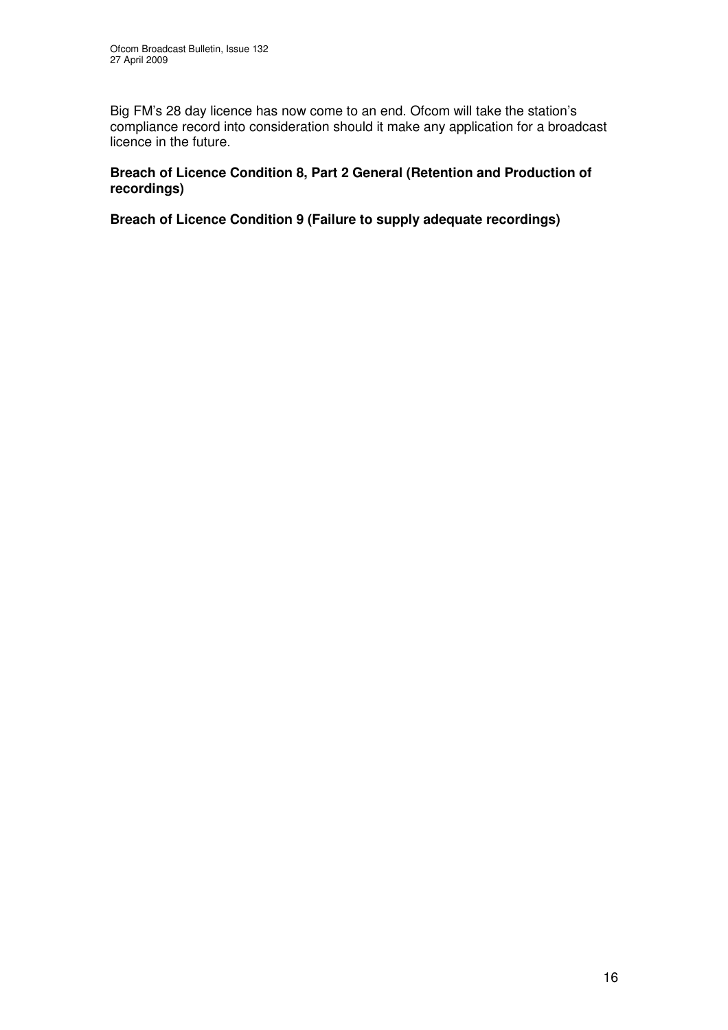Big FM's 28 day licence has now come to an end. Ofcom will take the station's compliance record into consideration should it make any application for a broadcast licence in the future.

**Breach of Licence Condition 8, Part 2 General (Retention and Production of recordings)**

**Breach of Licence Condition 9 (Failure to supply adequate recordings)**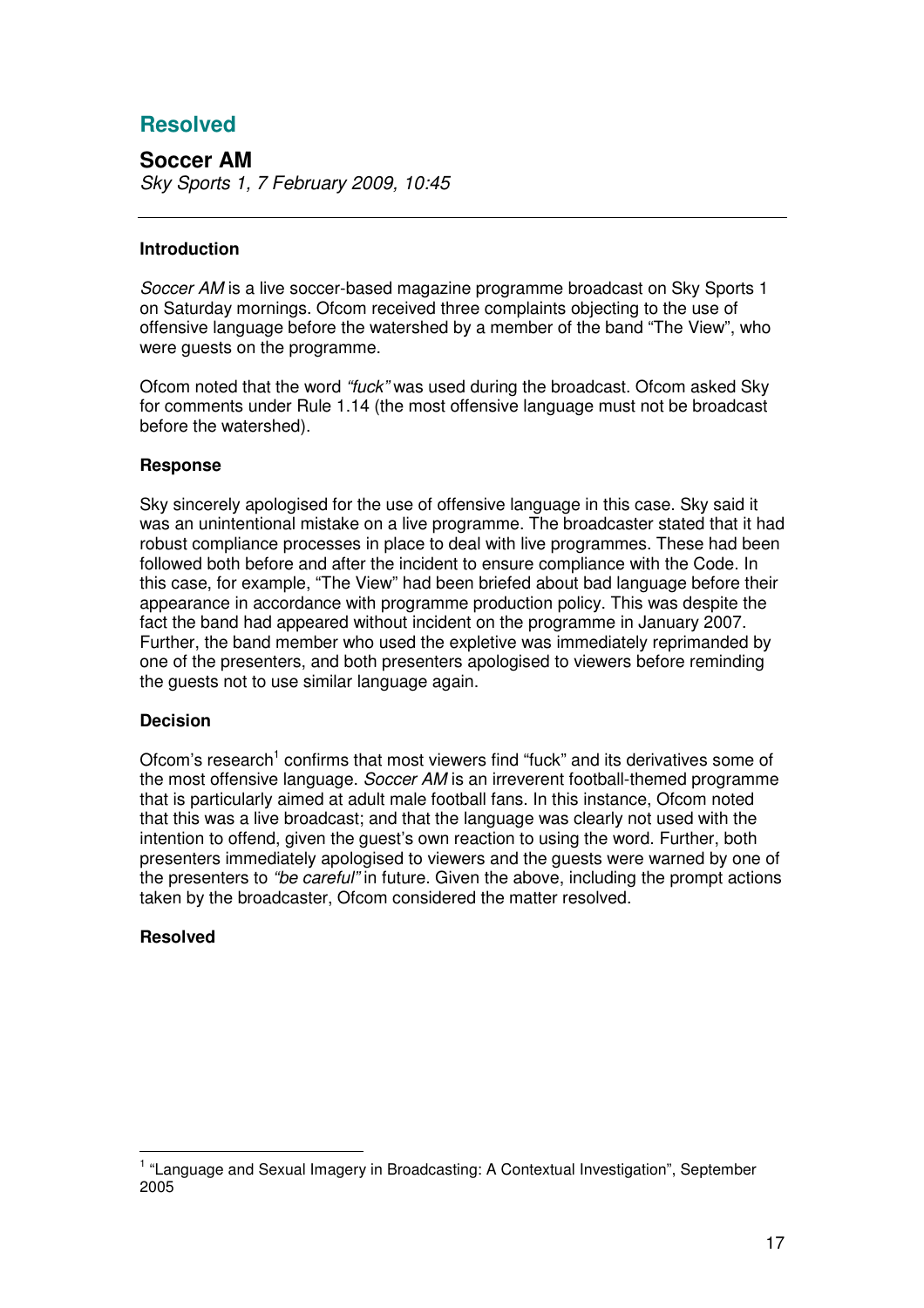## Resolved

### Soccer AM

*Sky Sports 1, 7 February 2009, 10:45*

---

**Introduction**

*Soccer AM* is a live soccer-based magazine programme broadcast on Sky Sports 1 on Saturday mornings. Ofcom received three complaints objecting to the use of offensive language before the watershed by a member of the band "The View", who were guests on the programme.

Ofcom noted that the word *"fuck"* was used during the broadcast. Ofcom asked Sky for comments under Rule 1.14 (the most offensive language must not be broadcast before the watershed).

**Response**

Sky sincerely apologised for the use of offensive language in this case. Sky said it was an unintentional mistake on a live programme. The broadcaster stated that it had robust compliance processes in place to deal with live programmes. These had been followed both before and after the incident to ensure compliance with the Code. In this case, for example, "The View" had been briefed about bad language before their appearance in accordance with programme production policy. This was despite the fact the band had appeared without incident on the programme in January 2007. Further, the band member who used the expletive was immediately reprimanded by one of the presenters, and both presenters apologised to viewers before reminding the guests not to use similar language again.

**Decision**

Ofcom's research[1] confirms that most viewers find "fuck" and its derivatives some of the most offensive language. *Soccer AM* is an irreverent football-themed programme that is particularly aimed at adult male football fans. In this instance, Ofcom noted that this was a live broadcast; and that the language was clearly not used with the intention to offend, given the guest's own reaction to using the word. Further, both presenters immediately apologised to viewers and the guests were warned by one of the presenters to *"be careful"* in future. Given the above, including the prompt actions taken by the broadcaster, Ofcom considered the matter resolved.

**Resolved**

---

[1] "Language and Sexual Imagery in Broadcasting: A Contextual Investigation", September 2005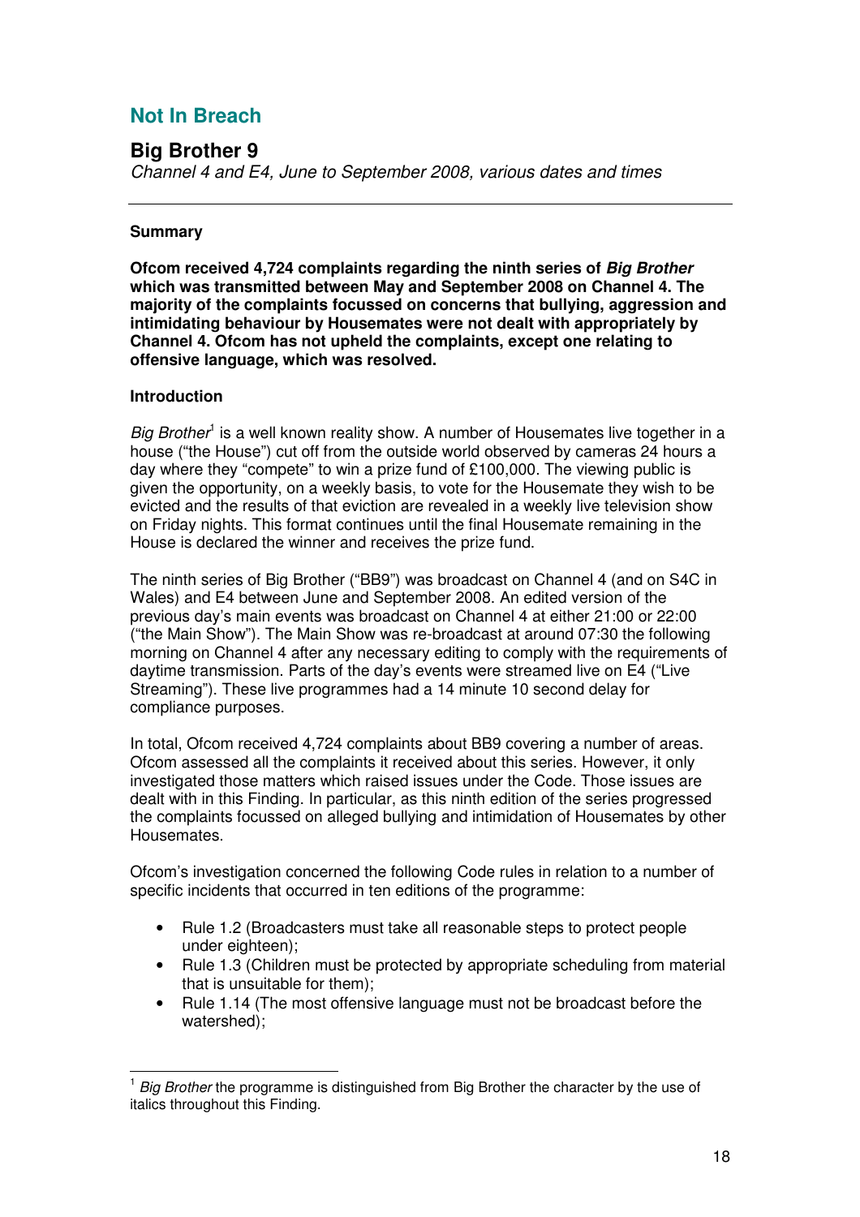## Not In Breach

### Big Brother 9

*Channel 4 and E4, June to September 2008, various dates and times*

---

**Summary**

**Ofcom received 4,724 complaints regarding the ninth series of *Big Brother* which was transmitted between May and September 2008 on Channel 4. The majority of the complaints focussed on concerns that bullying, aggression and intimidating behaviour by Housemates were not dealt with appropriately by Channel 4. Ofcom has not upheld the complaints, except one relating to offensive language, which was resolved.**

**Introduction**

*Big Brother*[1] is a well known reality show. A number of Housemates live together in a house ("the House") cut off from the outside world observed by cameras 24 hours a day where they "compete" to win a prize fund of £100,000. The viewing public is given the opportunity, on a weekly basis, to vote for the Housemate they wish to be evicted and the results of that eviction are revealed in a weekly live television show on Friday nights. This format continues until the final Housemate remaining in the House is declared the winner and receives the prize fund.

The ninth series of Big Brother ("BB9") was broadcast on Channel 4 (and on S4C in Wales) and E4 between June and September 2008. An edited version of the previous day's main events was broadcast on Channel 4 at either 21:00 or 22:00 ("the Main Show"). The Main Show was re-broadcast at around 07:30 the following morning on Channel 4 after any necessary editing to comply with the requirements of daytime transmission. Parts of the day's events were streamed live on E4 ("Live Streaming"). These live programmes had a 14 minute 10 second delay for compliance purposes.

In total, Ofcom received 4,724 complaints about BB9 covering a number of areas. Ofcom assessed all the complaints it received about this series. However, it only investigated those matters which raised issues under the Code. Those issues are dealt with in this Finding. In particular, as this ninth edition of the series progressed the complaints focussed on alleged bullying and intimidation of Housemates by other Housemates.

Ofcom's investigation concerned the following Code rules in relation to a number of specific incidents that occurred in ten editions of the programme:

- Rule 1.2 (Broadcasters must take all reasonable steps to protect people under eighteen);
- Rule 1.3 (Children must be protected by appropriate scheduling from material that is unsuitable for them);
- Rule 1.14 (The most offensive language must not be broadcast before the watershed);

---

[1] *Big Brother* the programme is distinguished from Big Brother the character by the use of italics throughout this Finding.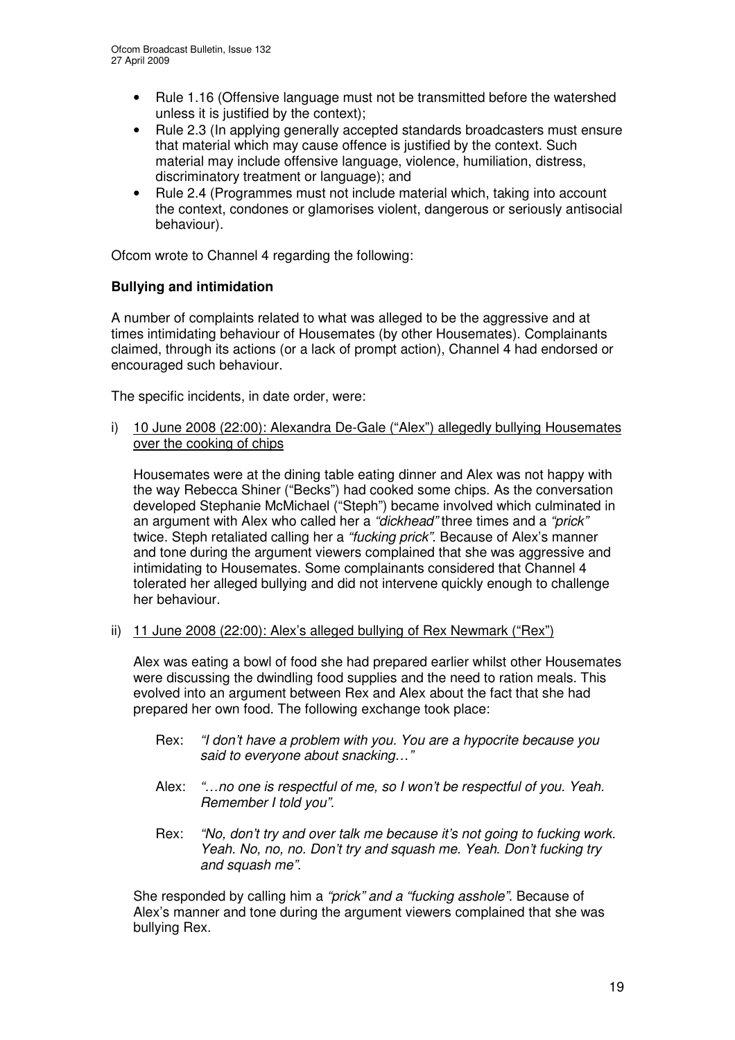- Rule 1.16 (Offensive language must not be transmitted before the watershed unless it is justified by the context);
- Rule 2.3 (In applying generally accepted standards broadcasters must ensure that material which may cause offence is justified by the context. Such material may include offensive language, violence, humiliation, distress, discriminatory treatment or language); and
- Rule 2.4 (Programmes must not include material which, taking into account the context, condones or glamorises violent, dangerous or seriously antisocial behaviour).

Ofcom wrote to Channel 4 regarding the following:

**Bullying and intimidation**

A number of complaints related to what was alleged to be the aggressive and at times intimidating behaviour of Housemates (by other Housemates). Complainants claimed, through its actions (or a lack of prompt action), Channel 4 had endorsed or encouraged such behaviour.

The specific incidents, in date order, were:

i) <u>10 June 2008 (22:00): Alexandra De-Gale ("Alex") allegedly bullying Housemates over the cooking of chips</u>

Housemates were at the dining table eating dinner and Alex was not happy with the way Rebecca Shiner ("Becks") had cooked some chips. As the conversation developed Stephanie McMichael ("Steph") became involved which culminated in an argument with Alex who called her a *"dickhead"* three times and a *"prick"* twice. Steph retaliated calling her a *"fucking prick"*. Because of Alex's manner and tone during the argument viewers complained that she was aggressive and intimidating to Housemates. Some complainants considered that Channel 4 tolerated her alleged bullying and did not intervene quickly enough to challenge her behaviour.

ii) <u>11 June 2008 (22:00): Alex's alleged bullying of Rex Newmark ("Rex")</u>

Alex was eating a bowl of food she had prepared earlier whilst other Housemates were discussing the dwindling food supplies and the need to ration meals. This evolved into an argument between Rex and Alex about the fact that she had prepared her own food. The following exchange took place:

> Rex: *"I don't have a problem with you. You are a hypocrite because you said to everyone about snacking…"*
>
> Alex: *"…no one is respectful of me, so I won't be respectful of you. Yeah. Remember I told you".*
>
> Rex: *"No, don't try and over talk me because it's not going to fucking work. Yeah. No, no, no. Don't try and squash me. Yeah. Don't fucking try and squash me".*

She responded by calling him a *"prick" and a "fucking asshole"*. Because of Alex's manner and tone during the argument viewers complained that she was bullying Rex.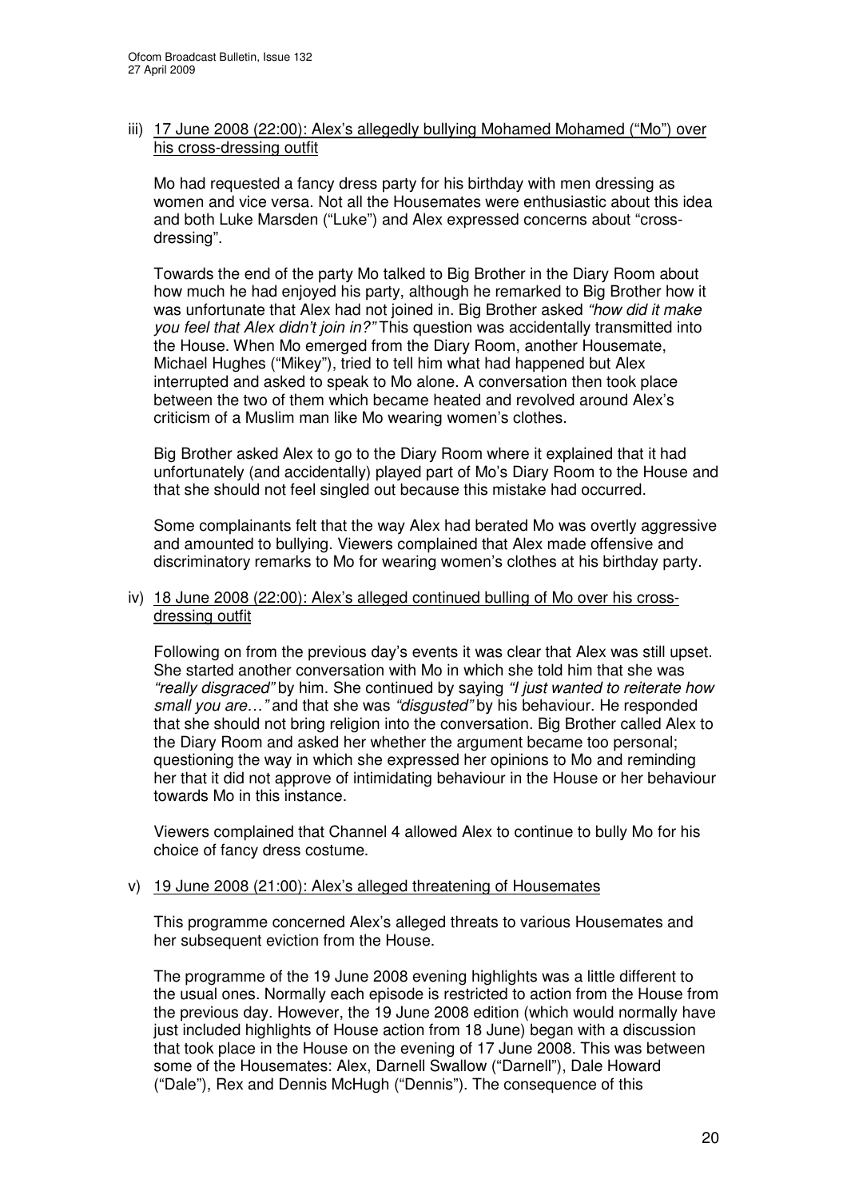iii) <u>17 June 2008 (22:00): Alex's allegedly bullying Mohamed Mohamed ("Mo") over his cross-dressing outfit</u>

Mo had requested a fancy dress party for his birthday with men dressing as women and vice versa. Not all the Housemates were enthusiastic about this idea and both Luke Marsden ("Luke") and Alex expressed concerns about "cross-dressing".

Towards the end of the party Mo talked to Big Brother in the Diary Room about how much he had enjoyed his party, although he remarked to Big Brother how it was unfortunate that Alex had not joined in. Big Brother asked *"how did it make you feel that Alex didn't join in?"* This question was accidentally transmitted into the House. When Mo emerged from the Diary Room, another Housemate, Michael Hughes ("Mikey"), tried to tell him what had happened but Alex interrupted and asked to speak to Mo alone. A conversation then took place between the two of them which became heated and revolved around Alex's criticism of a Muslim man like Mo wearing women's clothes.

Big Brother asked Alex to go to the Diary Room where it explained that it had unfortunately (and accidentally) played part of Mo's Diary Room to the House and that she should not feel singled out because this mistake had occurred.

Some complainants felt that the way Alex had berated Mo was overtly aggressive and amounted to bullying. Viewers complained that Alex made offensive and discriminatory remarks to Mo for wearing women's clothes at his birthday party.

iv) <u>18 June 2008 (22:00): Alex's alleged continued bulling of Mo over his cross-dressing outfit</u>

Following on from the previous day's events it was clear that Alex was still upset. She started another conversation with Mo in which she told him that she was *"really disgraced"* by him. She continued by saying *"I just wanted to reiterate how small you are…"* and that she was *"disgusted"* by his behaviour. He responded that she should not bring religion into the conversation. Big Brother called Alex to the Diary Room and asked her whether the argument became too personal; questioning the way in which she expressed her opinions to Mo and reminding her that it did not approve of intimidating behaviour in the House or her behaviour towards Mo in this instance.

Viewers complained that Channel 4 allowed Alex to continue to bully Mo for his choice of fancy dress costume.

v) <u>19 June 2008 (21:00): Alex's alleged threatening of Housemates</u>

This programme concerned Alex's alleged threats to various Housemates and her subsequent eviction from the House.

The programme of the 19 June 2008 evening highlights was a little different to the usual ones. Normally each episode is restricted to action from the House from the previous day. However, the 19 June 2008 edition (which would normally have just included highlights of House action from 18 June) began with a discussion that took place in the House on the evening of 17 June 2008. This was between some of the Housemates: Alex, Darnell Swallow ("Darnell"), Dale Howard ("Dale"), Rex and Dennis McHugh ("Dennis"). The consequence of this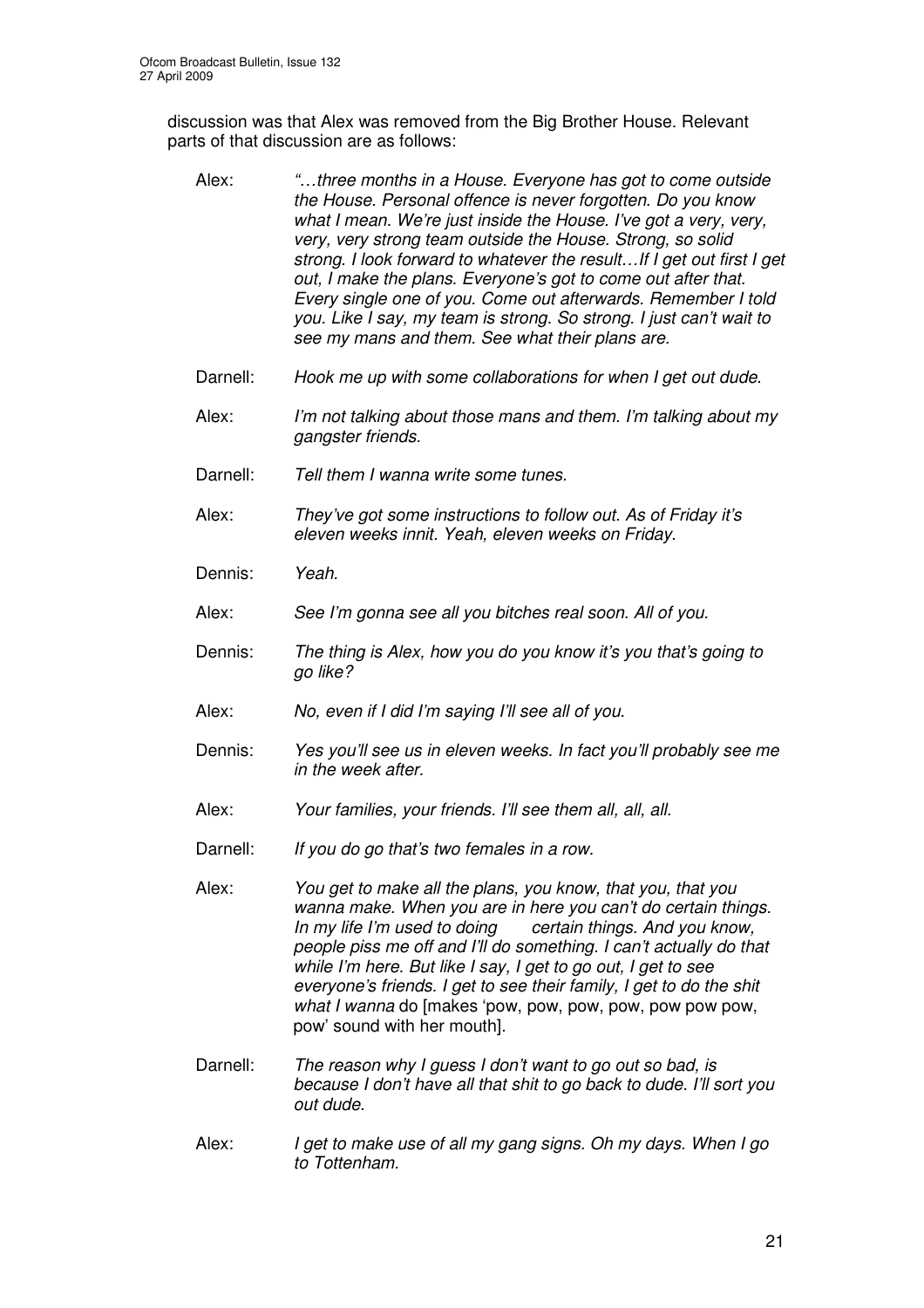discussion was that Alex was removed from the Big Brother House. Relevant parts of that discussion are as follows:

| | |
|---|---|
| Alex: | *"…three months in a House. Everyone has got to come outside the House. Personal offence is never forgotten. Do you know what I mean. We're just inside the House. I've got a very, very, very, very strong team outside the House. Strong, so solid strong. I look forward to whatever the result…If I get out first I get out, I make the plans. Everyone's got to come out after that. Every single one of you. Come out afterwards. Remember I told you. Like I say, my team is strong. So strong. I just can't wait to see my mans and them. See what their plans are.* |
| Darnell: | *Hook me up with some collaborations for when I get out dude.* |
| Alex: | *I'm not talking about those mans and them. I'm talking about my gangster friends.* |
| Darnell: | *Tell them I wanna write some tunes.* |
| Alex: | *They've got some instructions to follow out. As of Friday it's eleven weeks innit. Yeah, eleven weeks on Friday.* |
| Dennis: | *Yeah.* |
| Alex: | *See I'm gonna see all you bitches real soon. All of you.* |
| Dennis: | *The thing is Alex, how you do you know it's you that's going to go like?* |
| Alex: | *No, even if I did I'm saying I'll see all of you.* |
| Dennis: | *Yes you'll see us in eleven weeks. In fact you'll probably see me in the week after.* |
| Alex: | *Your families, your friends. I'll see them all, all, all.* |
| Darnell: | *If you do go that's two females in a row.* |
| Alex: | *You get to make all the plans, you know, that you, that you wanna make. When you are in here you can't do certain things. In my life I'm used to doing certain things. And you know, people piss me off and I'll do something. I can't actually do that while I'm here. But like I say, I get to go out, I get to see everyone's friends. I get to see their family, I get to do the shit what I wanna* do [makes 'pow, pow, pow, pow, pow pow pow, pow' sound with her mouth]. |
| Darnell: | *The reason why I guess I don't want to go out so bad, is because I don't have all that shit to go back to dude. I'll sort you out dude.* |
| Alex: | *I get to make use of all my gang signs. Oh my days. When I go to Tottenham.* |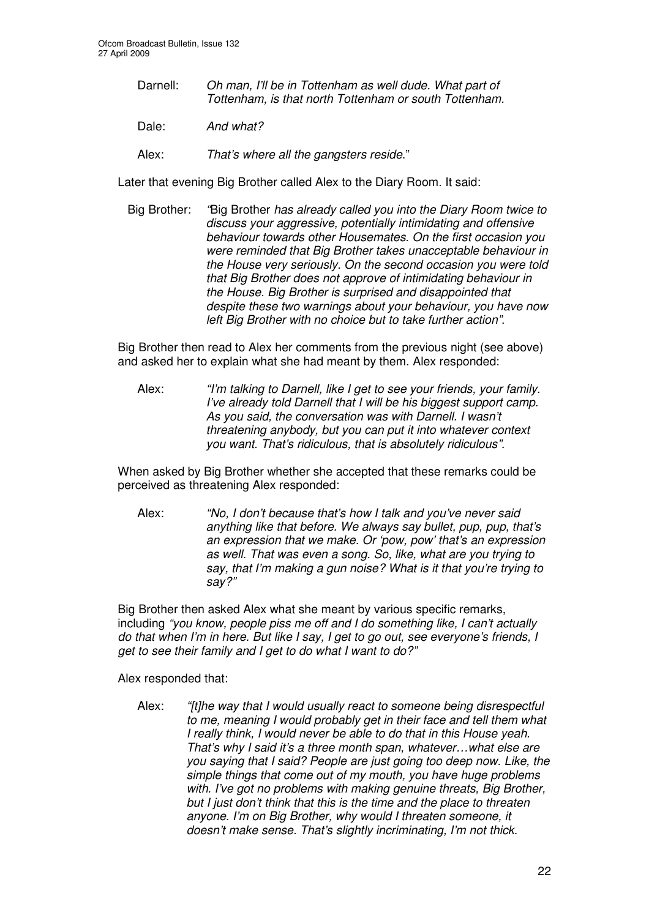Darnell: *Oh man, I'll be in Tottenham as well dude. What part of Tottenham, is that north Tottenham or south Tottenham.*

Dale: *And what?*

Alex: *That's where all the gangsters reside.*"

Later that evening Big Brother called Alex to the Diary Room. It said:

Big Brother: "Big Brother *has already called you into the Diary Room twice to discuss your aggressive, potentially intimidating and offensive behaviour towards other Housemates. On the first occasion you were reminded that Big Brother takes unacceptable behaviour in the House very seriously. On the second occasion you were told that Big Brother does not approve of intimidating behaviour in the House. Big Brother is surprised and disappointed that despite these two warnings about your behaviour, you have now left Big Brother with no choice but to take further action".*

Big Brother then read to Alex her comments from the previous night (see above) and asked her to explain what she had meant by them. Alex responded:

Alex: *"I'm talking to Darnell, like I get to see your friends, your family. I've already told Darnell that I will be his biggest support camp. As you said, the conversation was with Darnell. I wasn't threatening anybody, but you can put it into whatever context you want. That's ridiculous, that is absolutely ridiculous".*

When asked by Big Brother whether she accepted that these remarks could be perceived as threatening Alex responded:

Alex: *"No, I don't because that's how I talk and you've never said anything like that before. We always say bullet, pup, pup, that's an expression that we make. Or 'pow, pow' that's an expression as well. That was even a song. So, like, what are you trying to say, that I'm making a gun noise? What is it that you're trying to say?"*

Big Brother then asked Alex what she meant by various specific remarks, including *"you know, people piss me off and I do something like, I can't actually do that when I'm in here. But like I say, I get to go out, see everyone's friends, I get to see their family and I get to do what I want to do?"*

Alex responded that:

Alex: *"[t]he way that I would usually react to someone being disrespectful to me, meaning I would probably get in their face and tell them what I really think, I would never be able to do that in this House yeah. That's why I said it's a three month span, whatever…what else are you saying that I said? People are just going too deep now. Like, the simple things that come out of my mouth, you have huge problems with. I've got no problems with making genuine threats, Big Brother, but I just don't think that this is the time and the place to threaten anyone. I'm on Big Brother, why would I threaten someone, it doesn't make sense. That's slightly incriminating, I'm not thick.*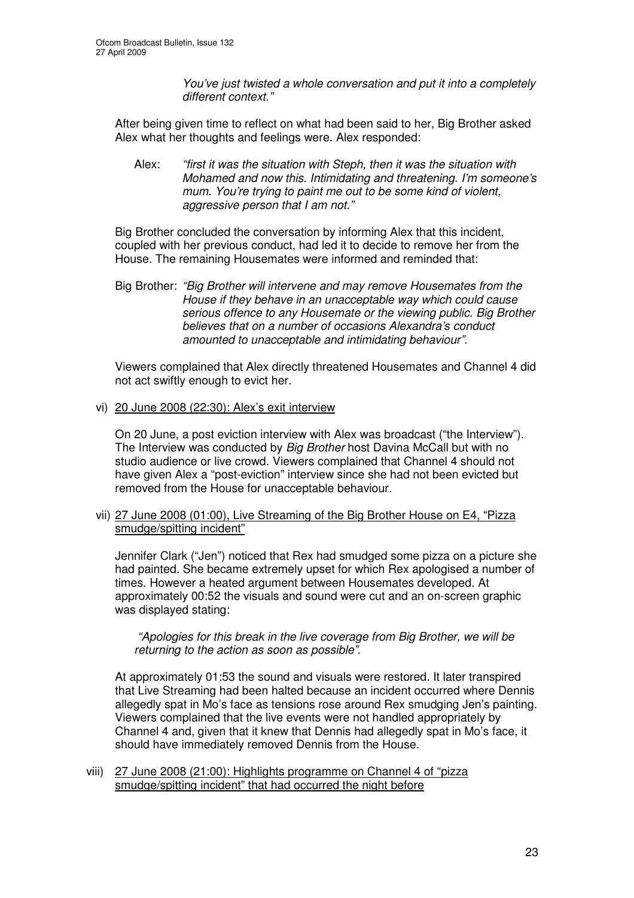*You've just twisted a whole conversation and put it into a completely different context."*

After being given time to reflect on what had been said to her, Big Brother asked Alex what her thoughts and feelings were. Alex responded:

Alex: *"first it was the situation with Steph, then it was the situation with Mohamed and now this. Intimidating and threatening. I'm someone's mum. You're trying to paint me out to be some kind of violent, aggressive person that I am not."*

Big Brother concluded the conversation by informing Alex that this incident, coupled with her previous conduct, had led it to decide to remove her from the House. The remaining Housemates were informed and reminded that:

Big Brother: *"Big Brother will intervene and may remove Housemates from the House if they behave in an unacceptable way which could cause serious offence to any Housemate or the viewing public. Big Brother believes that on a number of occasions Alexandra's conduct amounted to unacceptable and intimidating behaviour".*

Viewers complained that Alex directly threatened Housemates and Channel 4 did not act swiftly enough to evict her.

vi) <u>20 June 2008 (22:30): Alex's exit interview</u>

On 20 June, a post eviction interview with Alex was broadcast ("the Interview"). The Interview was conducted by *Big Brother* host Davina McCall but with no studio audience or live crowd. Viewers complained that Channel 4 should not have given Alex a "post-eviction" interview since she had not been evicted but removed from the House for unacceptable behaviour.

vii) <u>27 June 2008 (01:00), Live Streaming of the Big Brother House on E4, "Pizza smudge/spitting incident"</u>

Jennifer Clark ("Jen") noticed that Rex had smudged some pizza on a picture she had painted. She became extremely upset for which Rex apologised a number of times. However a heated argument between Housemates developed. At approximately 00:52 the visuals and sound were cut and an on-screen graphic was displayed stating:

*"Apologies for this break in the live coverage from Big Brother, we will be returning to the action as soon as possible".*

At approximately 01:53 the sound and visuals were restored. It later transpired that Live Streaming had been halted because an incident occurred where Dennis allegedly spat in Mo's face as tensions rose around Rex smudging Jen's painting. Viewers complained that the live events were not handled appropriately by Channel 4 and, given that it knew that Dennis had allegedly spat in Mo's face, it should have immediately removed Dennis from the House.

viii) <u>27 June 2008 (21:00): Highlights programme on Channel 4 of "pizza smudge/spitting incident" that had occurred the night before</u>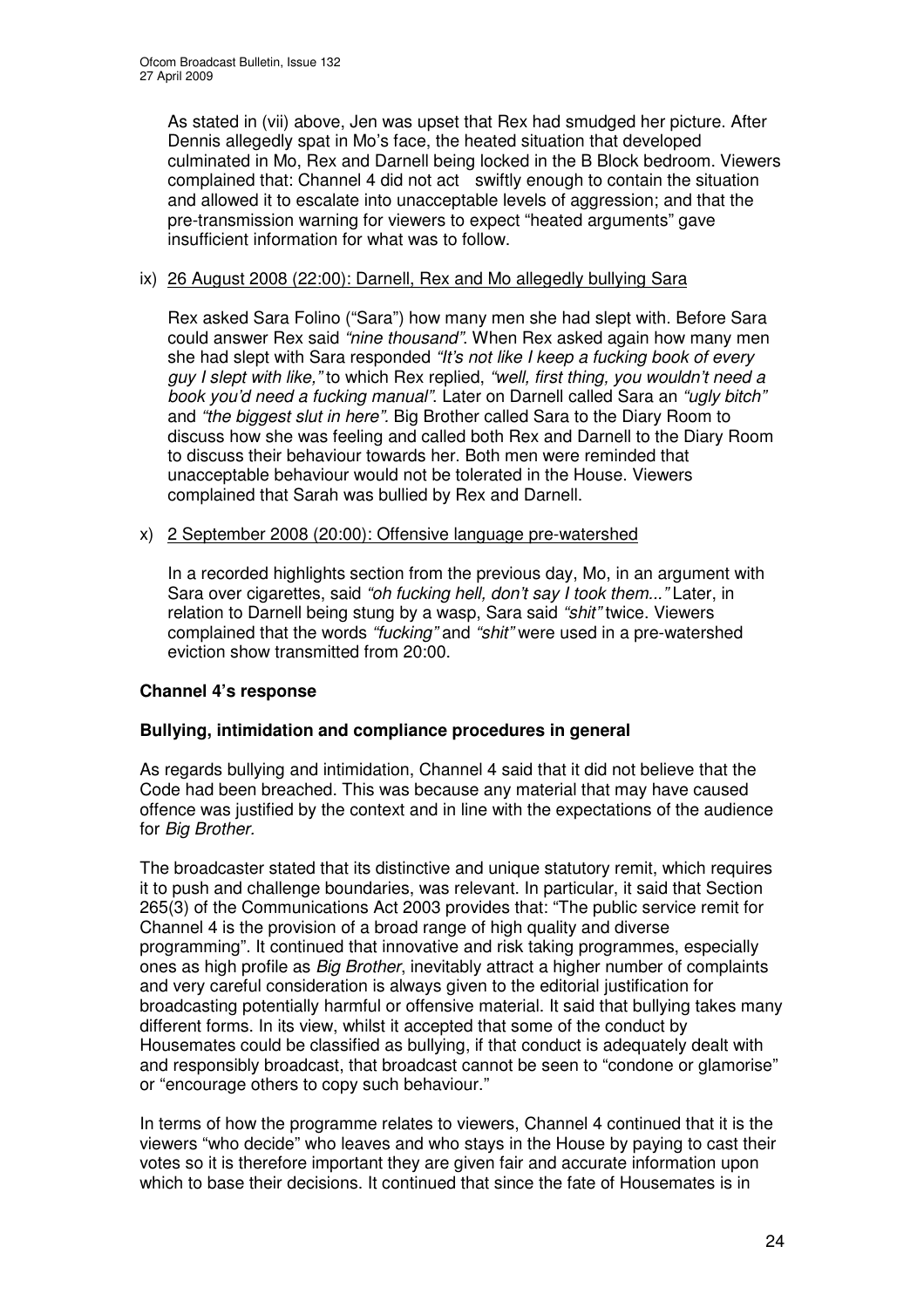As stated in (vii) above, Jen was upset that Rex had smudged her picture. After Dennis allegedly spat in Mo's face, the heated situation that developed culminated in Mo, Rex and Darnell being locked in the B Block bedroom. Viewers complained that: Channel 4 did not act swiftly enough to contain the situation and allowed it to escalate into unacceptable levels of aggression; and that the pre-transmission warning for viewers to expect "heated arguments" gave insufficient information for what was to follow.

ix) <u>26 August 2008 (22:00): Darnell, Rex and Mo allegedly bullying Sara</u>

Rex asked Sara Folino ("Sara") how many men she had slept with. Before Sara could answer Rex said *"nine thousand"*. When Rex asked again how many men she had slept with Sara responded *"It's not like I keep a fucking book of every guy I slept with like,"* to which Rex replied, *"well, first thing, you wouldn't need a book you'd need a fucking manual"*. Later on Darnell called Sara an *"ugly bitch"* and *"the biggest slut in here"*. Big Brother called Sara to the Diary Room to discuss how she was feeling and called both Rex and Darnell to the Diary Room to discuss their behaviour towards her. Both men were reminded that unacceptable behaviour would not be tolerated in the House. Viewers complained that Sarah was bullied by Rex and Darnell.

x) <u>2 September 2008 (20:00): Offensive language pre-watershed</u>

In a recorded highlights section from the previous day, Mo, in an argument with Sara over cigarettes, said *"oh fucking hell, don't say I took them..."* Later, in relation to Darnell being stung by a wasp, Sara said *"shit"* twice. Viewers complained that the words *"fucking"* and *"shit"* were used in a pre-watershed eviction show transmitted from 20:00.

### Channel 4's response

**Bullying, intimidation and compliance procedures in general**

As regards bullying and intimidation, Channel 4 said that it did not believe that the Code had been breached. This was because any material that may have caused offence was justified by the context and in line with the expectations of the audience for *Big Brother.*

The broadcaster stated that its distinctive and unique statutory remit, which requires it to push and challenge boundaries, was relevant. In particular, it said that Section 265(3) of the Communications Act 2003 provides that: "The public service remit for Channel 4 is the provision of a broad range of high quality and diverse programming". It continued that innovative and risk taking programmes, especially ones as high profile as *Big Brother*, inevitably attract a higher number of complaints and very careful consideration is always given to the editorial justification for broadcasting potentially harmful or offensive material. It said that bullying takes many different forms. In its view, whilst it accepted that some of the conduct by Housemates could be classified as bullying, if that conduct is adequately dealt with and responsibly broadcast, that broadcast cannot be seen to "condone or glamorise" or "encourage others to copy such behaviour."

In terms of how the programme relates to viewers, Channel 4 continued that it is the viewers "who decide" who leaves and who stays in the House by paying to cast their votes so it is therefore important they are given fair and accurate information upon which to base their decisions. It continued that since the fate of Housemates is in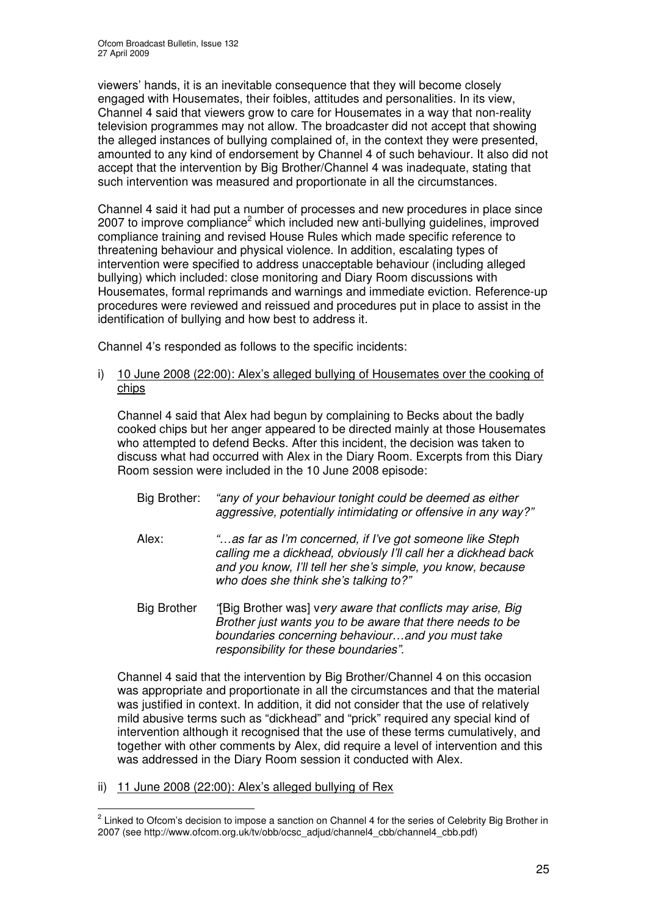viewers' hands, it is an inevitable consequence that they will become closely engaged with Housemates, their foibles, attitudes and personalities. In its view, Channel 4 said that viewers grow to care for Housemates in a way that non-reality television programmes may not allow. The broadcaster did not accept that showing the alleged instances of bullying complained of, in the context they were presented, amounted to any kind of endorsement by Channel 4 of such behaviour. It also did not accept that the intervention by Big Brother/Channel 4 was inadequate, stating that such intervention was measured and proportionate in all the circumstances.

Channel 4 said it had put a number of processes and new procedures in place since 2007 to improve compliance[2] which included new anti-bullying guidelines, improved compliance training and revised House Rules which made specific reference to threatening behaviour and physical violence. In addition, escalating types of intervention were specified to address unacceptable behaviour (including alleged bullying) which included: close monitoring and Diary Room discussions with Housemates, formal reprimands and warnings and immediate eviction. Reference-up procedures were reviewed and reissued and procedures put in place to assist in the identification of bullying and how best to address it.

Channel 4's responded as follows to the specific incidents:

i) <u>10 June 2008 (22:00): Alex's alleged bullying of Housemates over the cooking of chips</u>

Channel 4 said that Alex had begun by complaining to Becks about the badly cooked chips but her anger appeared to be directed mainly at those Housemates who attempted to defend Becks. After this incident, the decision was taken to discuss what had occurred with Alex in the Diary Room. Excerpts from this Diary Room session were included in the 10 June 2008 episode:

Big Brother: *"any of your behaviour tonight could be deemed as either aggressive, potentially intimidating or offensive in any way?"*

Alex: *"…as far as I'm concerned, if I've got someone like Steph calling me a dickhead, obviously I'll call her a dickhead back and you know, I'll tell her she's simple, you know, because who does she think she's talking to?"*

Big Brother *"*[Big Brother was] v*ery aware that conflicts may arise, Big Brother just wants you to be aware that there needs to be boundaries concerning behaviour…and you must take responsibility for these boundaries".*

Channel 4 said that the intervention by Big Brother/Channel 4 on this occasion was appropriate and proportionate in all the circumstances and that the material was justified in context. In addition, it did not consider that the use of relatively mild abusive terms such as "dickhead" and "prick" required any special kind of intervention although it recognised that the use of these terms cumulatively, and together with other comments by Alex, did require a level of intervention and this was addressed in the Diary Room session it conducted with Alex.

ii) <u>11 June 2008 (22:00): Alex's alleged bullying of Rex</u>

[2] Linked to Ofcom's decision to impose a sanction on Channel 4 for the series of Celebrity Big Brother in 2007 (see http://www.ofcom.org.uk/tv/obb/ocsc_adjud/channel4_cbb/channel4_cbb.pdf)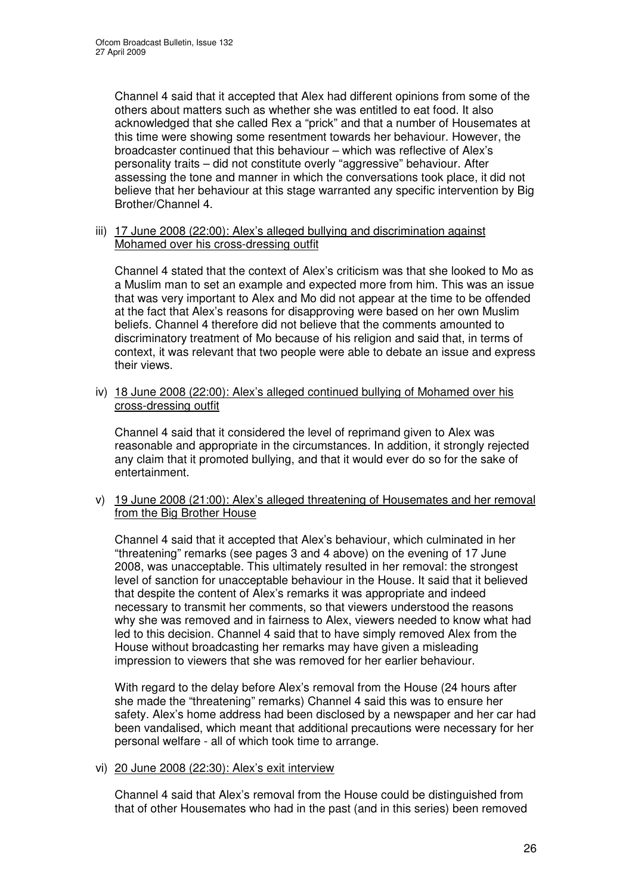Channel 4 said that it accepted that Alex had different opinions from some of the others about matters such as whether she was entitled to eat food. It also acknowledged that she called Rex a "prick" and that a number of Housemates at this time were showing some resentment towards her behaviour. However, the broadcaster continued that this behaviour – which was reflective of Alex's personality traits – did not constitute overly "aggressive" behaviour. After assessing the tone and manner in which the conversations took place, it did not believe that her behaviour at this stage warranted any specific intervention by Big Brother/Channel 4.

iii) <u>17 June 2008 (22:00): Alex's alleged bullying and discrimination against Mohamed over his cross-dressing outfit</u>

Channel 4 stated that the context of Alex's criticism was that she looked to Mo as a Muslim man to set an example and expected more from him. This was an issue that was very important to Alex and Mo did not appear at the time to be offended at the fact that Alex's reasons for disapproving were based on her own Muslim beliefs. Channel 4 therefore did not believe that the comments amounted to discriminatory treatment of Mo because of his religion and said that, in terms of context, it was relevant that two people were able to debate an issue and express their views.

iv) <u>18 June 2008 (22:00): Alex's alleged continued bullying of Mohamed over his cross-dressing outfit</u>

Channel 4 said that it considered the level of reprimand given to Alex was reasonable and appropriate in the circumstances. In addition, it strongly rejected any claim that it promoted bullying, and that it would ever do so for the sake of entertainment.

v) <u>19 June 2008 (21:00): Alex's alleged threatening of Housemates and her removal from the Big Brother House</u>

Channel 4 said that it accepted that Alex's behaviour, which culminated in her "threatening" remarks (see pages 3 and 4 above) on the evening of 17 June 2008, was unacceptable. This ultimately resulted in her removal: the strongest level of sanction for unacceptable behaviour in the House. It said that it believed that despite the content of Alex's remarks it was appropriate and indeed necessary to transmit her comments, so that viewers understood the reasons why she was removed and in fairness to Alex, viewers needed to know what had led to this decision. Channel 4 said that to have simply removed Alex from the House without broadcasting her remarks may have given a misleading impression to viewers that she was removed for her earlier behaviour.

With regard to the delay before Alex's removal from the House (24 hours after she made the "threatening" remarks) Channel 4 said this was to ensure her safety. Alex's home address had been disclosed by a newspaper and her car had been vandalised, which meant that additional precautions were necessary for her personal welfare - all of which took time to arrange.

vi) <u>20 June 2008 (22:30): Alex's exit interview</u>

Channel 4 said that Alex's removal from the House could be distinguished from that of other Housemates who had in the past (and in this series) been removed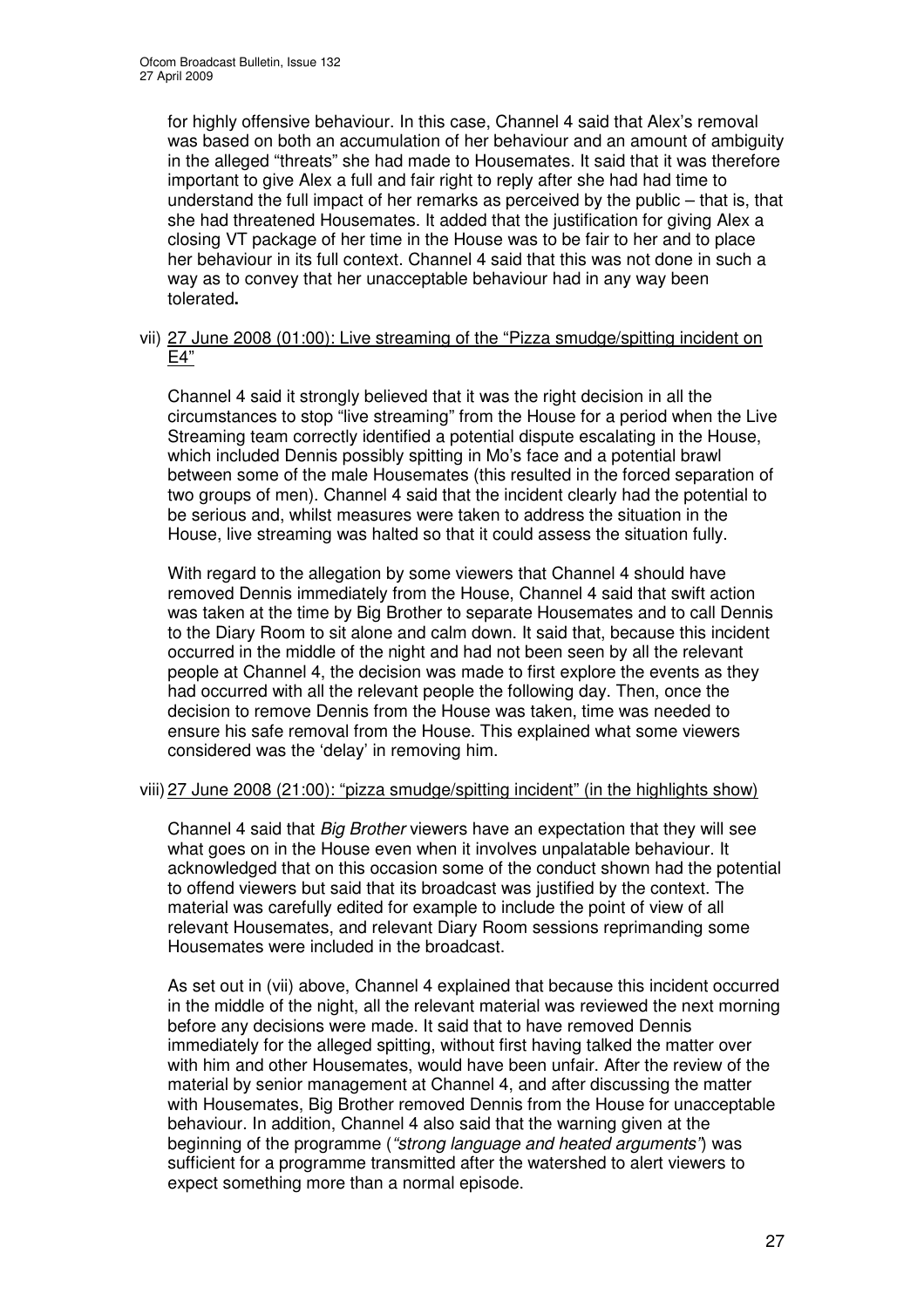for highly offensive behaviour. In this case, Channel 4 said that Alex's removal was based on both an accumulation of her behaviour and an amount of ambiguity in the alleged "threats" she had made to Housemates. It said that it was therefore important to give Alex a full and fair right to reply after she had had time to understand the full impact of her remarks as perceived by the public – that is, that she had threatened Housemates. It added that the justification for giving Alex a closing VT package of her time in the House was to be fair to her and to place her behaviour in its full context. Channel 4 said that this was not done in such a way as to convey that her unacceptable behaviour had in any way been tolerated**.**

vii) 27 June 2008 (01:00): Live streaming of the "Pizza smudge/spitting incident on E4"

Channel 4 said it strongly believed that it was the right decision in all the circumstances to stop "live streaming" from the House for a period when the Live Streaming team correctly identified a potential dispute escalating in the House, which included Dennis possibly spitting in Mo's face and a potential brawl between some of the male Housemates (this resulted in the forced separation of two groups of men). Channel 4 said that the incident clearly had the potential to be serious and, whilst measures were taken to address the situation in the House, live streaming was halted so that it could assess the situation fully.

With regard to the allegation by some viewers that Channel 4 should have removed Dennis immediately from the House, Channel 4 said that swift action was taken at the time by Big Brother to separate Housemates and to call Dennis to the Diary Room to sit alone and calm down. It said that, because this incident occurred in the middle of the night and had not been seen by all the relevant people at Channel 4, the decision was made to first explore the events as they had occurred with all the relevant people the following day. Then, once the decision to remove Dennis from the House was taken, time was needed to ensure his safe removal from the House. This explained what some viewers considered was the 'delay' in removing him.

viii) 27 June 2008 (21:00): "pizza smudge/spitting incident" (in the highlights show)

Channel 4 said that *Big Brother* viewers have an expectation that they will see what goes on in the House even when it involves unpalatable behaviour. It acknowledged that on this occasion some of the conduct shown had the potential to offend viewers but said that its broadcast was justified by the context. The material was carefully edited for example to include the point of view of all relevant Housemates, and relevant Diary Room sessions reprimanding some Housemates were included in the broadcast.

As set out in (vii) above, Channel 4 explained that because this incident occurred in the middle of the night, all the relevant material was reviewed the next morning before any decisions were made. It said that to have removed Dennis immediately for the alleged spitting, without first having talked the matter over with him and other Housemates, would have been unfair. After the review of the material by senior management at Channel 4, and after discussing the matter with Housemates, Big Brother removed Dennis from the House for unacceptable behaviour. In addition, Channel 4 also said that the warning given at the beginning of the programme (*"strong language and heated arguments"*) was sufficient for a programme transmitted after the watershed to alert viewers to expect something more than a normal episode.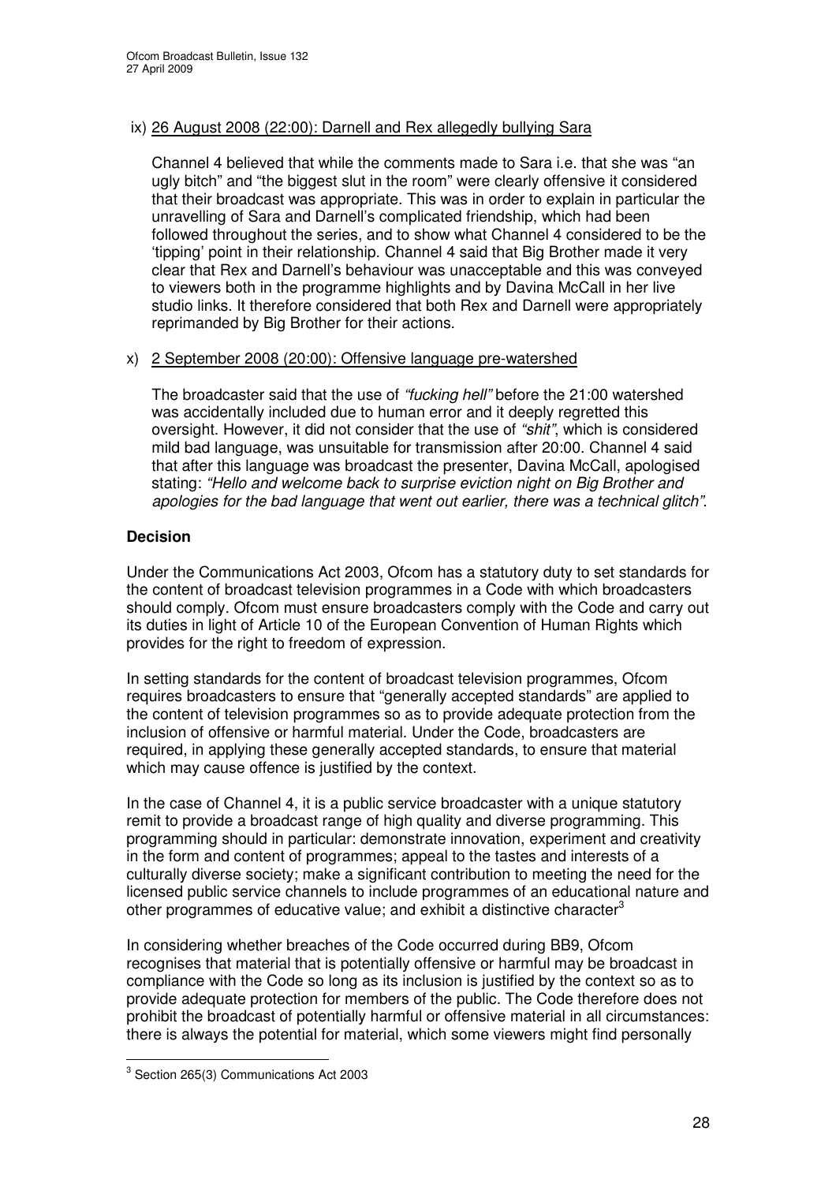ix) <u>26 August 2008 (22:00): Darnell and Rex allegedly bullying Sara</u>

Channel 4 believed that while the comments made to Sara i.e. that she was "an ugly bitch" and "the biggest slut in the room" were clearly offensive it considered that their broadcast was appropriate. This was in order to explain in particular the unravelling of Sara and Darnell's complicated friendship, which had been followed throughout the series, and to show what Channel 4 considered to be the 'tipping' point in their relationship. Channel 4 said that Big Brother made it very clear that Rex and Darnell's behaviour was unacceptable and this was conveyed to viewers both in the programme highlights and by Davina McCall in her live studio links. It therefore considered that both Rex and Darnell were appropriately reprimanded by Big Brother for their actions.

x) <u>2 September 2008 (20:00): Offensive language pre-watershed</u>

The broadcaster said that the use of *"fucking hell"* before the 21:00 watershed was accidentally included due to human error and it deeply regretted this oversight. However, it did not consider that the use of *"shit"*, which is considered mild bad language, was unsuitable for transmission after 20:00. Channel 4 said that after this language was broadcast the presenter, Davina McCall, apologised stating: *"Hello and welcome back to surprise eviction night on Big Brother and apologies for the bad language that went out earlier, there was a technical glitch"*.

**Decision**

Under the Communications Act 2003, Ofcom has a statutory duty to set standards for the content of broadcast television programmes in a Code with which broadcasters should comply. Ofcom must ensure broadcasters comply with the Code and carry out its duties in light of Article 10 of the European Convention of Human Rights which provides for the right to freedom of expression.

In setting standards for the content of broadcast television programmes, Ofcom requires broadcasters to ensure that "generally accepted standards" are applied to the content of television programmes so as to provide adequate protection from the inclusion of offensive or harmful material. Under the Code, broadcasters are required, in applying these generally accepted standards, to ensure that material which may cause offence is justified by the context.

In the case of Channel 4, it is a public service broadcaster with a unique statutory remit to provide a broadcast range of high quality and diverse programming. This programming should in particular: demonstrate innovation, experiment and creativity in the form and content of programmes; appeal to the tastes and interests of a culturally diverse society; make a significant contribution to meeting the need for the licensed public service channels to include programmes of an educational nature and other programmes of educative value; and exhibit a distinctive character[3]

In considering whether breaches of the Code occurred during BB9, Ofcom recognises that material that is potentially offensive or harmful may be broadcast in compliance with the Code so long as its inclusion is justified by the context so as to provide adequate protection for members of the public. The Code therefore does not prohibit the broadcast of potentially harmful or offensive material in all circumstances: there is always the potential for material, which some viewers might find personally

[3] Section 265(3) Communications Act 2003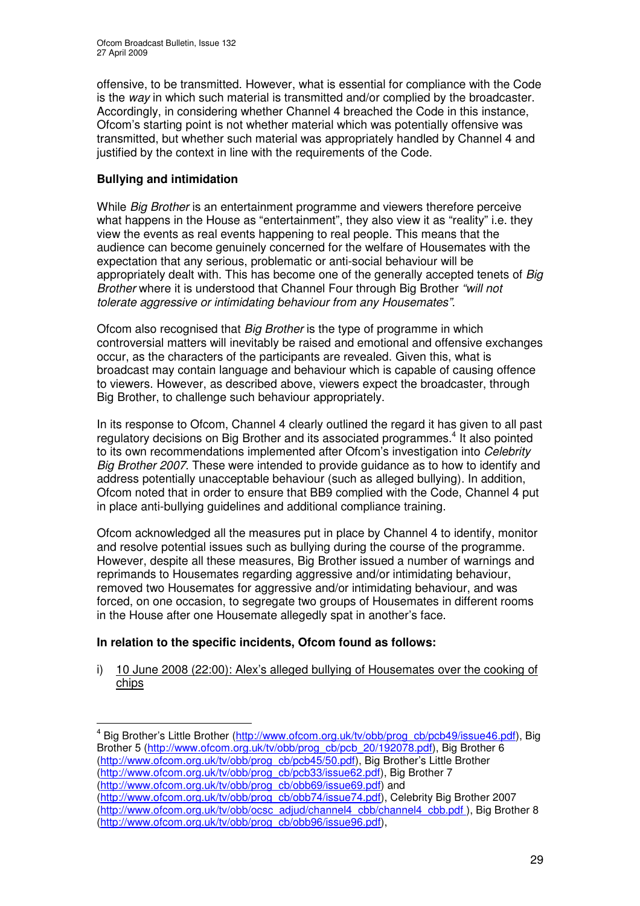offensive, to be transmitted. However, what is essential for compliance with the Code is the *way* in which such material is transmitted and/or complied by the broadcaster. Accordingly, in considering whether Channel 4 breached the Code in this instance, Ofcom's starting point is not whether material which was potentially offensive was transmitted, but whether such material was appropriately handled by Channel 4 and justified by the context in line with the requirements of the Code.

**Bullying and intimidation**

While *Big Brother* is an entertainment programme and viewers therefore perceive what happens in the House as "entertainment", they also view it as "reality" i.e. they view the events as real events happening to real people. This means that the audience can become genuinely concerned for the welfare of Housemates with the expectation that any serious, problematic or anti-social behaviour will be appropriately dealt with. This has become one of the generally accepted tenets of *Big Brother* where it is understood that Channel Four through Big Brother *"will not tolerate aggressive or intimidating behaviour from any Housemates".*

Ofcom also recognised that *Big Brother* is the type of programme in which controversial matters will inevitably be raised and emotional and offensive exchanges occur, as the characters of the participants are revealed. Given this, what is broadcast may contain language and behaviour which is capable of causing offence to viewers. However, as described above, viewers expect the broadcaster, through Big Brother, to challenge such behaviour appropriately.

In its response to Ofcom, Channel 4 clearly outlined the regard it has given to all past regulatory decisions on Big Brother and its associated programmes.[4] It also pointed to its own recommendations implemented after Ofcom's investigation into *Celebrity Big Brother 2007*. These were intended to provide guidance as to how to identify and address potentially unacceptable behaviour (such as alleged bullying). In addition, Ofcom noted that in order to ensure that BB9 complied with the Code, Channel 4 put in place anti-bullying guidelines and additional compliance training.

Ofcom acknowledged all the measures put in place by Channel 4 to identify, monitor and resolve potential issues such as bullying during the course of the programme. However, despite all these measures, Big Brother issued a number of warnings and reprimands to Housemates regarding aggressive and/or intimidating behaviour, removed two Housemates for aggressive and/or intimidating behaviour, and was forced, on one occasion, to segregate two groups of Housemates in different rooms in the House after one Housemate allegedly spat in another's face.

**In relation to the specific incidents, Ofcom found as follows:**

i) 10 June 2008 (22:00): Alex's alleged bullying of Housemates over the cooking of chips

---

[4] Big Brother's Little Brother (http://www.ofcom.org.uk/tv/obb/prog_cb/pcb49/issue46.pdf), Big Brother 5 (http://www.ofcom.org.uk/tv/obb/prog_cb/pcb_20/192078.pdf), Big Brother 6 (http://www.ofcom.org.uk/tv/obb/prog_cb/pcb45/50.pdf), Big Brother's Little Brother (http://www.ofcom.org.uk/tv/obb/prog_cb/pcb33/issue62.pdf), Big Brother 7 (http://www.ofcom.org.uk/tv/obb/prog_cb/obb69/issue69.pdf) and (http://www.ofcom.org.uk/tv/obb/prog_cb/obb74/issue74.pdf), Celebrity Big Brother 2007 (http://www.ofcom.org.uk/tv/obb/ocsc_adjud/channel4_cbb/channel4_cbb.pdf ), Big Brother 8 (http://www.ofcom.org.uk/tv/obb/prog_cb/obb96/issue96.pdf),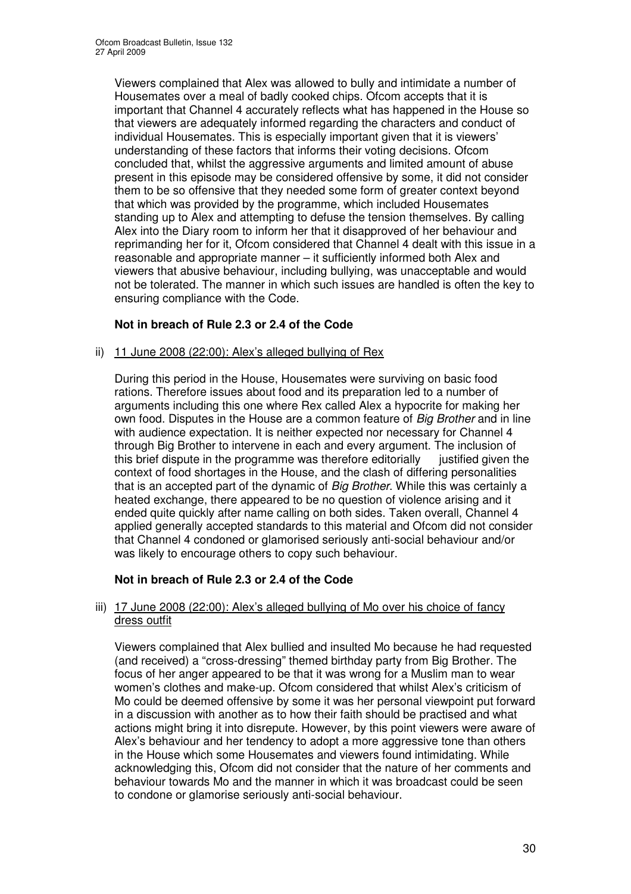Viewers complained that Alex was allowed to bully and intimidate a number of Housemates over a meal of badly cooked chips. Ofcom accepts that it is important that Channel 4 accurately reflects what has happened in the House so that viewers are adequately informed regarding the characters and conduct of individual Housemates. This is especially important given that it is viewers' understanding of these factors that informs their voting decisions. Ofcom concluded that, whilst the aggressive arguments and limited amount of abuse present in this episode may be considered offensive by some, it did not consider them to be so offensive that they needed some form of greater context beyond that which was provided by the programme, which included Housemates standing up to Alex and attempting to defuse the tension themselves. By calling Alex into the Diary room to inform her that it disapproved of her behaviour and reprimanding her for it, Ofcom considered that Channel 4 dealt with this issue in a reasonable and appropriate manner – it sufficiently informed both Alex and viewers that abusive behaviour, including bullying, was unacceptable and would not be tolerated. The manner in which such issues are handled is often the key to ensuring compliance with the Code.

**Not in breach of Rule 2.3 or 2.4 of the Code**

ii) 11 June 2008 (22:00): Alex's alleged bullying of Rex

During this period in the House, Housemates were surviving on basic food rations. Therefore issues about food and its preparation led to a number of arguments including this one where Rex called Alex a hypocrite for making her own food. Disputes in the House are a common feature of *Big Brother* and in line with audience expectation. It is neither expected nor necessary for Channel 4 through Big Brother to intervene in each and every argument. The inclusion of this brief dispute in the programme was therefore editorially justified given the context of food shortages in the House, and the clash of differing personalities that is an accepted part of the dynamic of *Big Brother*. While this was certainly a heated exchange, there appeared to be no question of violence arising and it ended quite quickly after name calling on both sides. Taken overall, Channel 4 applied generally accepted standards to this material and Ofcom did not consider that Channel 4 condoned or glamorised seriously anti-social behaviour and/or was likely to encourage others to copy such behaviour.

**Not in breach of Rule 2.3 or 2.4 of the Code**

iii) 17 June 2008 (22:00): Alex's alleged bullying of Mo over his choice of fancy dress outfit

Viewers complained that Alex bullied and insulted Mo because he had requested (and received) a "cross-dressing" themed birthday party from Big Brother. The focus of her anger appeared to be that it was wrong for a Muslim man to wear women's clothes and make-up. Ofcom considered that whilst Alex's criticism of Mo could be deemed offensive by some it was her personal viewpoint put forward in a discussion with another as to how their faith should be practised and what actions might bring it into disrepute. However, by this point viewers were aware of Alex's behaviour and her tendency to adopt a more aggressive tone than others in the House which some Housemates and viewers found intimidating. While acknowledging this, Ofcom did not consider that the nature of her comments and behaviour towards Mo and the manner in which it was broadcast could be seen to condone or glamorise seriously anti-social behaviour.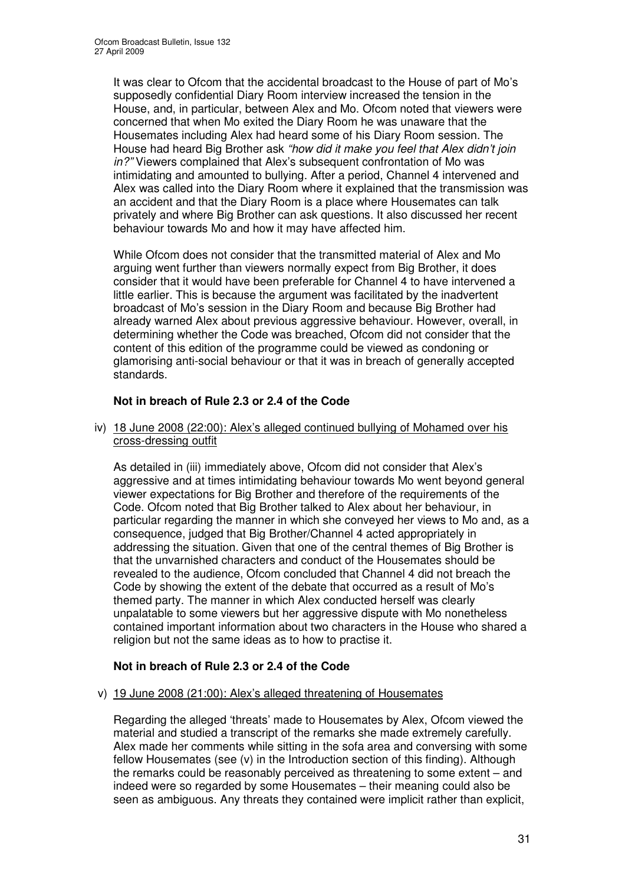It was clear to Ofcom that the accidental broadcast to the House of part of Mo's supposedly confidential Diary Room interview increased the tension in the House, and, in particular, between Alex and Mo. Ofcom noted that viewers were concerned that when Mo exited the Diary Room he was unaware that the Housemates including Alex had heard some of his Diary Room session. The House had heard Big Brother ask *"how did it make you feel that Alex didn't join in?"* Viewers complained that Alex's subsequent confrontation of Mo was intimidating and amounted to bullying. After a period, Channel 4 intervened and Alex was called into the Diary Room where it explained that the transmission was an accident and that the Diary Room is a place where Housemates can talk privately and where Big Brother can ask questions. It also discussed her recent behaviour towards Mo and how it may have affected him.

While Ofcom does not consider that the transmitted material of Alex and Mo arguing went further than viewers normally expect from Big Brother, it does consider that it would have been preferable for Channel 4 to have intervened a little earlier. This is because the argument was facilitated by the inadvertent broadcast of Mo's session in the Diary Room and because Big Brother had already warned Alex about previous aggressive behaviour. However, overall, in determining whether the Code was breached, Ofcom did not consider that the content of this edition of the programme could be viewed as condoning or glamorising anti-social behaviour or that it was in breach of generally accepted standards.

**Not in breach of Rule 2.3 or 2.4 of the Code**

iv) <u>18 June 2008 (22:00): Alex's alleged continued bullying of Mohamed over his cross-dressing outfit</u>

As detailed in (iii) immediately above, Ofcom did not consider that Alex's aggressive and at times intimidating behaviour towards Mo went beyond general viewer expectations for Big Brother and therefore of the requirements of the Code. Ofcom noted that Big Brother talked to Alex about her behaviour, in particular regarding the manner in which she conveyed her views to Mo and, as a consequence, judged that Big Brother/Channel 4 acted appropriately in addressing the situation. Given that one of the central themes of Big Brother is that the unvarnished characters and conduct of the Housemates should be revealed to the audience, Ofcom concluded that Channel 4 did not breach the Code by showing the extent of the debate that occurred as a result of Mo's themed party. The manner in which Alex conducted herself was clearly unpalatable to some viewers but her aggressive dispute with Mo nonetheless contained important information about two characters in the House who shared a religion but not the same ideas as to how to practise it.

**Not in breach of Rule 2.3 or 2.4 of the Code**

v) <u>19 June 2008 (21:00): Alex's alleged threatening of Housemates</u>

Regarding the alleged 'threats' made to Housemates by Alex, Ofcom viewed the material and studied a transcript of the remarks she made extremely carefully. Alex made her comments while sitting in the sofa area and conversing with some fellow Housemates (see (v) in the Introduction section of this finding). Although the remarks could be reasonably perceived as threatening to some extent – and indeed were so regarded by some Housemates – their meaning could also be seen as ambiguous. Any threats they contained were implicit rather than explicit,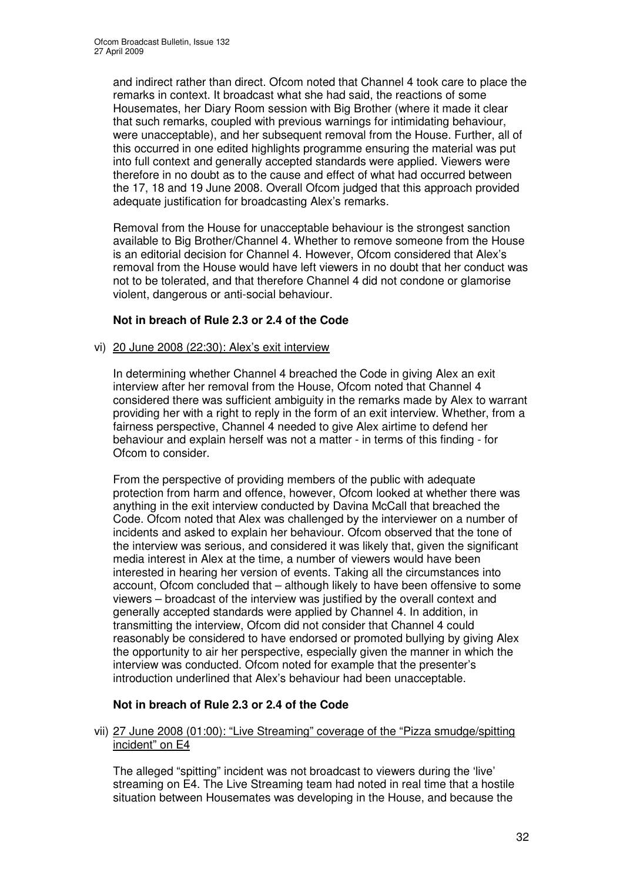and indirect rather than direct. Ofcom noted that Channel 4 took care to place the remarks in context. It broadcast what she had said, the reactions of some Housemates, her Diary Room session with Big Brother (where it made it clear that such remarks, coupled with previous warnings for intimidating behaviour, were unacceptable), and her subsequent removal from the House. Further, all of this occurred in one edited highlights programme ensuring the material was put into full context and generally accepted standards were applied. Viewers were therefore in no doubt as to the cause and effect of what had occurred between the 17, 18 and 19 June 2008. Overall Ofcom judged that this approach provided adequate justification for broadcasting Alex's remarks.

Removal from the House for unacceptable behaviour is the strongest sanction available to Big Brother/Channel 4. Whether to remove someone from the House is an editorial decision for Channel 4. However, Ofcom considered that Alex's removal from the House would have left viewers in no doubt that her conduct was not to be tolerated, and that therefore Channel 4 did not condone or glamorise violent, dangerous or anti-social behaviour.

**Not in breach of Rule 2.3 or 2.4 of the Code**

vi) <u>20 June 2008 (22:30): Alex's exit interview</u>

In determining whether Channel 4 breached the Code in giving Alex an exit interview after her removal from the House, Ofcom noted that Channel 4 considered there was sufficient ambiguity in the remarks made by Alex to warrant providing her with a right to reply in the form of an exit interview. Whether, from a fairness perspective, Channel 4 needed to give Alex airtime to defend her behaviour and explain herself was not a matter - in terms of this finding - for Ofcom to consider.

From the perspective of providing members of the public with adequate protection from harm and offence, however, Ofcom looked at whether there was anything in the exit interview conducted by Davina McCall that breached the Code. Ofcom noted that Alex was challenged by the interviewer on a number of incidents and asked to explain her behaviour. Ofcom observed that the tone of the interview was serious, and considered it was likely that, given the significant media interest in Alex at the time, a number of viewers would have been interested in hearing her version of events. Taking all the circumstances into account, Ofcom concluded that – although likely to have been offensive to some viewers – broadcast of the interview was justified by the overall context and generally accepted standards were applied by Channel 4. In addition, in transmitting the interview, Ofcom did not consider that Channel 4 could reasonably be considered to have endorsed or promoted bullying by giving Alex the opportunity to air her perspective, especially given the manner in which the interview was conducted. Ofcom noted for example that the presenter's introduction underlined that Alex's behaviour had been unacceptable.

**Not in breach of Rule 2.3 or 2.4 of the Code**

vii) <u>27 June 2008 (01:00): "Live Streaming" coverage of the "Pizza smudge/spitting incident" on E4</u>

The alleged "spitting" incident was not broadcast to viewers during the 'live' streaming on E4. The Live Streaming team had noted in real time that a hostile situation between Housemates was developing in the House, and because the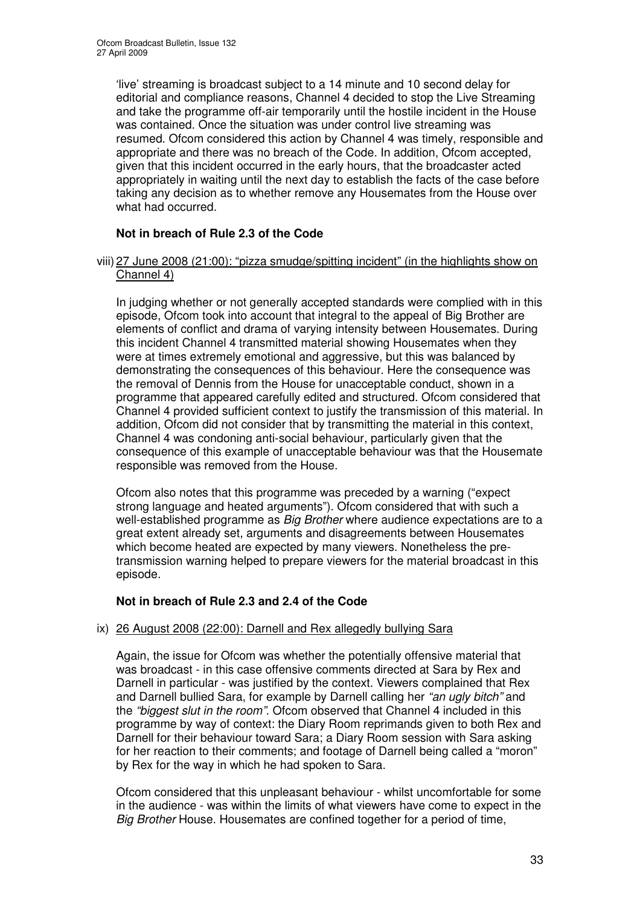'live' streaming is broadcast subject to a 14 minute and 10 second delay for editorial and compliance reasons, Channel 4 decided to stop the Live Streaming and take the programme off-air temporarily until the hostile incident in the House was contained. Once the situation was under control live streaming was resumed. Ofcom considered this action by Channel 4 was timely, responsible and appropriate and there was no breach of the Code. In addition, Ofcom accepted, given that this incident occurred in the early hours, that the broadcaster acted appropriately in waiting until the next day to establish the facts of the case before taking any decision as to whether remove any Housemates from the House over what had occurred.

**Not in breach of Rule 2.3 of the Code**

viii) 27 June 2008 (21:00): "pizza smudge/spitting incident" (in the highlights show on Channel 4)

In judging whether or not generally accepted standards were complied with in this episode, Ofcom took into account that integral to the appeal of Big Brother are elements of conflict and drama of varying intensity between Housemates. During this incident Channel 4 transmitted material showing Housemates when they were at times extremely emotional and aggressive, but this was balanced by demonstrating the consequences of this behaviour. Here the consequence was the removal of Dennis from the House for unacceptable conduct, shown in a programme that appeared carefully edited and structured. Ofcom considered that Channel 4 provided sufficient context to justify the transmission of this material. In addition, Ofcom did not consider that by transmitting the material in this context, Channel 4 was condoning anti-social behaviour, particularly given that the consequence of this example of unacceptable behaviour was that the Housemate responsible was removed from the House.

Ofcom also notes that this programme was preceded by a warning ("expect strong language and heated arguments"). Ofcom considered that with such a well-established programme as *Big Brother* where audience expectations are to a great extent already set, arguments and disagreements between Housemates which become heated are expected by many viewers. Nonetheless the pre-transmission warning helped to prepare viewers for the material broadcast in this episode.

**Not in breach of Rule 2.3 and 2.4 of the Code**

ix) 26 August 2008 (22:00): Darnell and Rex allegedly bullying Sara

Again, the issue for Ofcom was whether the potentially offensive material that was broadcast - in this case offensive comments directed at Sara by Rex and Darnell in particular - was justified by the context. Viewers complained that Rex and Darnell bullied Sara, for example by Darnell calling her *"an ugly bitch"* and the *"biggest slut in the room"*. Ofcom observed that Channel 4 included in this programme by way of context: the Diary Room reprimands given to both Rex and Darnell for their behaviour toward Sara; a Diary Room session with Sara asking for her reaction to their comments; and footage of Darnell being called a "moron" by Rex for the way in which he had spoken to Sara.

Ofcom considered that this unpleasant behaviour - whilst uncomfortable for some in the audience - was within the limits of what viewers have come to expect in the *Big Brother* House. Housemates are confined together for a period of time,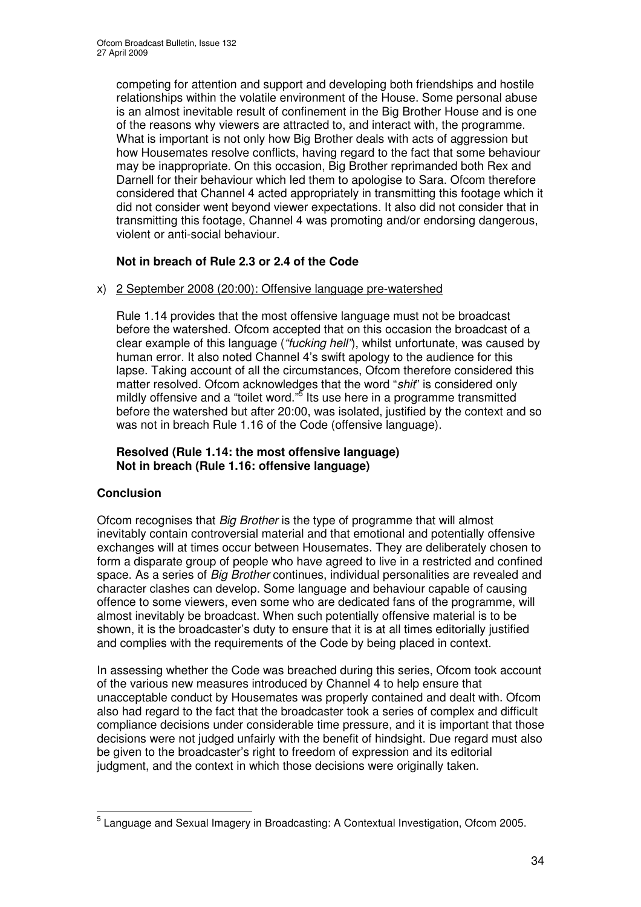competing for attention and support and developing both friendships and hostile relationships within the volatile environment of the House. Some personal abuse is an almost inevitable result of confinement in the Big Brother House and is one of the reasons why viewers are attracted to, and interact with, the programme. What is important is not only how Big Brother deals with acts of aggression but how Housemates resolve conflicts, having regard to the fact that some behaviour may be inappropriate. On this occasion, Big Brother reprimanded both Rex and Darnell for their behaviour which led them to apologise to Sara. Ofcom therefore considered that Channel 4 acted appropriately in transmitting this footage which it did not consider went beyond viewer expectations. It also did not consider that in transmitting this footage, Channel 4 was promoting and/or endorsing dangerous, violent or anti-social behaviour.

**Not in breach of Rule 2.3 or 2.4 of the Code**

x) 2 September 2008 (20:00): Offensive language pre-watershed

Rule 1.14 provides that the most offensive language must not be broadcast before the watershed. Ofcom accepted that on this occasion the broadcast of a clear example of this language (*"fucking hell"*), whilst unfortunate, was caused by human error. It also noted Channel 4's swift apology to the audience for this lapse. Taking account of all the circumstances, Ofcom therefore considered this matter resolved. Ofcom acknowledges that the word "*shit*" is considered only mildly offensive and a "toilet word."[5] Its use here in a programme transmitted before the watershed but after 20:00, was isolated, justified by the context and so was not in breach Rule 1.16 of the Code (offensive language).

**Resolved (Rule 1.14: the most offensive language)**
**Not in breach (Rule 1.16: offensive language)**

## Conclusion

Ofcom recognises that *Big Brother* is the type of programme that will almost inevitably contain controversial material and that emotional and potentially offensive exchanges will at times occur between Housemates. They are deliberately chosen to form a disparate group of people who have agreed to live in a restricted and confined space. As a series of *Big Brother* continues, individual personalities are revealed and character clashes can develop. Some language and behaviour capable of causing offence to some viewers, even some who are dedicated fans of the programme, will almost inevitably be broadcast. When such potentially offensive material is to be shown, it is the broadcaster's duty to ensure that it is at all times editorially justified and complies with the requirements of the Code by being placed in context.

In assessing whether the Code was breached during this series, Ofcom took account of the various new measures introduced by Channel 4 to help ensure that unacceptable conduct by Housemates was properly contained and dealt with. Ofcom also had regard to the fact that the broadcaster took a series of complex and difficult compliance decisions under considerable time pressure, and it is important that those decisions were not judged unfairly with the benefit of hindsight. Due regard must also be given to the broadcaster's right to freedom of expression and its editorial judgment, and the context in which those decisions were originally taken.

[5] Language and Sexual Imagery in Broadcasting: A Contextual Investigation, Ofcom 2005.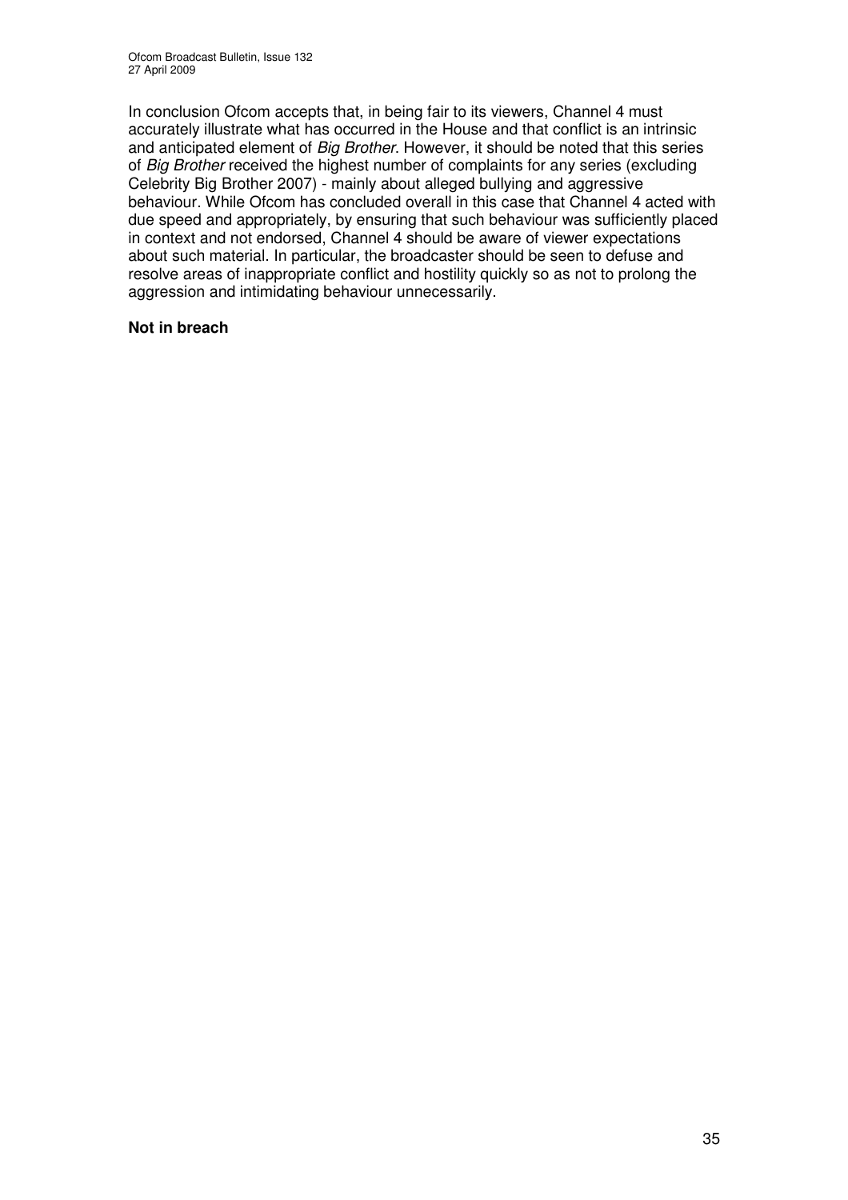In conclusion Ofcom accepts that, in being fair to its viewers, Channel 4 must accurately illustrate what has occurred in the House and that conflict is an intrinsic and anticipated element of *Big Brother*. However, it should be noted that this series of *Big Brother* received the highest number of complaints for any series (excluding Celebrity Big Brother 2007) - mainly about alleged bullying and aggressive behaviour. While Ofcom has concluded overall in this case that Channel 4 acted with due speed and appropriately, by ensuring that such behaviour was sufficiently placed in context and not endorsed, Channel 4 should be aware of viewer expectations about such material. In particular, the broadcaster should be seen to defuse and resolve areas of inappropriate conflict and hostility quickly so as not to prolong the aggression and intimidating behaviour unnecessarily.

**Not in breach**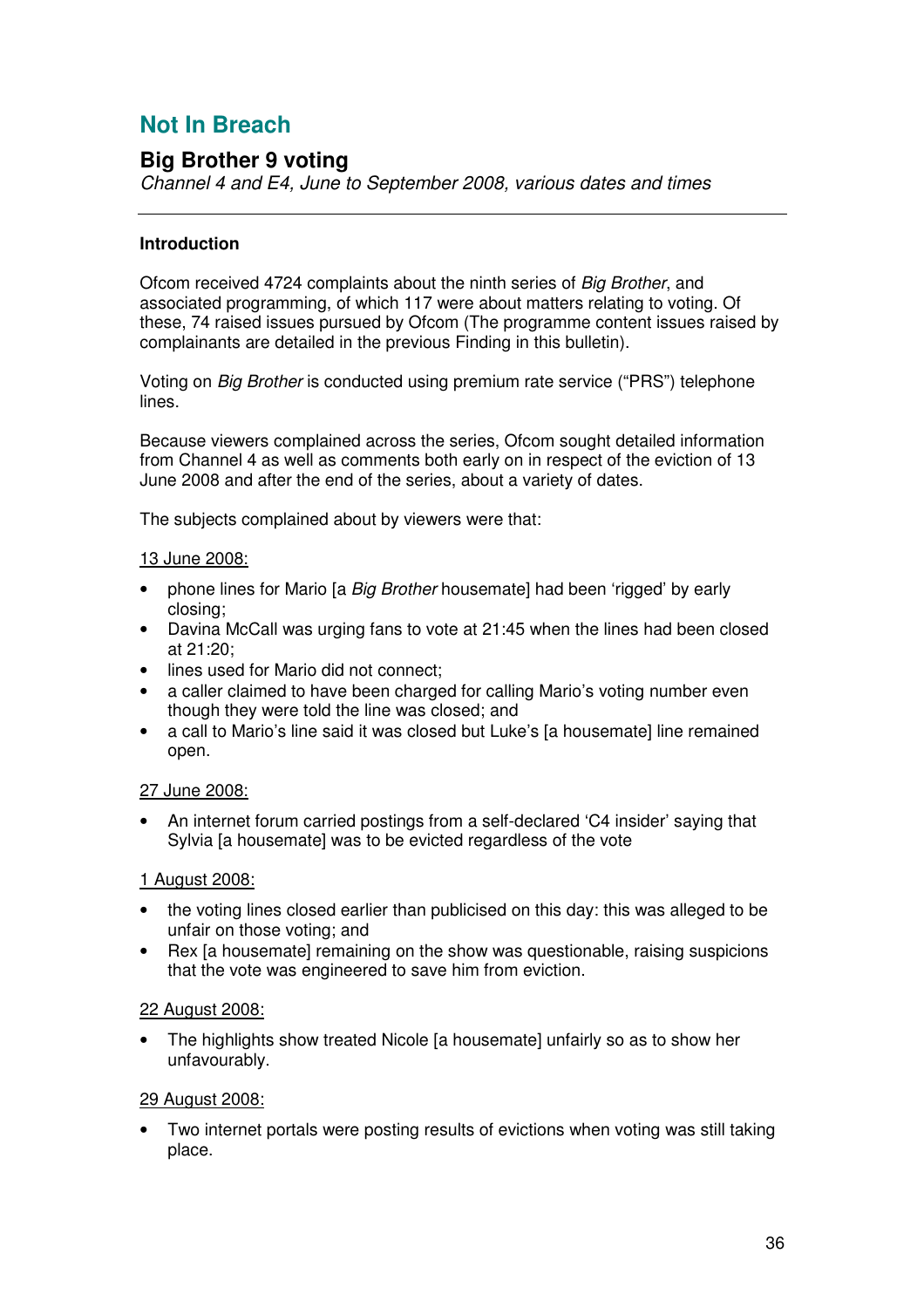## Not In Breach

### Big Brother 9 voting

*Channel 4 and E4, June to September 2008, various dates and times*

---

**Introduction**

Ofcom received 4724 complaints about the ninth series of *Big Brother*, and associated programming, of which 117 were about matters relating to voting. Of these, 74 raised issues pursued by Ofcom (The programme content issues raised by complainants are detailed in the previous Finding in this bulletin).

Voting on *Big Brother* is conducted using premium rate service ("PRS") telephone lines.

Because viewers complained across the series, Ofcom sought detailed information from Channel 4 as well as comments both early on in respect of the eviction of 13 June 2008 and after the end of the series, about a variety of dates.

The subjects complained about by viewers were that:

<u>13 June 2008:</u>

- phone lines for Mario [a *Big Brother* housemate] had been 'rigged' by early closing;
- Davina McCall was urging fans to vote at 21:45 when the lines had been closed at 21:20;
- lines used for Mario did not connect;
- a caller claimed to have been charged for calling Mario's voting number even though they were told the line was closed; and
- a call to Mario's line said it was closed but Luke's [a housemate] line remained open.

<u>27 June 2008:</u>

- An internet forum carried postings from a self-declared 'C4 insider' saying that Sylvia [a housemate] was to be evicted regardless of the vote

<u>1 August 2008:</u>

- the voting lines closed earlier than publicised on this day: this was alleged to be unfair on those voting; and
- Rex [a housemate] remaining on the show was questionable, raising suspicions that the vote was engineered to save him from eviction.

<u>22 August 2008:</u>

- The highlights show treated Nicole [a housemate] unfairly so as to show her unfavourably.

<u>29 August 2008:</u>

- Two internet portals were posting results of evictions when voting was still taking place.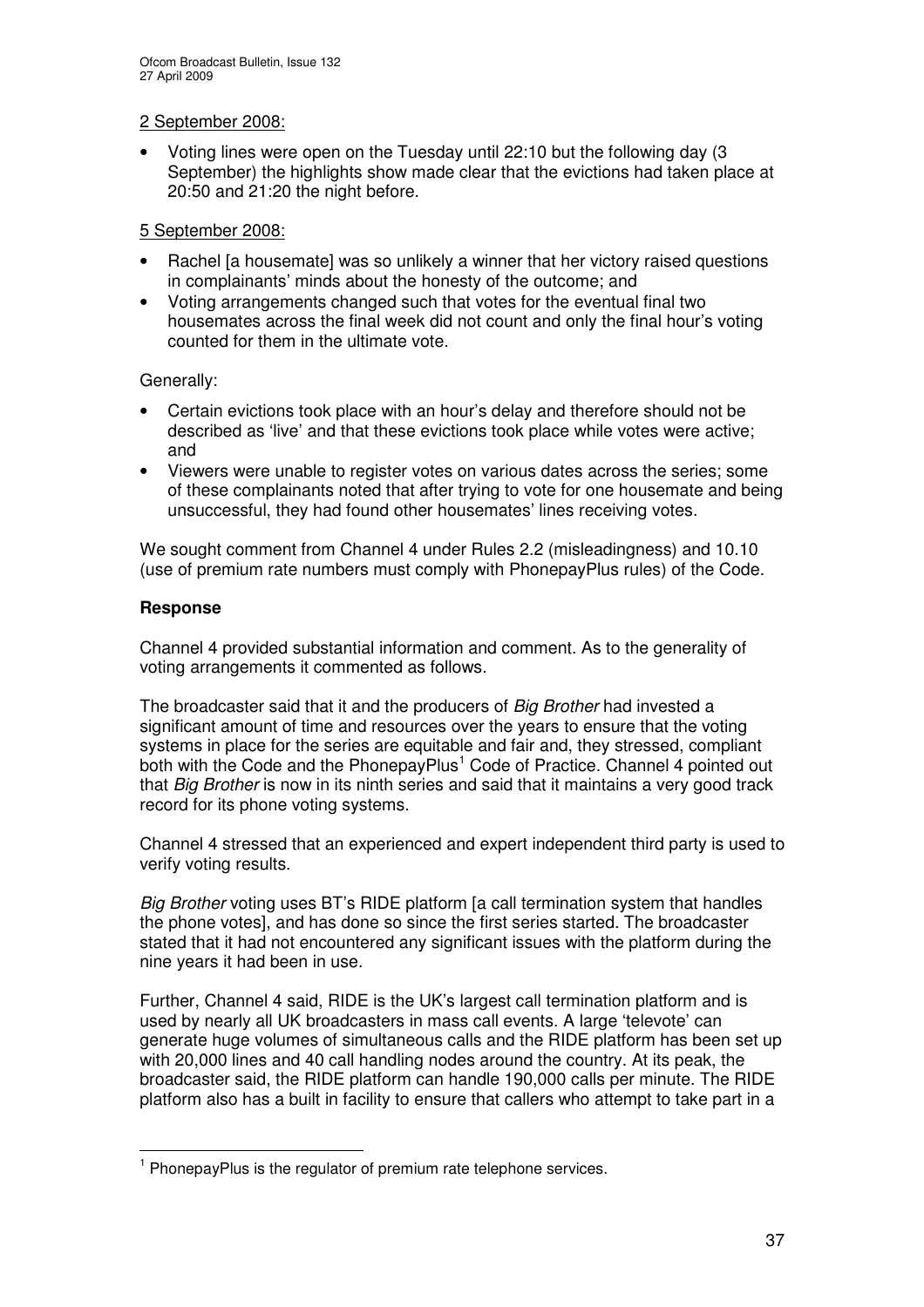2 September 2008:

- Voting lines were open on the Tuesday until 22:10 but the following day (3 September) the highlights show made clear that the evictions had taken place at 20:50 and 21:20 the night before.

5 September 2008:

- Rachel [a housemate] was so unlikely a winner that her victory raised questions in complainants' minds about the honesty of the outcome; and
- Voting arrangements changed such that votes for the eventual final two housemates across the final week did not count and only the final hour's voting counted for them in the ultimate vote.

Generally:

- Certain evictions took place with an hour's delay and therefore should not be described as 'live' and that these evictions took place while votes were active; and
- Viewers were unable to register votes on various dates across the series; some of these complainants noted that after trying to vote for one housemate and being unsuccessful, they had found other housemates' lines receiving votes.

We sought comment from Channel 4 under Rules 2.2 (misleadingness) and 10.10 (use of premium rate numbers must comply with PhonepayPlus rules) of the Code.

**Response**

Channel 4 provided substantial information and comment. As to the generality of voting arrangements it commented as follows.

The broadcaster said that it and the producers of *Big Brother* had invested a significant amount of time and resources over the years to ensure that the voting systems in place for the series are equitable and fair and, they stressed, compliant both with the Code and the PhonepayPlus[1] Code of Practice. Channel 4 pointed out that *Big Brother* is now in its ninth series and said that it maintains a very good track record for its phone voting systems.

Channel 4 stressed that an experienced and expert independent third party is used to verify voting results.

*Big Brother* voting uses BT's RIDE platform [a call termination system that handles the phone votes], and has done so since the first series started. The broadcaster stated that it had not encountered any significant issues with the platform during the nine years it had been in use.

Further, Channel 4 said, RIDE is the UK's largest call termination platform and is used by nearly all UK broadcasters in mass call events. A large 'televote' can generate huge volumes of simultaneous calls and the RIDE platform has been set up with 20,000 lines and 40 call handling nodes around the country. At its peak, the broadcaster said, the RIDE platform can handle 190,000 calls per minute. The RIDE platform also has a built in facility to ensure that callers who attempt to take part in a

[1] PhonepayPlus is the regulator of premium rate telephone services.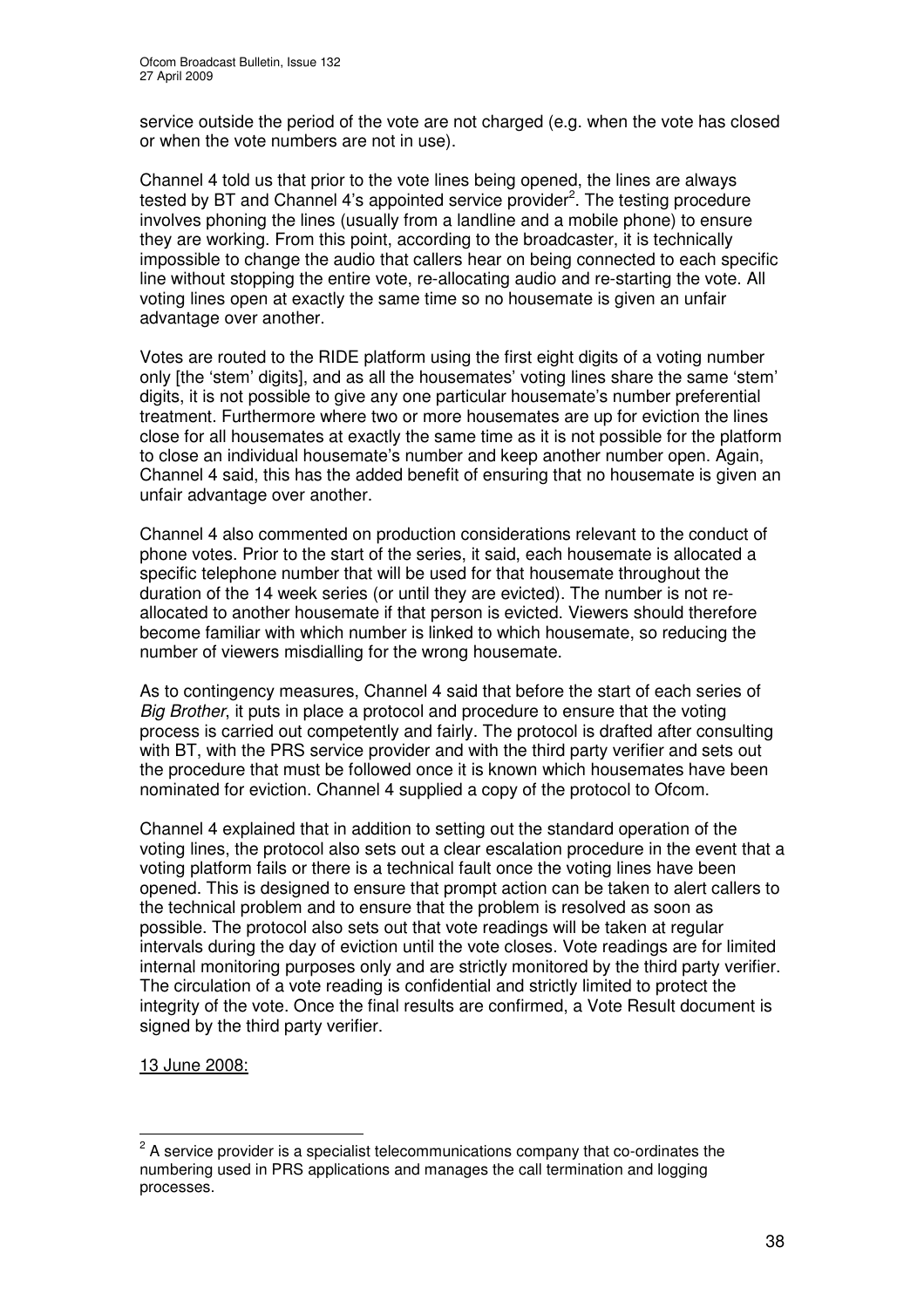service outside the period of the vote are not charged (e.g. when the vote has closed or when the vote numbers are not in use).

Channel 4 told us that prior to the vote lines being opened, the lines are always tested by BT and Channel 4's appointed service provider[2]. The testing procedure involves phoning the lines (usually from a landline and a mobile phone) to ensure they are working. From this point, according to the broadcaster, it is technically impossible to change the audio that callers hear on being connected to each specific line without stopping the entire vote, re-allocating audio and re-starting the vote. All voting lines open at exactly the same time so no housemate is given an unfair advantage over another.

Votes are routed to the RIDE platform using the first eight digits of a voting number only [the 'stem' digits], and as all the housemates' voting lines share the same 'stem' digits, it is not possible to give any one particular housemate's number preferential treatment. Furthermore where two or more housemates are up for eviction the lines close for all housemates at exactly the same time as it is not possible for the platform to close an individual housemate's number and keep another number open. Again, Channel 4 said, this has the added benefit of ensuring that no housemate is given an unfair advantage over another.

Channel 4 also commented on production considerations relevant to the conduct of phone votes. Prior to the start of the series, it said, each housemate is allocated a specific telephone number that will be used for that housemate throughout the duration of the 14 week series (or until they are evicted). The number is not re-allocated to another housemate if that person is evicted. Viewers should therefore become familiar with which number is linked to which housemate, so reducing the number of viewers misdialling for the wrong housemate.

As to contingency measures, Channel 4 said that before the start of each series of *Big Brother*, it puts in place a protocol and procedure to ensure that the voting process is carried out competently and fairly. The protocol is drafted after consulting with BT, with the PRS service provider and with the third party verifier and sets out the procedure that must be followed once it is known which housemates have been nominated for eviction. Channel 4 supplied a copy of the protocol to Ofcom.

Channel 4 explained that in addition to setting out the standard operation of the voting lines, the protocol also sets out a clear escalation procedure in the event that a voting platform fails or there is a technical fault once the voting lines have been opened. This is designed to ensure that prompt action can be taken to alert callers to the technical problem and to ensure that the problem is resolved as soon as possible. The protocol also sets out that vote readings will be taken at regular intervals during the day of eviction until the vote closes. Vote readings are for limited internal monitoring purposes only and are strictly monitored by the third party verifier. The circulation of a vote reading is confidential and strictly limited to protect the integrity of the vote. Once the final results are confirmed, a Vote Result document is signed by the third party verifier.

<u>13 June 2008:</u>

---

[2] A service provider is a specialist telecommunications company that co-ordinates the numbering used in PRS applications and manages the call termination and logging processes.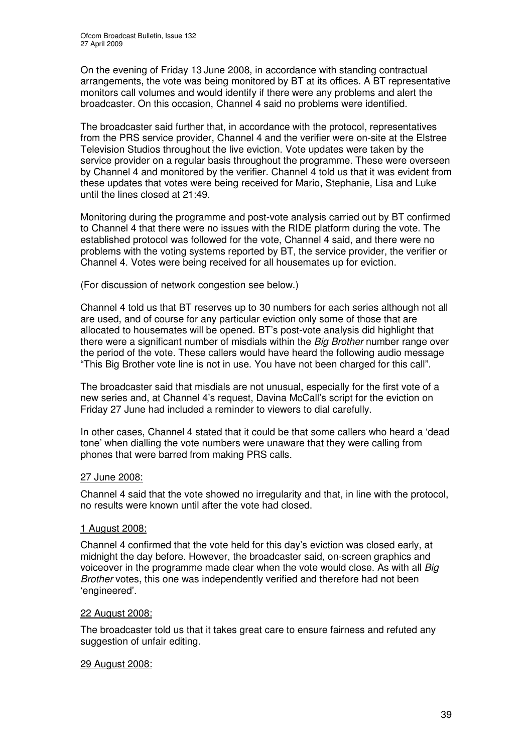On the evening of Friday 13 June 2008, in accordance with standing contractual arrangements, the vote was being monitored by BT at its offices. A BT representative monitors call volumes and would identify if there were any problems and alert the broadcaster. On this occasion, Channel 4 said no problems were identified.

The broadcaster said further that, in accordance with the protocol, representatives from the PRS service provider, Channel 4 and the verifier were on-site at the Elstree Television Studios throughout the live eviction. Vote updates were taken by the service provider on a regular basis throughout the programme. These were overseen by Channel 4 and monitored by the verifier. Channel 4 told us that it was evident from these updates that votes were being received for Mario, Stephanie, Lisa and Luke until the lines closed at 21:49.

Monitoring during the programme and post-vote analysis carried out by BT confirmed to Channel 4 that there were no issues with the RIDE platform during the vote. The established protocol was followed for the vote, Channel 4 said, and there were no problems with the voting systems reported by BT, the service provider, the verifier or Channel 4. Votes were being received for all housemates up for eviction.

(For discussion of network congestion see below.)

Channel 4 told us that BT reserves up to 30 numbers for each series although not all are used, and of course for any particular eviction only some of those that are allocated to housemates will be opened. BT's post-vote analysis did highlight that there were a significant number of misdials within the *Big Brother* number range over the period of the vote. These callers would have heard the following audio message "This Big Brother vote line is not in use. You have not been charged for this call".

The broadcaster said that misdials are not unusual, especially for the first vote of a new series and, at Channel 4's request, Davina McCall's script for the eviction on Friday 27 June had included a reminder to viewers to dial carefully.

In other cases, Channel 4 stated that it could be that some callers who heard a 'dead tone' when dialling the vote numbers were unaware that they were calling from phones that were barred from making PRS calls.

<u>27 June 2008:</u>

Channel 4 said that the vote showed no irregularity and that, in line with the protocol, no results were known until after the vote had closed.

<u>1 August 2008:</u>

Channel 4 confirmed that the vote held for this day's eviction was closed early, at midnight the day before. However, the broadcaster said, on-screen graphics and voiceover in the programme made clear when the vote would close. As with all *Big Brother* votes, this one was independently verified and therefore had not been 'engineered'.

<u>22 August 2008:</u>

The broadcaster told us that it takes great care to ensure fairness and refuted any suggestion of unfair editing.

<u>29 August 2008:</u>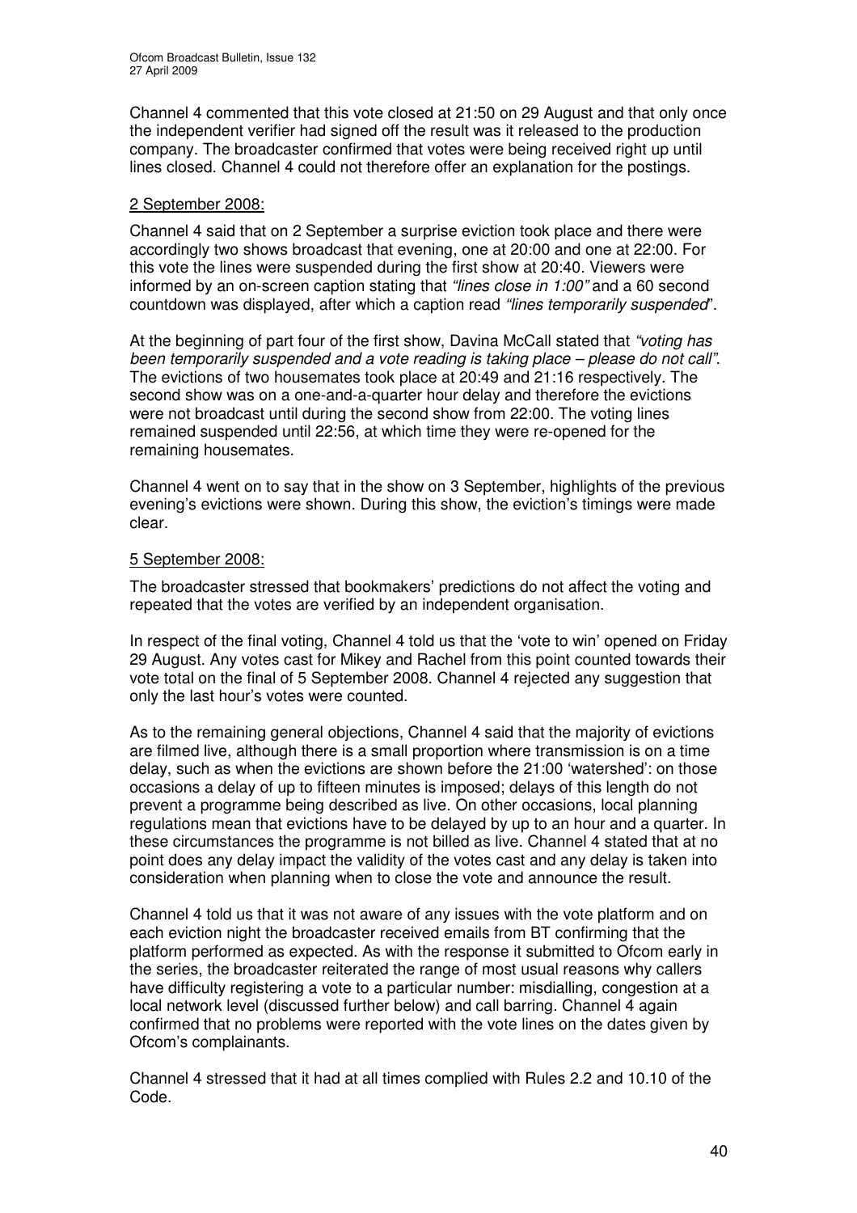Channel 4 commented that this vote closed at 21:50 on 29 August and that only once the independent verifier had signed off the result was it released to the production company. The broadcaster confirmed that votes were being received right up until lines closed. Channel 4 could not therefore offer an explanation for the postings.

2 September 2008:

Channel 4 said that on 2 September a surprise eviction took place and there were accordingly two shows broadcast that evening, one at 20:00 and one at 22:00. For this vote the lines were suspended during the first show at 20:40. Viewers were informed by an on-screen caption stating that *"lines close in 1:00"* and a 60 second countdown was displayed, after which a caption read *"lines temporarily suspended*".

At the beginning of part four of the first show, Davina McCall stated that *"voting has been temporarily suspended and a vote reading is taking place – please do not call"*. The evictions of two housemates took place at 20:49 and 21:16 respectively. The second show was on a one-and-a-quarter hour delay and therefore the evictions were not broadcast until during the second show from 22:00. The voting lines remained suspended until 22:56, at which time they were re-opened for the remaining housemates.

Channel 4 went on to say that in the show on 3 September, highlights of the previous evening's evictions were shown. During this show, the eviction's timings were made clear.

5 September 2008:

The broadcaster stressed that bookmakers' predictions do not affect the voting and repeated that the votes are verified by an independent organisation.

In respect of the final voting, Channel 4 told us that the 'vote to win' opened on Friday 29 August. Any votes cast for Mikey and Rachel from this point counted towards their vote total on the final of 5 September 2008. Channel 4 rejected any suggestion that only the last hour's votes were counted.

As to the remaining general objections, Channel 4 said that the majority of evictions are filmed live, although there is a small proportion where transmission is on a time delay, such as when the evictions are shown before the 21:00 'watershed': on those occasions a delay of up to fifteen minutes is imposed; delays of this length do not prevent a programme being described as live. On other occasions, local planning regulations mean that evictions have to be delayed by up to an hour and a quarter. In these circumstances the programme is not billed as live. Channel 4 stated that at no point does any delay impact the validity of the votes cast and any delay is taken into consideration when planning when to close the vote and announce the result.

Channel 4 told us that it was not aware of any issues with the vote platform and on each eviction night the broadcaster received emails from BT confirming that the platform performed as expected. As with the response it submitted to Ofcom early in the series, the broadcaster reiterated the range of most usual reasons why callers have difficulty registering a vote to a particular number: misdialling, congestion at a local network level (discussed further below) and call barring. Channel 4 again confirmed that no problems were reported with the vote lines on the dates given by Ofcom's complainants.

Channel 4 stressed that it had at all times complied with Rules 2.2 and 10.10 of the Code.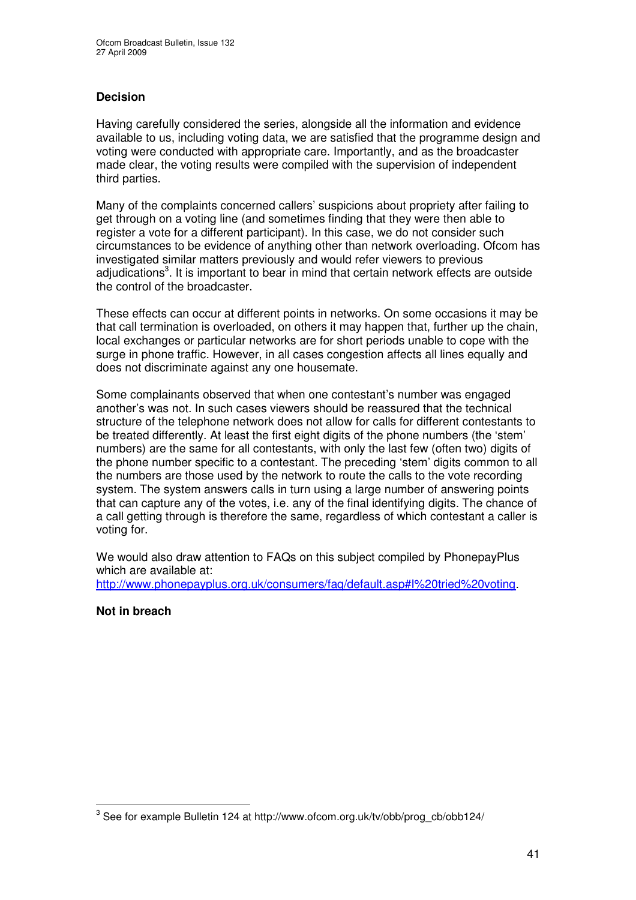**Decision**

Having carefully considered the series, alongside all the information and evidence available to us, including voting data, we are satisfied that the programme design and voting were conducted with appropriate care. Importantly, and as the broadcaster made clear, the voting results were compiled with the supervision of independent third parties.

Many of the complaints concerned callers' suspicions about propriety after failing to get through on a voting line (and sometimes finding that they were then able to register a vote for a different participant). In this case, we do not consider such circumstances to be evidence of anything other than network overloading. Ofcom has investigated similar matters previously and would refer viewers to previous adjudications[3]. It is important to bear in mind that certain network effects are outside the control of the broadcaster.

These effects can occur at different points in networks. On some occasions it may be that call termination is overloaded, on others it may happen that, further up the chain, local exchanges or particular networks are for short periods unable to cope with the surge in phone traffic. However, in all cases congestion affects all lines equally and does not discriminate against any one housemate.

Some complainants observed that when one contestant's number was engaged another's was not. In such cases viewers should be reassured that the technical structure of the telephone network does not allow for calls for different contestants to be treated differently. At least the first eight digits of the phone numbers (the 'stem' numbers) are the same for all contestants, with only the last few (often two) digits of the phone number specific to a contestant. The preceding 'stem' digits common to all the numbers are those used by the network to route the calls to the vote recording system. The system answers calls in turn using a large number of answering points that can capture any of the votes, i.e. any of the final identifying digits. The chance of a call getting through is therefore the same, regardless of which contestant a caller is voting for.

We would also draw attention to FAQs on this subject compiled by PhonepayPlus which are available at:
http://www.phonepayplus.org.uk/consumers/faq/default.asp#I%20tried%20voting.

**Not in breach**

[3] See for example Bulletin 124 at http://www.ofcom.org.uk/tv/obb/prog_cb/obb124/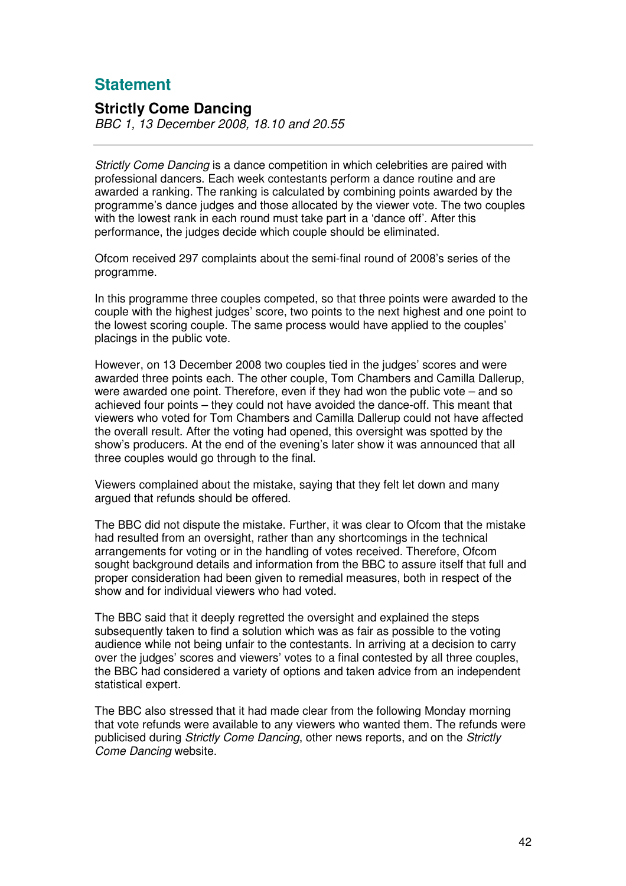# Statement

## Strictly Come Dancing

*BBC 1, 13 December 2008, 18.10 and 20.55*

---

*Strictly Come Dancing* is a dance competition in which celebrities are paired with professional dancers. Each week contestants perform a dance routine and are awarded a ranking. The ranking is calculated by combining points awarded by the programme's dance judges and those allocated by the viewer vote. The two couples with the lowest rank in each round must take part in a 'dance off'. After this performance, the judges decide which couple should be eliminated.

Ofcom received 297 complaints about the semi-final round of 2008's series of the programme.

In this programme three couples competed, so that three points were awarded to the couple with the highest judges' score, two points to the next highest and one point to the lowest scoring couple. The same process would have applied to the couples' placings in the public vote.

However, on 13 December 2008 two couples tied in the judges' scores and were awarded three points each. The other couple, Tom Chambers and Camilla Dallerup, were awarded one point. Therefore, even if they had won the public vote – and so achieved four points – they could not have avoided the dance-off. This meant that viewers who voted for Tom Chambers and Camilla Dallerup could not have affected the overall result. After the voting had opened, this oversight was spotted by the show's producers. At the end of the evening's later show it was announced that all three couples would go through to the final.

Viewers complained about the mistake, saying that they felt let down and many argued that refunds should be offered.

The BBC did not dispute the mistake. Further, it was clear to Ofcom that the mistake had resulted from an oversight, rather than any shortcomings in the technical arrangements for voting or in the handling of votes received. Therefore, Ofcom sought background details and information from the BBC to assure itself that full and proper consideration had been given to remedial measures, both in respect of the show and for individual viewers who had voted.

The BBC said that it deeply regretted the oversight and explained the steps subsequently taken to find a solution which was as fair as possible to the voting audience while not being unfair to the contestants. In arriving at a decision to carry over the judges' scores and viewers' votes to a final contested by all three couples, the BBC had considered a variety of options and taken advice from an independent statistical expert.

The BBC also stressed that it had made clear from the following Monday morning that vote refunds were available to any viewers who wanted them. The refunds were publicised during *Strictly Come Dancing*, other news reports, and on the *Strictly Come Dancing* website.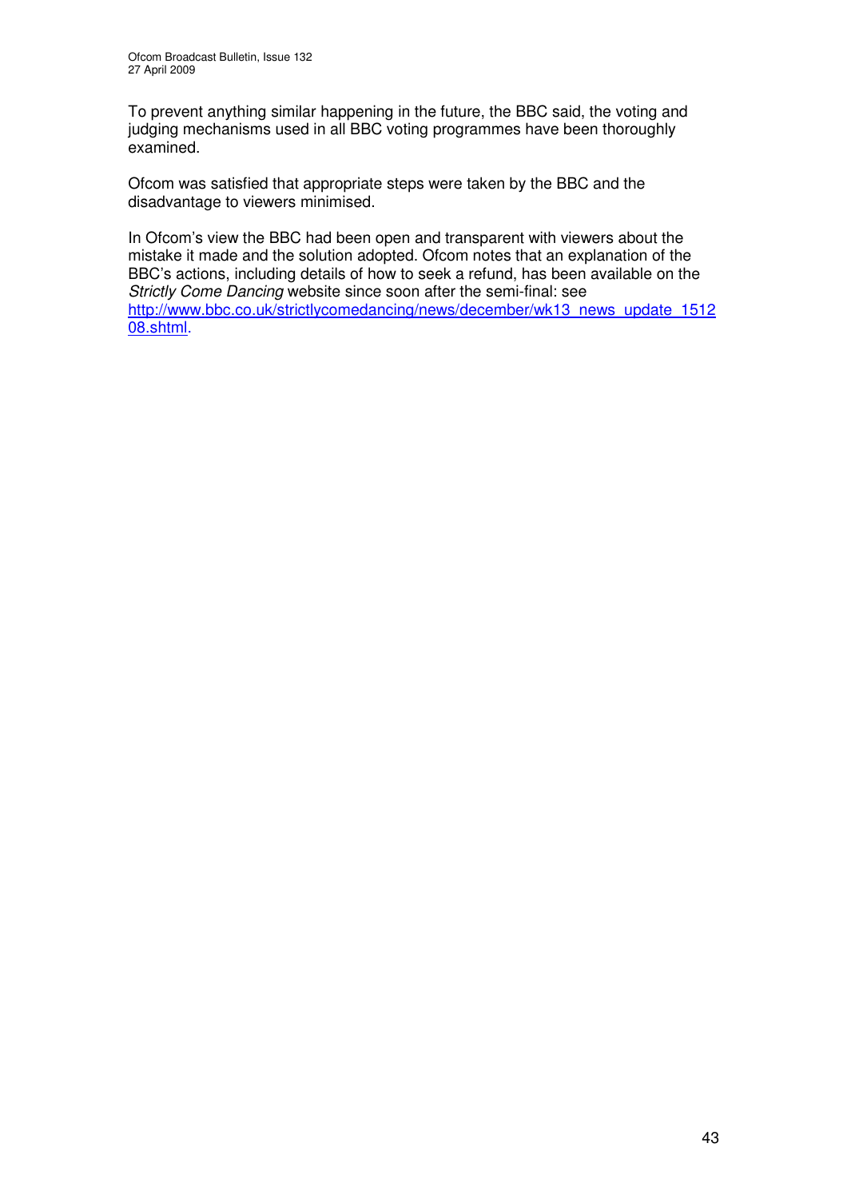To prevent anything similar happening in the future, the BBC said, the voting and judging mechanisms used in all BBC voting programmes have been thoroughly examined.

Ofcom was satisfied that appropriate steps were taken by the BBC and the disadvantage to viewers minimised.

In Ofcom's view the BBC had been open and transparent with viewers about the mistake it made and the solution adopted. Ofcom notes that an explanation of the BBC's actions, including details of how to seek a refund, has been available on the *Strictly Come Dancing* website since soon after the semi-final: see http://www.bbc.co.uk/strictlycomedancing/news/december/wk13_news_update_151208.shtml.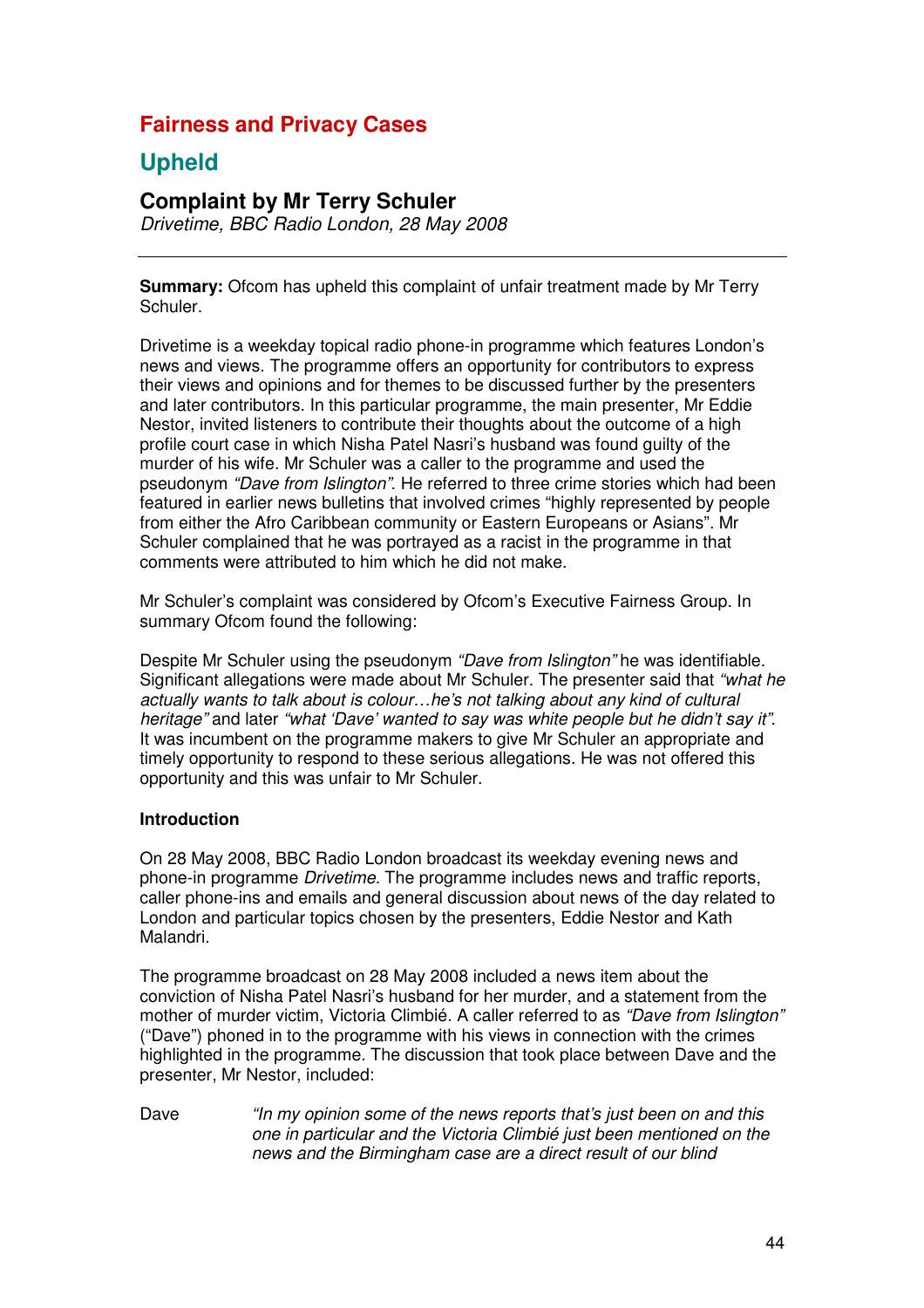# Fairness and Privacy Cases

## Upheld

### Complaint by Mr Terry Schuler

*Drivetime, BBC Radio London, 28 May 2008*

---

**Summary:** Ofcom has upheld this complaint of unfair treatment made by Mr Terry Schuler.

Drivetime is a weekday topical radio phone-in programme which features London's news and views. The programme offers an opportunity for contributors to express their views and opinions and for themes to be discussed further by the presenters and later contributors. In this particular programme, the main presenter, Mr Eddie Nestor, invited listeners to contribute their thoughts about the outcome of a high profile court case in which Nisha Patel Nasri's husband was found guilty of the murder of his wife. Mr Schuler was a caller to the programme and used the pseudonym *"Dave from Islington"*. He referred to three crime stories which had been featured in earlier news bulletins that involved crimes "highly represented by people from either the Afro Caribbean community or Eastern Europeans or Asians". Mr Schuler complained that he was portrayed as a racist in the programme in that comments were attributed to him which he did not make.

Mr Schuler's complaint was considered by Ofcom's Executive Fairness Group. In summary Ofcom found the following:

Despite Mr Schuler using the pseudonym *"Dave from Islington"* he was identifiable. Significant allegations were made about Mr Schuler. The presenter said that *"what he actually wants to talk about is colour…he's not talking about any kind of cultural heritage"* and later *"what 'Dave' wanted to say was white people but he didn't say it"*. It was incumbent on the programme makers to give Mr Schuler an appropriate and timely opportunity to respond to these serious allegations. He was not offered this opportunity and this was unfair to Mr Schuler.

**Introduction**

On 28 May 2008, BBC Radio London broadcast its weekday evening news and phone-in programme *Drivetime.* The programme includes news and traffic reports, caller phone-ins and emails and general discussion about news of the day related to London and particular topics chosen by the presenters, Eddie Nestor and Kath Malandri.

The programme broadcast on 28 May 2008 included a news item about the conviction of Nisha Patel Nasri's husband for her murder, and a statement from the mother of murder victim, Victoria Climbié. A caller referred to as *"Dave from Islington"* ("Dave") phoned in to the programme with his views in connection with the crimes highlighted in the programme. The discussion that took place between Dave and the presenter, Mr Nestor, included:

Dave *"In my opinion some of the news reports that's just been on and this one in particular and the Victoria Climbié just been mentioned on the news and the Birmingham case are a direct result of our blind*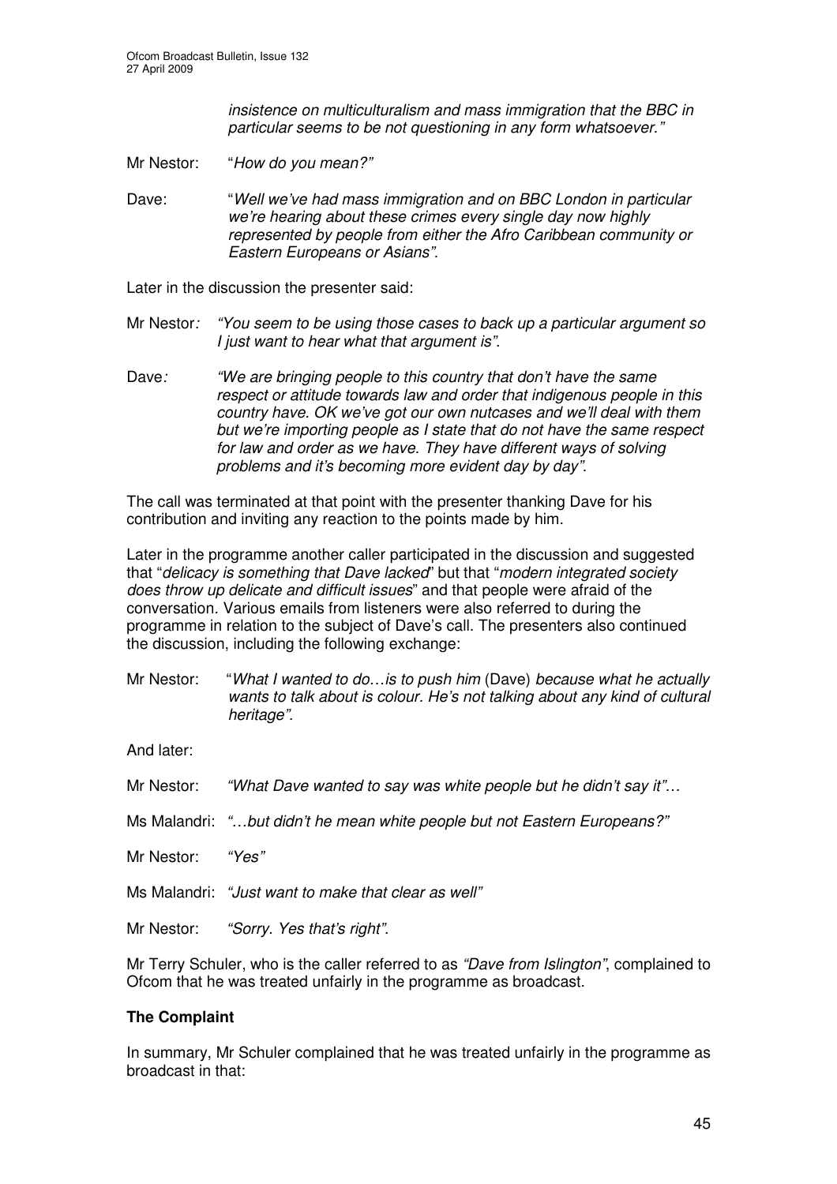*insistence on multiculturalism and mass immigration that the BBC in particular seems to be not questioning in any form whatsoever."*

Mr Nestor: "*How do you mean?"*

Dave: "*Well we've had mass immigration and on BBC London in particular we're hearing about these crimes every single day now highly represented by people from either the Afro Caribbean community or Eastern Europeans or Asians".*

Later in the discussion the presenter said:

Mr Nestor*: "You seem to be using those cases to back up a particular argument so I just want to hear what that argument is".*

Dave*: "We are bringing people to this country that don't have the same respect or attitude towards law and order that indigenous people in this country have. OK we've got our own nutcases and we'll deal with them but we're importing people as I state that do not have the same respect for law and order as we have. They have different ways of solving problems and it's becoming more evident day by day".*

The call was terminated at that point with the presenter thanking Dave for his contribution and inviting any reaction to the points made by him.

Later in the programme another caller participated in the discussion and suggested that "*delicacy is something that Dave lacked*" but that "*modern integrated society does throw up delicate and difficult issues*" and that people were afraid of the conversation. Various emails from listeners were also referred to during the programme in relation to the subject of Dave's call. The presenters also continued the discussion, including the following exchange:

Mr Nestor: "*What I wanted to do…is to push him* (Dave) *because what he actually wants to talk about is colour. He's not talking about any kind of cultural heritage".*

And later:

Mr Nestor: *"What Dave wanted to say was white people but he didn't say it"…*

Ms Malandri: *"…but didn't he mean white people but not Eastern Europeans?"*

Mr Nestor: *"Yes"*

Ms Malandri: *"Just want to make that clear as well"*

Mr Nestor: *"Sorry. Yes that's right".*

Mr Terry Schuler, who is the caller referred to as *"Dave from Islington"*, complained to Ofcom that he was treated unfairly in the programme as broadcast.

**The Complaint**

In summary, Mr Schuler complained that he was treated unfairly in the programme as broadcast in that: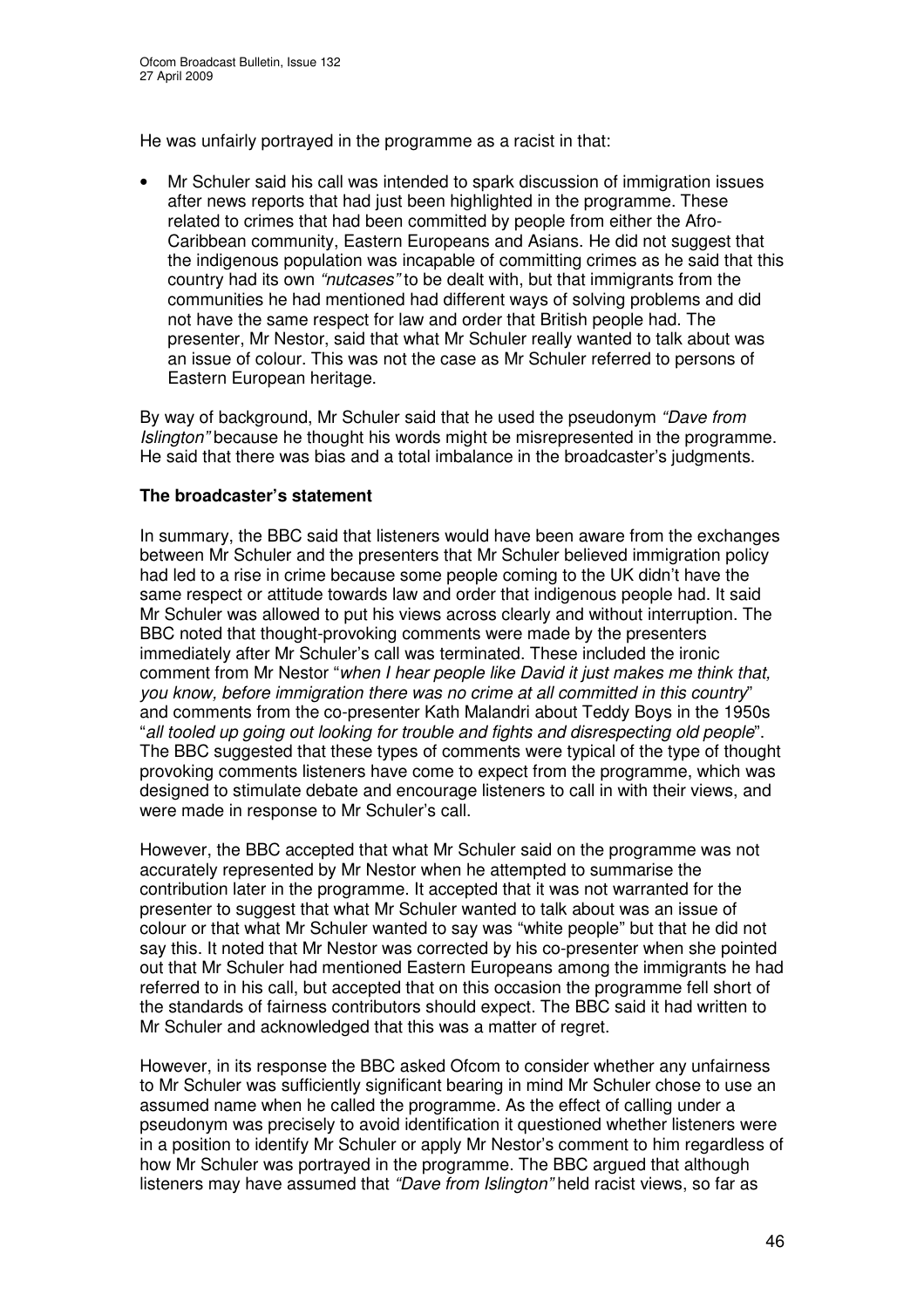He was unfairly portrayed in the programme as a racist in that:

- Mr Schuler said his call was intended to spark discussion of immigration issues after news reports that had just been highlighted in the programme. These related to crimes that had been committed by people from either the Afro-Caribbean community, Eastern Europeans and Asians. He did not suggest that the indigenous population was incapable of committing crimes as he said that this country had its own *"nutcases"* to be dealt with, but that immigrants from the communities he had mentioned had different ways of solving problems and did not have the same respect for law and order that British people had. The presenter, Mr Nestor, said that what Mr Schuler really wanted to talk about was an issue of colour. This was not the case as Mr Schuler referred to persons of Eastern European heritage.

By way of background, Mr Schuler said that he used the pseudonym *"Dave from Islington"* because he thought his words might be misrepresented in the programme. He said that there was bias and a total imbalance in the broadcaster's judgments.

**The broadcaster's statement**

In summary, the BBC said that listeners would have been aware from the exchanges between Mr Schuler and the presenters that Mr Schuler believed immigration policy had led to a rise in crime because some people coming to the UK didn't have the same respect or attitude towards law and order that indigenous people had. It said Mr Schuler was allowed to put his views across clearly and without interruption. The BBC noted that thought-provoking comments were made by the presenters immediately after Mr Schuler's call was terminated. These included the ironic comment from Mr Nestor "*when I hear people like David it just makes me think that, you know, before immigration there was no crime at all committed in this country*" and comments from the co-presenter Kath Malandri about Teddy Boys in the 1950s "*all tooled up going out looking for trouble and fights and disrespecting old people*". The BBC suggested that these types of comments were typical of the type of thought provoking comments listeners have come to expect from the programme, which was designed to stimulate debate and encourage listeners to call in with their views, and were made in response to Mr Schuler's call.

However, the BBC accepted that what Mr Schuler said on the programme was not accurately represented by Mr Nestor when he attempted to summarise the contribution later in the programme. It accepted that it was not warranted for the presenter to suggest that what Mr Schuler wanted to talk about was an issue of colour or that what Mr Schuler wanted to say was "white people" but that he did not say this. It noted that Mr Nestor was corrected by his co-presenter when she pointed out that Mr Schuler had mentioned Eastern Europeans among the immigrants he had referred to in his call, but accepted that on this occasion the programme fell short of the standards of fairness contributors should expect. The BBC said it had written to Mr Schuler and acknowledged that this was a matter of regret.

However, in its response the BBC asked Ofcom to consider whether any unfairness to Mr Schuler was sufficiently significant bearing in mind Mr Schuler chose to use an assumed name when he called the programme. As the effect of calling under a pseudonym was precisely to avoid identification it questioned whether listeners were in a position to identify Mr Schuler or apply Mr Nestor's comment to him regardless of how Mr Schuler was portrayed in the programme. The BBC argued that although listeners may have assumed that *"Dave from Islington"* held racist views, so far as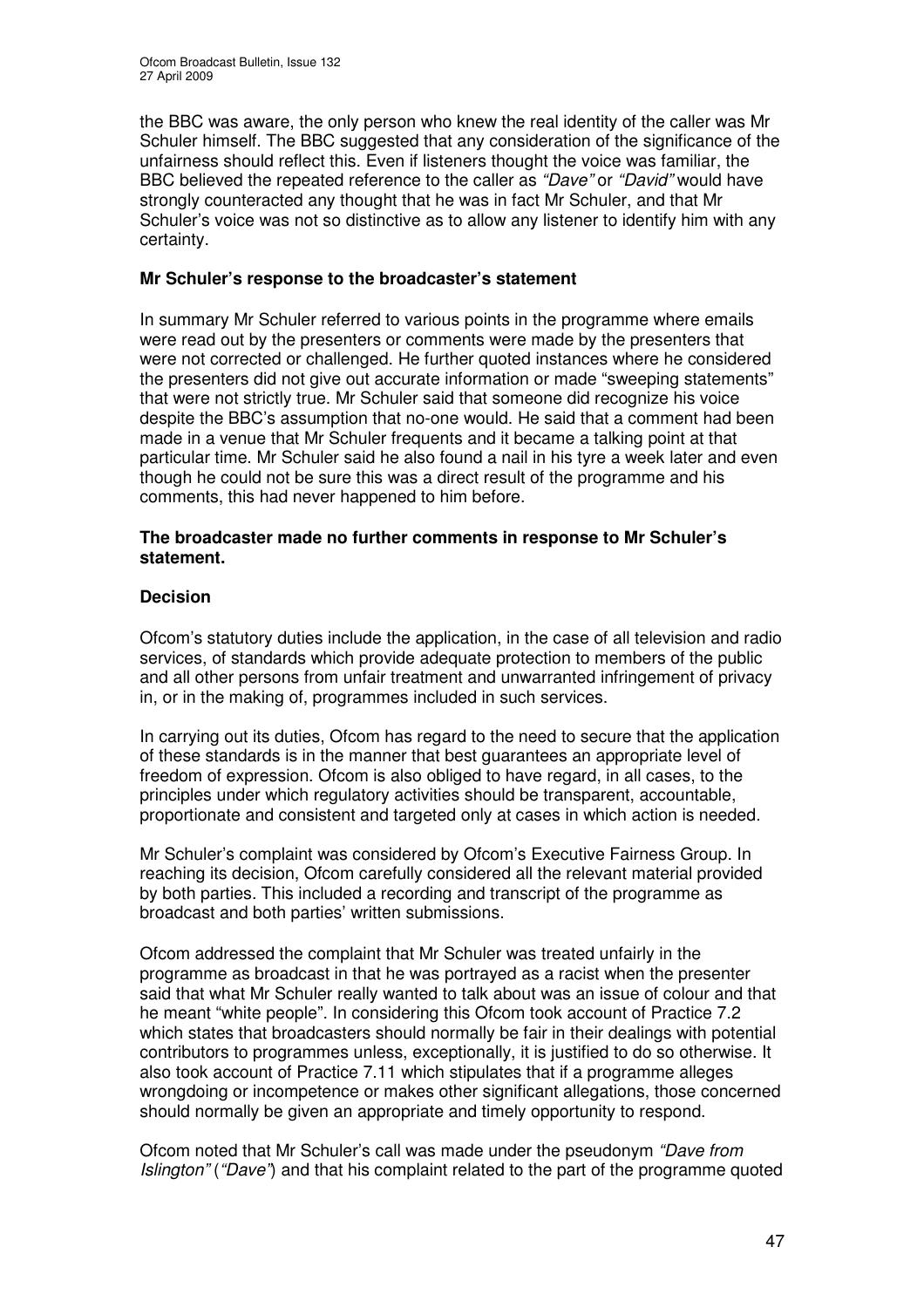the BBC was aware, the only person who knew the real identity of the caller was Mr Schuler himself. The BBC suggested that any consideration of the significance of the unfairness should reflect this. Even if listeners thought the voice was familiar, the BBC believed the repeated reference to the caller as *"Dave"* or *"David"* would have strongly counteracted any thought that he was in fact Mr Schuler, and that Mr Schuler's voice was not so distinctive as to allow any listener to identify him with any certainty.

**Mr Schuler's response to the broadcaster's statement**

In summary Mr Schuler referred to various points in the programme where emails were read out by the presenters or comments were made by the presenters that were not corrected or challenged. He further quoted instances where he considered the presenters did not give out accurate information or made "sweeping statements" that were not strictly true. Mr Schuler said that someone did recognize his voice despite the BBC's assumption that no-one would. He said that a comment had been made in a venue that Mr Schuler frequents and it became a talking point at that particular time. Mr Schuler said he also found a nail in his tyre a week later and even though he could not be sure this was a direct result of the programme and his comments, this had never happened to him before.

**The broadcaster made no further comments in response to Mr Schuler's statement.**

**Decision**

Ofcom's statutory duties include the application, in the case of all television and radio services, of standards which provide adequate protection to members of the public and all other persons from unfair treatment and unwarranted infringement of privacy in, or in the making of, programmes included in such services.

In carrying out its duties, Ofcom has regard to the need to secure that the application of these standards is in the manner that best guarantees an appropriate level of freedom of expression. Ofcom is also obliged to have regard, in all cases, to the principles under which regulatory activities should be transparent, accountable, proportionate and consistent and targeted only at cases in which action is needed.

Mr Schuler's complaint was considered by Ofcom's Executive Fairness Group. In reaching its decision, Ofcom carefully considered all the relevant material provided by both parties. This included a recording and transcript of the programme as broadcast and both parties' written submissions.

Ofcom addressed the complaint that Mr Schuler was treated unfairly in the programme as broadcast in that he was portrayed as a racist when the presenter said that what Mr Schuler really wanted to talk about was an issue of colour and that he meant "white people". In considering this Ofcom took account of Practice 7.2 which states that broadcasters should normally be fair in their dealings with potential contributors to programmes unless, exceptionally, it is justified to do so otherwise. It also took account of Practice 7.11 which stipulates that if a programme alleges wrongdoing or incompetence or makes other significant allegations, those concerned should normally be given an appropriate and timely opportunity to respond.

Ofcom noted that Mr Schuler's call was made under the pseudonym *"Dave from Islington"* (*"Dave"*) and that his complaint related to the part of the programme quoted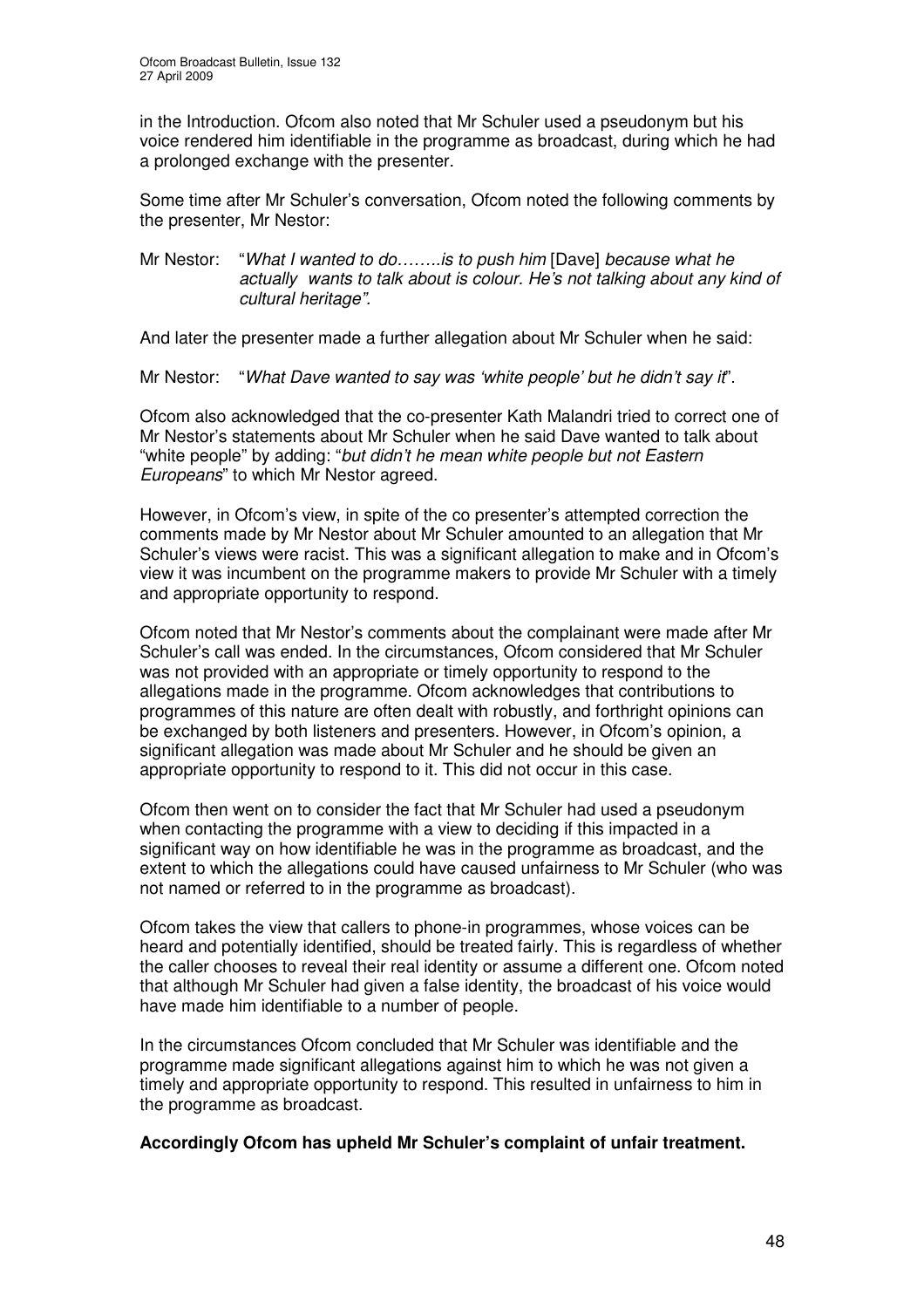in the Introduction. Ofcom also noted that Mr Schuler used a pseudonym but his voice rendered him identifiable in the programme as broadcast, during which he had a prolonged exchange with the presenter.

Some time after Mr Schuler's conversation, Ofcom noted the following comments by the presenter, Mr Nestor:

Mr Nestor: "*What I wanted to do……..is to push him* [Dave] *because what he actually wants to talk about is colour. He's not talking about any kind of cultural heritage"*.

And later the presenter made a further allegation about Mr Schuler when he said:

Mr Nestor: "*What Dave wanted to say was 'white people' but he didn't say it*".

Ofcom also acknowledged that the co-presenter Kath Malandri tried to correct one of Mr Nestor's statements about Mr Schuler when he said Dave wanted to talk about "white people" by adding: "*but didn't he mean white people but not Eastern Europeans*" to which Mr Nestor agreed.

However, in Ofcom's view, in spite of the co presenter's attempted correction the comments made by Mr Nestor about Mr Schuler amounted to an allegation that Mr Schuler's views were racist. This was a significant allegation to make and in Ofcom's view it was incumbent on the programme makers to provide Mr Schuler with a timely and appropriate opportunity to respond.

Ofcom noted that Mr Nestor's comments about the complainant were made after Mr Schuler's call was ended. In the circumstances, Ofcom considered that Mr Schuler was not provided with an appropriate or timely opportunity to respond to the allegations made in the programme. Ofcom acknowledges that contributions to programmes of this nature are often dealt with robustly, and forthright opinions can be exchanged by both listeners and presenters. However, in Ofcom's opinion, a significant allegation was made about Mr Schuler and he should be given an appropriate opportunity to respond to it. This did not occur in this case.

Ofcom then went on to consider the fact that Mr Schuler had used a pseudonym when contacting the programme with a view to deciding if this impacted in a significant way on how identifiable he was in the programme as broadcast, and the extent to which the allegations could have caused unfairness to Mr Schuler (who was not named or referred to in the programme as broadcast).

Ofcom takes the view that callers to phone-in programmes, whose voices can be heard and potentially identified, should be treated fairly. This is regardless of whether the caller chooses to reveal their real identity or assume a different one. Ofcom noted that although Mr Schuler had given a false identity, the broadcast of his voice would have made him identifiable to a number of people.

In the circumstances Ofcom concluded that Mr Schuler was identifiable and the programme made significant allegations against him to which he was not given a timely and appropriate opportunity to respond. This resulted in unfairness to him in the programme as broadcast.

**Accordingly Ofcom has upheld Mr Schuler's complaint of unfair treatment.**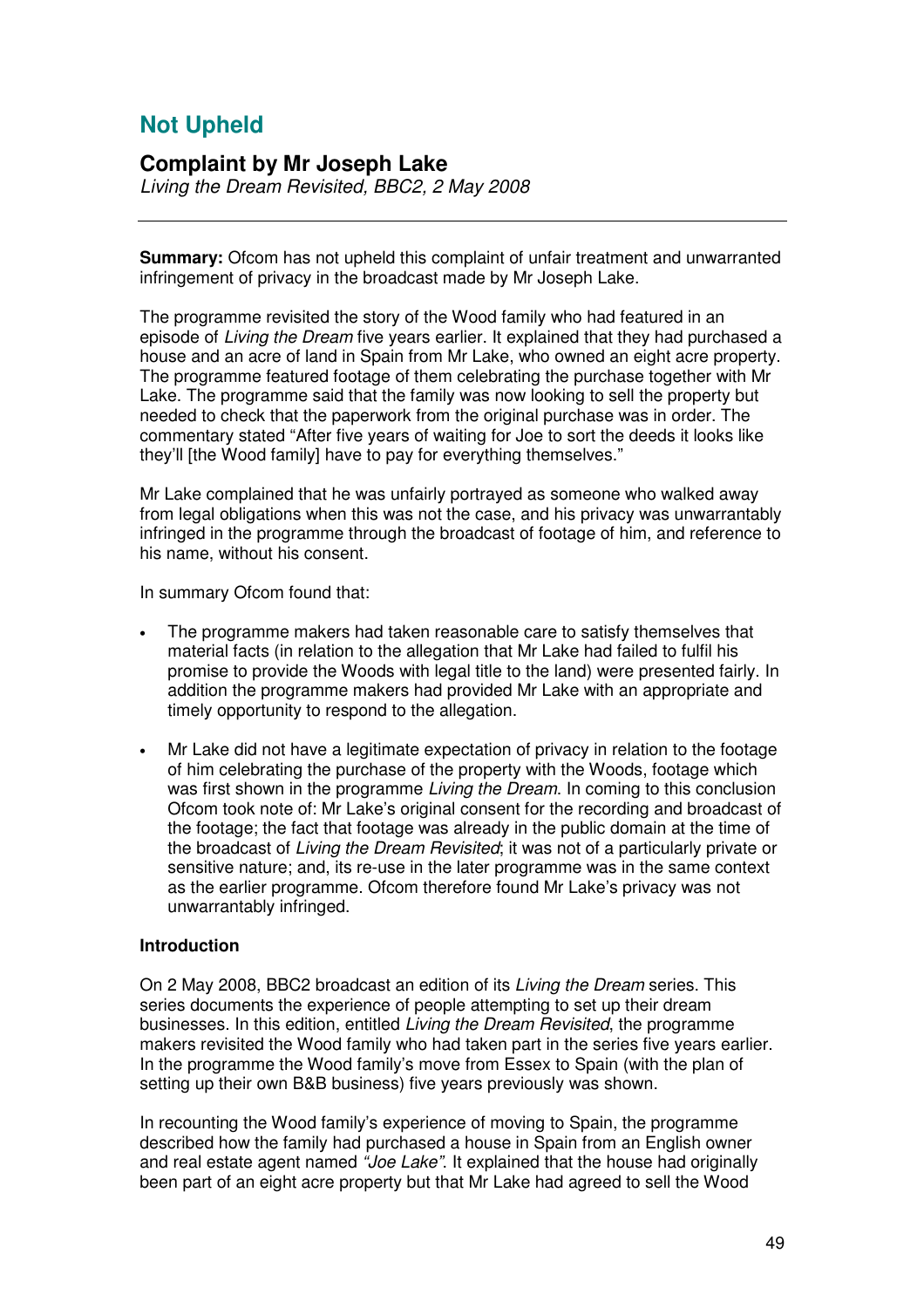# Not Upheld

## Complaint by Mr Joseph Lake

*Living the Dream Revisited, BBC2, 2 May 2008*

---

**Summary:** Ofcom has not upheld this complaint of unfair treatment and unwarranted infringement of privacy in the broadcast made by Mr Joseph Lake.

The programme revisited the story of the Wood family who had featured in an episode of *Living the Dream* five years earlier. It explained that they had purchased a house and an acre of land in Spain from Mr Lake, who owned an eight acre property. The programme featured footage of them celebrating the purchase together with Mr Lake. The programme said that the family was now looking to sell the property but needed to check that the paperwork from the original purchase was in order. The commentary stated "After five years of waiting for Joe to sort the deeds it looks like they'll [the Wood family] have to pay for everything themselves."

Mr Lake complained that he was unfairly portrayed as someone who walked away from legal obligations when this was not the case, and his privacy was unwarrantably infringed in the programme through the broadcast of footage of him, and reference to his name, without his consent.

In summary Ofcom found that:

- The programme makers had taken reasonable care to satisfy themselves that material facts (in relation to the allegation that Mr Lake had failed to fulfil his promise to provide the Woods with legal title to the land) were presented fairly. In addition the programme makers had provided Mr Lake with an appropriate and timely opportunity to respond to the allegation.
- Mr Lake did not have a legitimate expectation of privacy in relation to the footage of him celebrating the purchase of the property with the Woods, footage which was first shown in the programme *Living the Dream*. In coming to this conclusion Ofcom took note of: Mr Lake's original consent for the recording and broadcast of the footage; the fact that footage was already in the public domain at the time of the broadcast of *Living the Dream Revisited*; it was not of a particularly private or sensitive nature; and, its re-use in the later programme was in the same context as the earlier programme. Ofcom therefore found Mr Lake's privacy was not unwarrantably infringed.

### Introduction

On 2 May 2008, BBC2 broadcast an edition of its *Living the Dream* series. This series documents the experience of people attempting to set up their dream businesses. In this edition, entitled *Living the Dream Revisited*, the programme makers revisited the Wood family who had taken part in the series five years earlier. In the programme the Wood family's move from Essex to Spain (with the plan of setting up their own B&B business) five years previously was shown.

In recounting the Wood family's experience of moving to Spain, the programme described how the family had purchased a house in Spain from an English owner and real estate agent named *"Joe Lake"*. It explained that the house had originally been part of an eight acre property but that Mr Lake had agreed to sell the Wood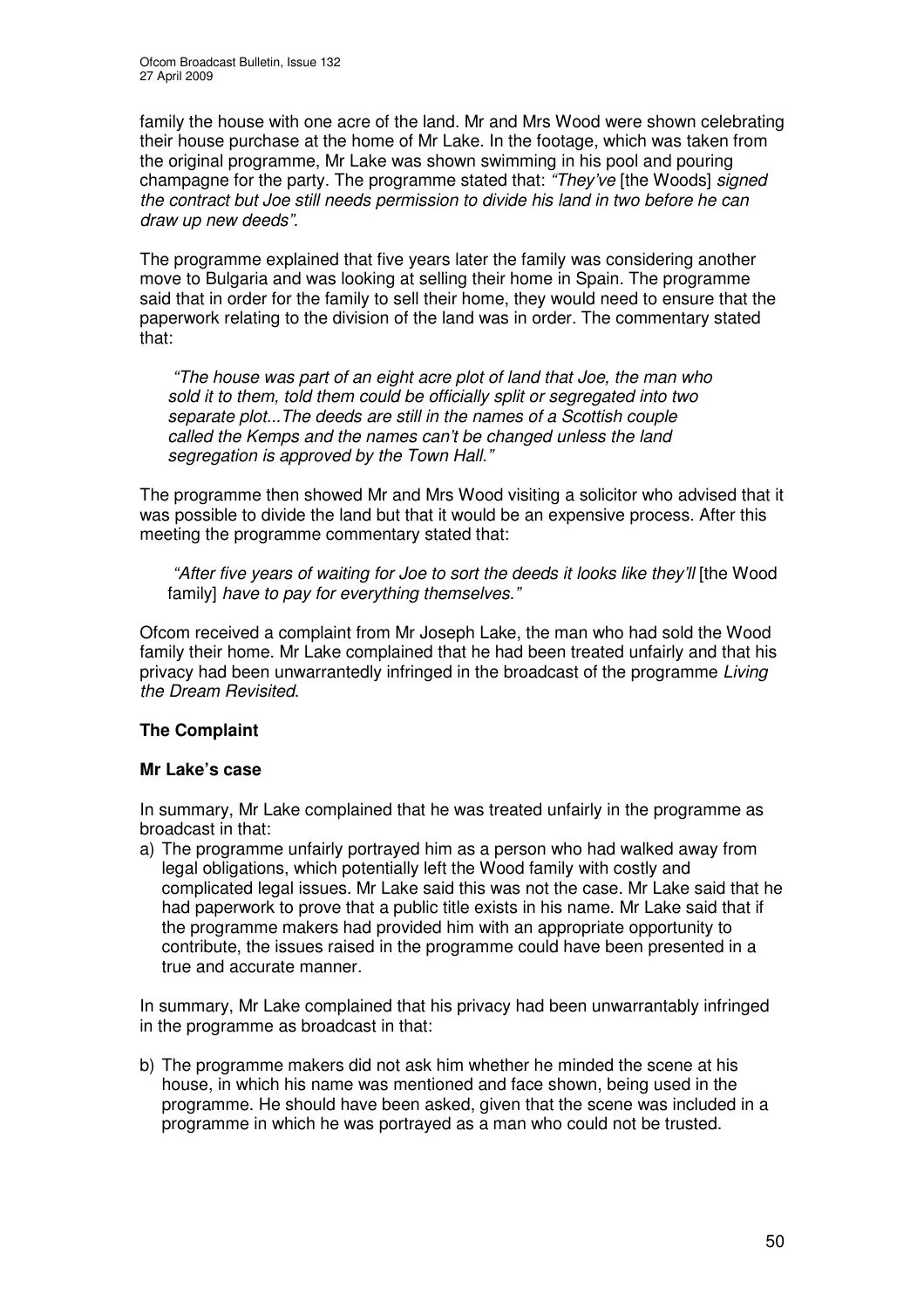family the house with one acre of the land. Mr and Mrs Wood were shown celebrating their house purchase at the home of Mr Lake. In the footage, which was taken from the original programme, Mr Lake was shown swimming in his pool and pouring champagne for the party. The programme stated that: *"They've* [the Woods] *signed the contract but Joe still needs permission to divide his land in two before he can draw up new deeds".*

The programme explained that five years later the family was considering another move to Bulgaria and was looking at selling their home in Spain. The programme said that in order for the family to sell their home, they would need to ensure that the paperwork relating to the division of the land was in order. The commentary stated that:

> *"The house was part of an eight acre plot of land that Joe, the man who sold it to them, told them could be officially split or segregated into two separate plot...The deeds are still in the names of a Scottish couple called the Kemps and the names can't be changed unless the land segregation is approved by the Town Hall."*

The programme then showed Mr and Mrs Wood visiting a solicitor who advised that it was possible to divide the land but that it would be an expensive process. After this meeting the programme commentary stated that:

> *"After five years of waiting for Joe to sort the deeds it looks like they'll* [the Wood family] *have to pay for everything themselves."*

Ofcom received a complaint from Mr Joseph Lake, the man who had sold the Wood family their home. Mr Lake complained that he had been treated unfairly and that his privacy had been unwarrantedly infringed in the broadcast of the programme *Living the Dream Revisited*.

**The Complaint**

**Mr Lake's case**

In summary, Mr Lake complained that he was treated unfairly in the programme as broadcast in that:

a) The programme unfairly portrayed him as a person who had walked away from legal obligations, which potentially left the Wood family with costly and complicated legal issues. Mr Lake said this was not the case. Mr Lake said that he had paperwork to prove that a public title exists in his name. Mr Lake said that if the programme makers had provided him with an appropriate opportunity to contribute, the issues raised in the programme could have been presented in a true and accurate manner.

In summary, Mr Lake complained that his privacy had been unwarrantably infringed in the programme as broadcast in that:

b) The programme makers did not ask him whether he minded the scene at his house, in which his name was mentioned and face shown, being used in the programme. He should have been asked, given that the scene was included in a programme in which he was portrayed as a man who could not be trusted.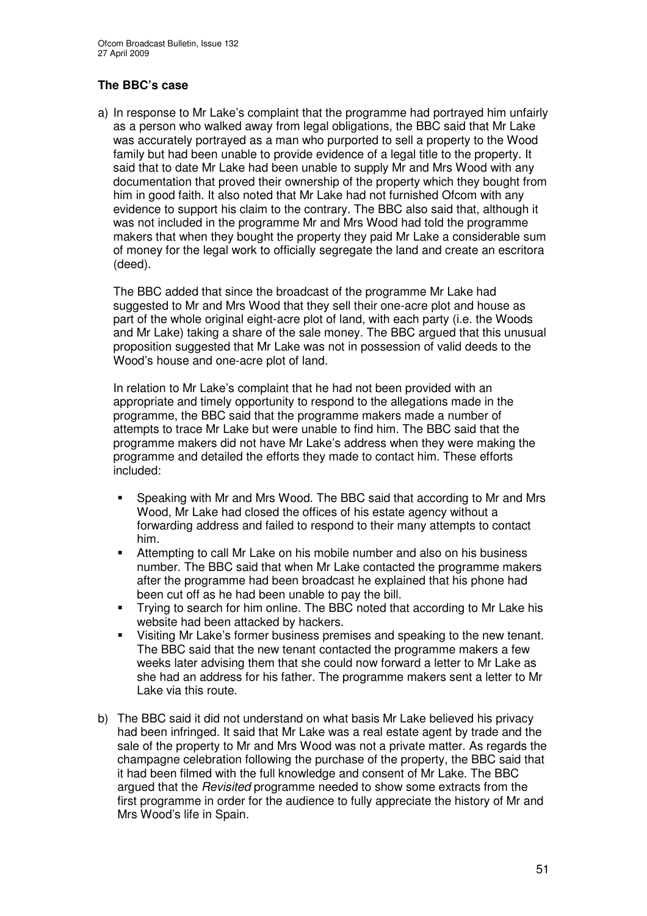### The BBC's case

a) In response to Mr Lake's complaint that the programme had portrayed him unfairly as a person who walked away from legal obligations, the BBC said that Mr Lake was accurately portrayed as a man who purported to sell a property to the Wood family but had been unable to provide evidence of a legal title to the property. It said that to date Mr Lake had been unable to supply Mr and Mrs Wood with any documentation that proved their ownership of the property which they bought from him in good faith. It also noted that Mr Lake had not furnished Ofcom with any evidence to support his claim to the contrary. The BBC also said that, although it was not included in the programme Mr and Mrs Wood had told the programme makers that when they bought the property they paid Mr Lake a considerable sum of money for the legal work to officially segregate the land and create an escritora (deed).

   The BBC added that since the broadcast of the programme Mr Lake had suggested to Mr and Mrs Wood that they sell their one-acre plot and house as part of the whole original eight-acre plot of land, with each party (i.e. the Woods and Mr Lake) taking a share of the sale money. The BBC argued that this unusual proposition suggested that Mr Lake was not in possession of valid deeds to the Wood's house and one-acre plot of land.

   In relation to Mr Lake's complaint that he had not been provided with an appropriate and timely opportunity to respond to the allegations made in the programme, the BBC said that the programme makers made a number of attempts to trace Mr Lake but were unable to find him. The BBC said that the programme makers did not have Mr Lake's address when they were making the programme and detailed the efforts they made to contact him. These efforts included:

   - Speaking with Mr and Mrs Wood. The BBC said that according to Mr and Mrs Wood, Mr Lake had closed the offices of his estate agency without a forwarding address and failed to respond to their many attempts to contact him.
   - Attempting to call Mr Lake on his mobile number and also on his business number. The BBC said that when Mr Lake contacted the programme makers after the programme had been broadcast he explained that his phone had been cut off as he had been unable to pay the bill.
   - Trying to search for him online. The BBC noted that according to Mr Lake his website had been attacked by hackers.
   - Visiting Mr Lake's former business premises and speaking to the new tenant. The BBC said that the new tenant contacted the programme makers a few weeks later advising them that she could now forward a letter to Mr Lake as she had an address for his father. The programme makers sent a letter to Mr Lake via this route.

b) The BBC said it did not understand on what basis Mr Lake believed his privacy had been infringed. It said that Mr Lake was a real estate agent by trade and the sale of the property to Mr and Mrs Wood was not a private matter. As regards the champagne celebration following the purchase of the property, the BBC said that it had been filmed with the full knowledge and consent of Mr Lake. The BBC argued that the *Revisited* programme needed to show some extracts from the first programme in order for the audience to fully appreciate the history of Mr and Mrs Wood's life in Spain.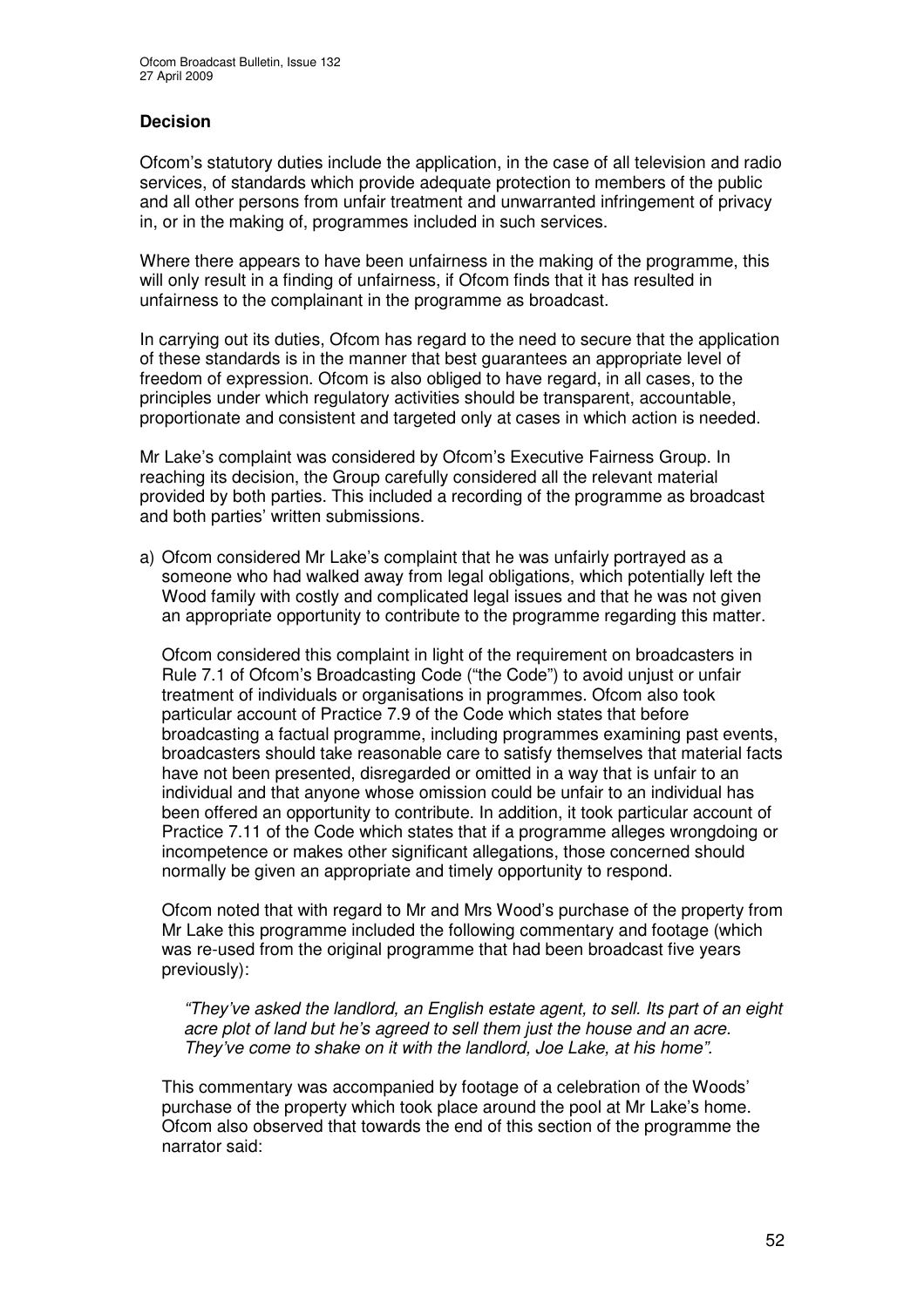## Decision

Ofcom's statutory duties include the application, in the case of all television and radio services, of standards which provide adequate protection to members of the public and all other persons from unfair treatment and unwarranted infringement of privacy in, or in the making of, programmes included in such services.

Where there appears to have been unfairness in the making of the programme, this will only result in a finding of unfairness, if Ofcom finds that it has resulted in unfairness to the complainant in the programme as broadcast.

In carrying out its duties, Ofcom has regard to the need to secure that the application of these standards is in the manner that best guarantees an appropriate level of freedom of expression. Ofcom is also obliged to have regard, in all cases, to the principles under which regulatory activities should be transparent, accountable, proportionate and consistent and targeted only at cases in which action is needed.

Mr Lake's complaint was considered by Ofcom's Executive Fairness Group. In reaching its decision, the Group carefully considered all the relevant material provided by both parties. This included a recording of the programme as broadcast and both parties' written submissions.

a) Ofcom considered Mr Lake's complaint that he was unfairly portrayed as a someone who had walked away from legal obligations, which potentially left the Wood family with costly and complicated legal issues and that he was not given an appropriate opportunity to contribute to the programme regarding this matter.

   Ofcom considered this complaint in light of the requirement on broadcasters in Rule 7.1 of Ofcom's Broadcasting Code ("the Code") to avoid unjust or unfair treatment of individuals or organisations in programmes. Ofcom also took particular account of Practice 7.9 of the Code which states that before broadcasting a factual programme, including programmes examining past events, broadcasters should take reasonable care to satisfy themselves that material facts have not been presented, disregarded or omitted in a way that is unfair to an individual and that anyone whose omission could be unfair to an individual has been offered an opportunity to contribute. In addition, it took particular account of Practice 7.11 of the Code which states that if a programme alleges wrongdoing or incompetence or makes other significant allegations, those concerned should normally be given an appropriate and timely opportunity to respond.

   Ofcom noted that with regard to Mr and Mrs Wood's purchase of the property from Mr Lake this programme included the following commentary and footage (which was re-used from the original programme that had been broadcast five years previously):

   > *"They've asked the landlord, an English estate agent, to sell. Its part of an eight acre plot of land but he's agreed to sell them just the house and an acre. They've come to shake on it with the landlord, Joe Lake, at his home".*

   This commentary was accompanied by footage of a celebration of the Woods' purchase of the property which took place around the pool at Mr Lake's home. Ofcom also observed that towards the end of this section of the programme the narrator said: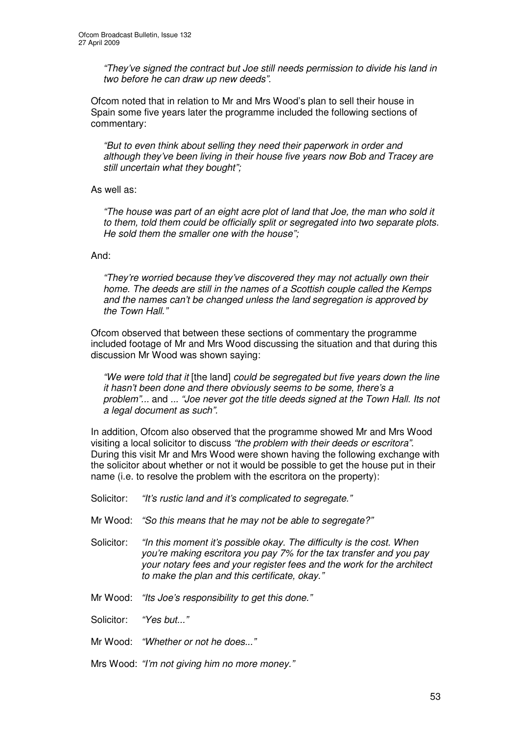*"They've signed the contract but Joe still needs permission to divide his land in two before he can draw up new deeds".*

Ofcom noted that in relation to Mr and Mrs Wood's plan to sell their house in Spain some five years later the programme included the following sections of commentary:

> *"But to even think about selling they need their paperwork in order and although they've been living in their house five years now Bob and Tracey are still uncertain what they bought";*

As well as:

> *"The house was part of an eight acre plot of land that Joe, the man who sold it to them, told them could be officially split or segregated into two separate plots. He sold them the smaller one with the house";*

And:

> *"They're worried because they've discovered they may not actually own their home. The deeds are still in the names of a Scottish couple called the Kemps and the names can't be changed unless the land segregation is approved by the Town Hall."*

Ofcom observed that between these sections of commentary the programme included footage of Mr and Mrs Wood discussing the situation and that during this discussion Mr Wood was shown saying:

> *"We were told that it* [the land] *could be segregated but five years down the line it hasn't been done and there obviously seems to be some, there's a problem"...* and ... *"Joe never got the title deeds signed at the Town Hall. Its not a legal document as such".*

In addition, Ofcom also observed that the programme showed Mr and Mrs Wood visiting a local solicitor to discuss *"the problem with their deeds or escritora"*. During this visit Mr and Mrs Wood were shown having the following exchange with the solicitor about whether or not it would be possible to get the house put in their name (i.e. to resolve the problem with the escritora on the property):

Solicitor: *"It's rustic land and it's complicated to segregate."*

Mr Wood: *"So this means that he may not be able to segregate?"*

Solicitor: *"In this moment it's possible okay. The difficulty is the cost. When you're making escritora you pay 7% for the tax transfer and you pay your notary fees and your register fees and the work for the architect to make the plan and this certificate, okay."*

Mr Wood: *"Its Joe's responsibility to get this done."*

Solicitor: *"Yes but..."*

Mr Wood: *"Whether or not he does..."*

Mrs Wood: *"I'm not giving him no more money."*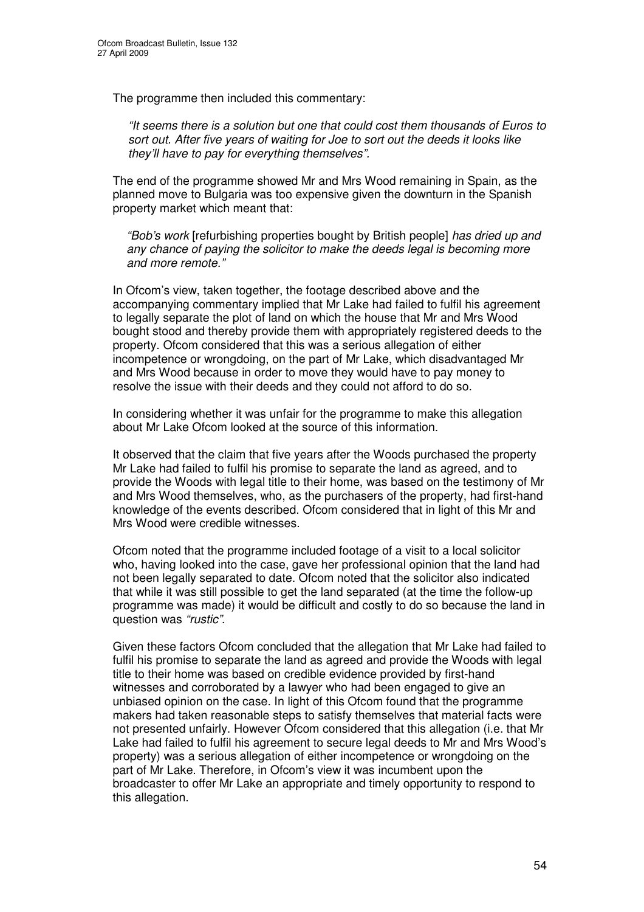The programme then included this commentary:

> *"It seems there is a solution but one that could cost them thousands of Euros to sort out. After five years of waiting for Joe to sort out the deeds it looks like they'll have to pay for everything themselves".*

The end of the programme showed Mr and Mrs Wood remaining in Spain, as the planned move to Bulgaria was too expensive given the downturn in the Spanish property market which meant that:

> *"Bob's work* [refurbishing properties bought by British people] *has dried up and any chance of paying the solicitor to make the deeds legal is becoming more and more remote."*

In Ofcom's view, taken together, the footage described above and the accompanying commentary implied that Mr Lake had failed to fulfil his agreement to legally separate the plot of land on which the house that Mr and Mrs Wood bought stood and thereby provide them with appropriately registered deeds to the property. Ofcom considered that this was a serious allegation of either incompetence or wrongdoing, on the part of Mr Lake, which disadvantaged Mr and Mrs Wood because in order to move they would have to pay money to resolve the issue with their deeds and they could not afford to do so.

In considering whether it was unfair for the programme to make this allegation about Mr Lake Ofcom looked at the source of this information.

It observed that the claim that five years after the Woods purchased the property Mr Lake had failed to fulfil his promise to separate the land as agreed, and to provide the Woods with legal title to their home, was based on the testimony of Mr and Mrs Wood themselves, who, as the purchasers of the property, had first-hand knowledge of the events described. Ofcom considered that in light of this Mr and Mrs Wood were credible witnesses.

Ofcom noted that the programme included footage of a visit to a local solicitor who, having looked into the case, gave her professional opinion that the land had not been legally separated to date. Ofcom noted that the solicitor also indicated that while it was still possible to get the land separated (at the time the follow-up programme was made) it would be difficult and costly to do so because the land in question was *"rustic"*.

Given these factors Ofcom concluded that the allegation that Mr Lake had failed to fulfil his promise to separate the land as agreed and provide the Woods with legal title to their home was based on credible evidence provided by first-hand witnesses and corroborated by a lawyer who had been engaged to give an unbiased opinion on the case. In light of this Ofcom found that the programme makers had taken reasonable steps to satisfy themselves that material facts were not presented unfairly. However Ofcom considered that this allegation (i.e. that Mr Lake had failed to fulfil his agreement to secure legal deeds to Mr and Mrs Wood's property) was a serious allegation of either incompetence or wrongdoing on the part of Mr Lake. Therefore, in Ofcom's view it was incumbent upon the broadcaster to offer Mr Lake an appropriate and timely opportunity to respond to this allegation.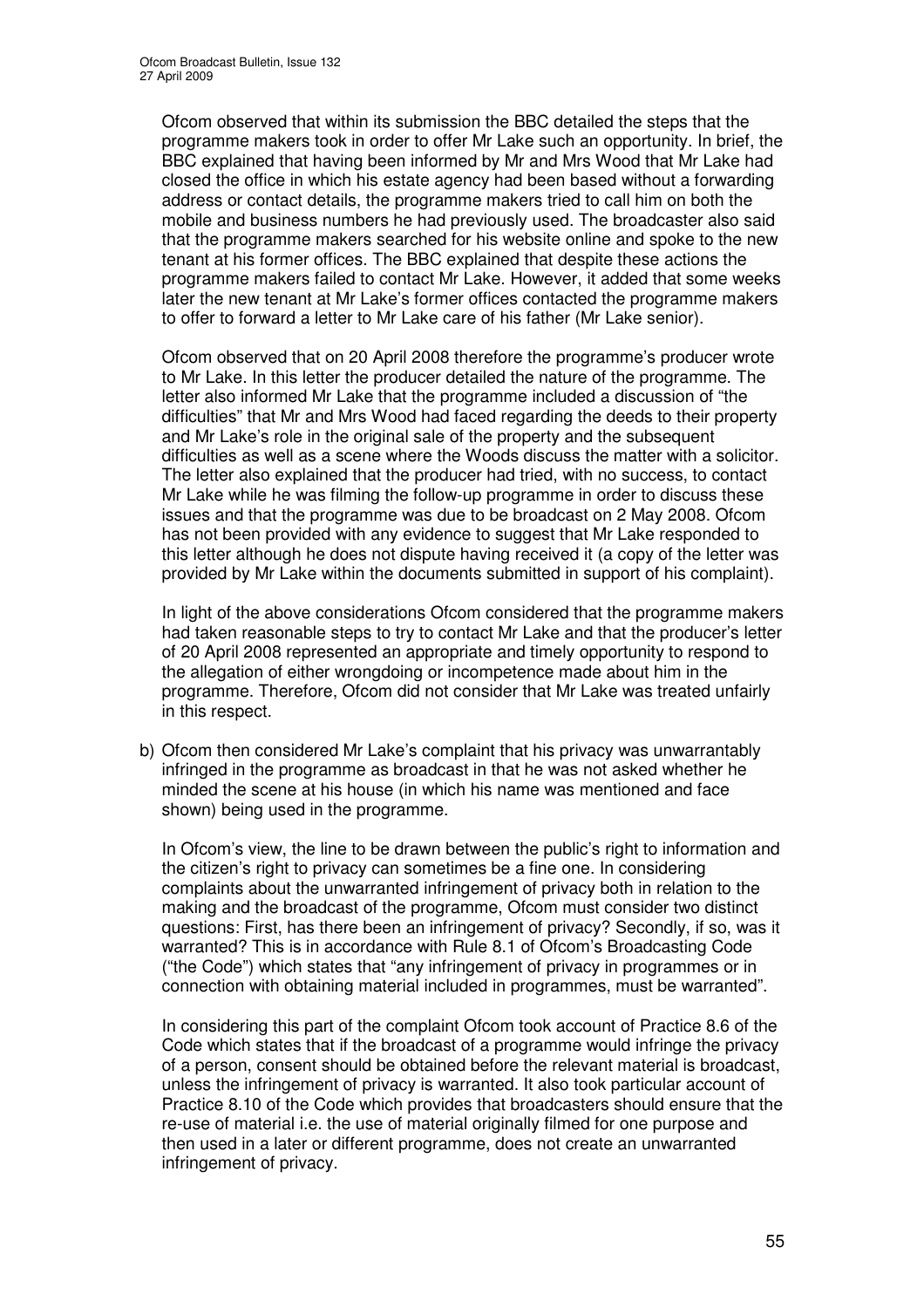Ofcom observed that within its submission the BBC detailed the steps that the programme makers took in order to offer Mr Lake such an opportunity. In brief, the BBC explained that having been informed by Mr and Mrs Wood that Mr Lake had closed the office in which his estate agency had been based without a forwarding address or contact details, the programme makers tried to call him on both the mobile and business numbers he had previously used. The broadcaster also said that the programme makers searched for his website online and spoke to the new tenant at his former offices. The BBC explained that despite these actions the programme makers failed to contact Mr Lake. However, it added that some weeks later the new tenant at Mr Lake's former offices contacted the programme makers to offer to forward a letter to Mr Lake care of his father (Mr Lake senior).

Ofcom observed that on 20 April 2008 therefore the programme's producer wrote to Mr Lake. In this letter the producer detailed the nature of the programme. The letter also informed Mr Lake that the programme included a discussion of "the difficulties" that Mr and Mrs Wood had faced regarding the deeds to their property and Mr Lake's role in the original sale of the property and the subsequent difficulties as well as a scene where the Woods discuss the matter with a solicitor. The letter also explained that the producer had tried, with no success, to contact Mr Lake while he was filming the follow-up programme in order to discuss these issues and that the programme was due to be broadcast on 2 May 2008. Ofcom has not been provided with any evidence to suggest that Mr Lake responded to this letter although he does not dispute having received it (a copy of the letter was provided by Mr Lake within the documents submitted in support of his complaint).

In light of the above considerations Ofcom considered that the programme makers had taken reasonable steps to try to contact Mr Lake and that the producer's letter of 20 April 2008 represented an appropriate and timely opportunity to respond to the allegation of either wrongdoing or incompetence made about him in the programme. Therefore, Ofcom did not consider that Mr Lake was treated unfairly in this respect.

b) Ofcom then considered Mr Lake's complaint that his privacy was unwarrantably infringed in the programme as broadcast in that he was not asked whether he minded the scene at his house (in which his name was mentioned and face shown) being used in the programme.

In Ofcom's view, the line to be drawn between the public's right to information and the citizen's right to privacy can sometimes be a fine one. In considering complaints about the unwarranted infringement of privacy both in relation to the making and the broadcast of the programme, Ofcom must consider two distinct questions: First, has there been an infringement of privacy? Secondly, if so, was it warranted? This is in accordance with Rule 8.1 of Ofcom's Broadcasting Code ("the Code") which states that "any infringement of privacy in programmes or in connection with obtaining material included in programmes, must be warranted".

In considering this part of the complaint Ofcom took account of Practice 8.6 of the Code which states that if the broadcast of a programme would infringe the privacy of a person, consent should be obtained before the relevant material is broadcast, unless the infringement of privacy is warranted. It also took particular account of Practice 8.10 of the Code which provides that broadcasters should ensure that the re-use of material i.e. the use of material originally filmed for one purpose and then used in a later or different programme, does not create an unwarranted infringement of privacy.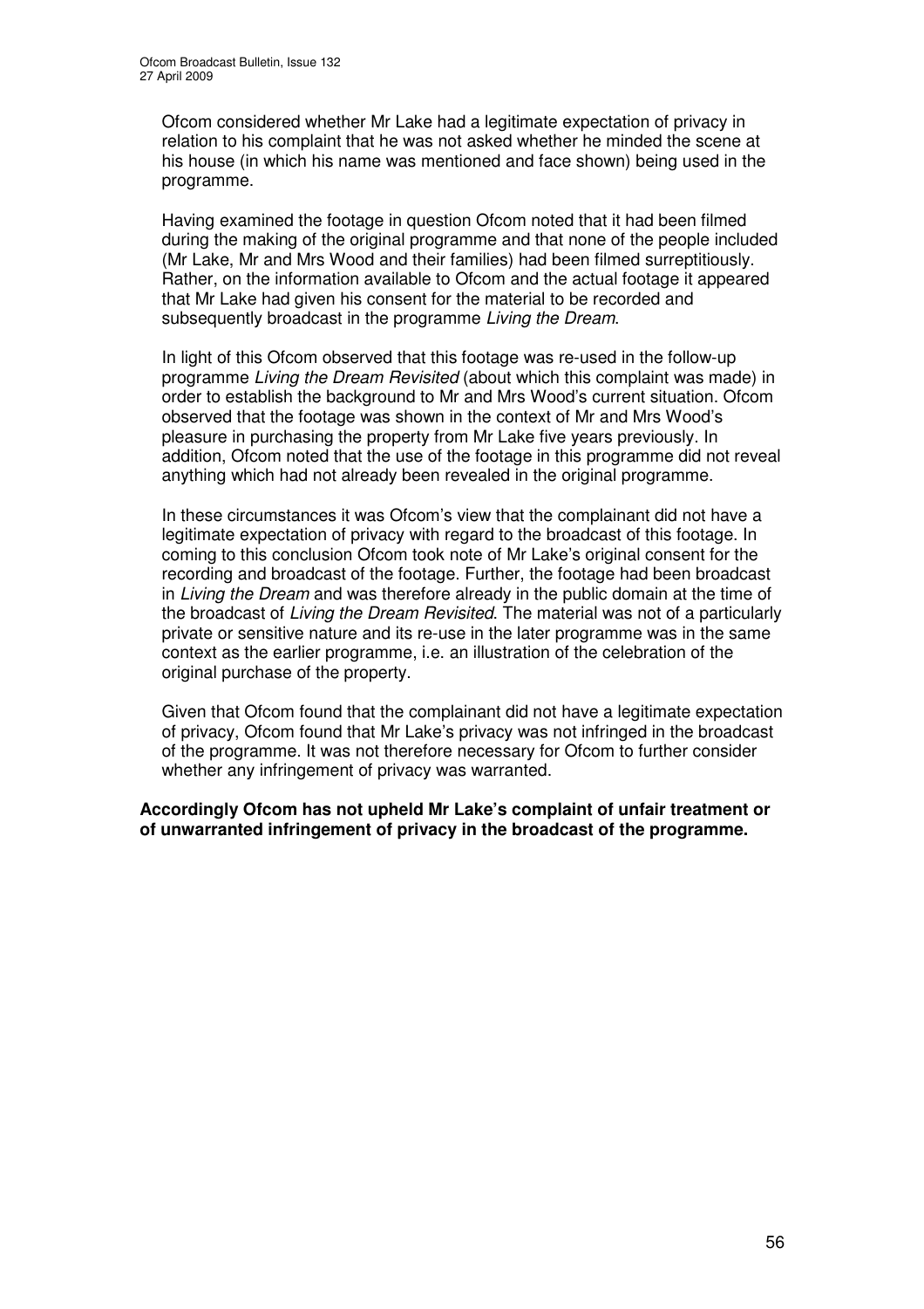Ofcom considered whether Mr Lake had a legitimate expectation of privacy in relation to his complaint that he was not asked whether he minded the scene at his house (in which his name was mentioned and face shown) being used in the programme.

Having examined the footage in question Ofcom noted that it had been filmed during the making of the original programme and that none of the people included (Mr Lake, Mr and Mrs Wood and their families) had been filmed surreptitiously. Rather, on the information available to Ofcom and the actual footage it appeared that Mr Lake had given his consent for the material to be recorded and subsequently broadcast in the programme *Living the Dream*.

In light of this Ofcom observed that this footage was re-used in the follow-up programme *Living the Dream Revisited* (about which this complaint was made) in order to establish the background to Mr and Mrs Wood's current situation. Ofcom observed that the footage was shown in the context of Mr and Mrs Wood's pleasure in purchasing the property from Mr Lake five years previously. In addition, Ofcom noted that the use of the footage in this programme did not reveal anything which had not already been revealed in the original programme.

In these circumstances it was Ofcom's view that the complainant did not have a legitimate expectation of privacy with regard to the broadcast of this footage. In coming to this conclusion Ofcom took note of Mr Lake's original consent for the recording and broadcast of the footage. Further, the footage had been broadcast in *Living the Dream* and was therefore already in the public domain at the time of the broadcast of *Living the Dream Revisited*. The material was not of a particularly private or sensitive nature and its re-use in the later programme was in the same context as the earlier programme, i.e. an illustration of the celebration of the original purchase of the property.

Given that Ofcom found that the complainant did not have a legitimate expectation of privacy, Ofcom found that Mr Lake's privacy was not infringed in the broadcast of the programme. It was not therefore necessary for Ofcom to further consider whether any infringement of privacy was warranted.

**Accordingly Ofcom has not upheld Mr Lake's complaint of unfair treatment or of unwarranted infringement of privacy in the broadcast of the programme.**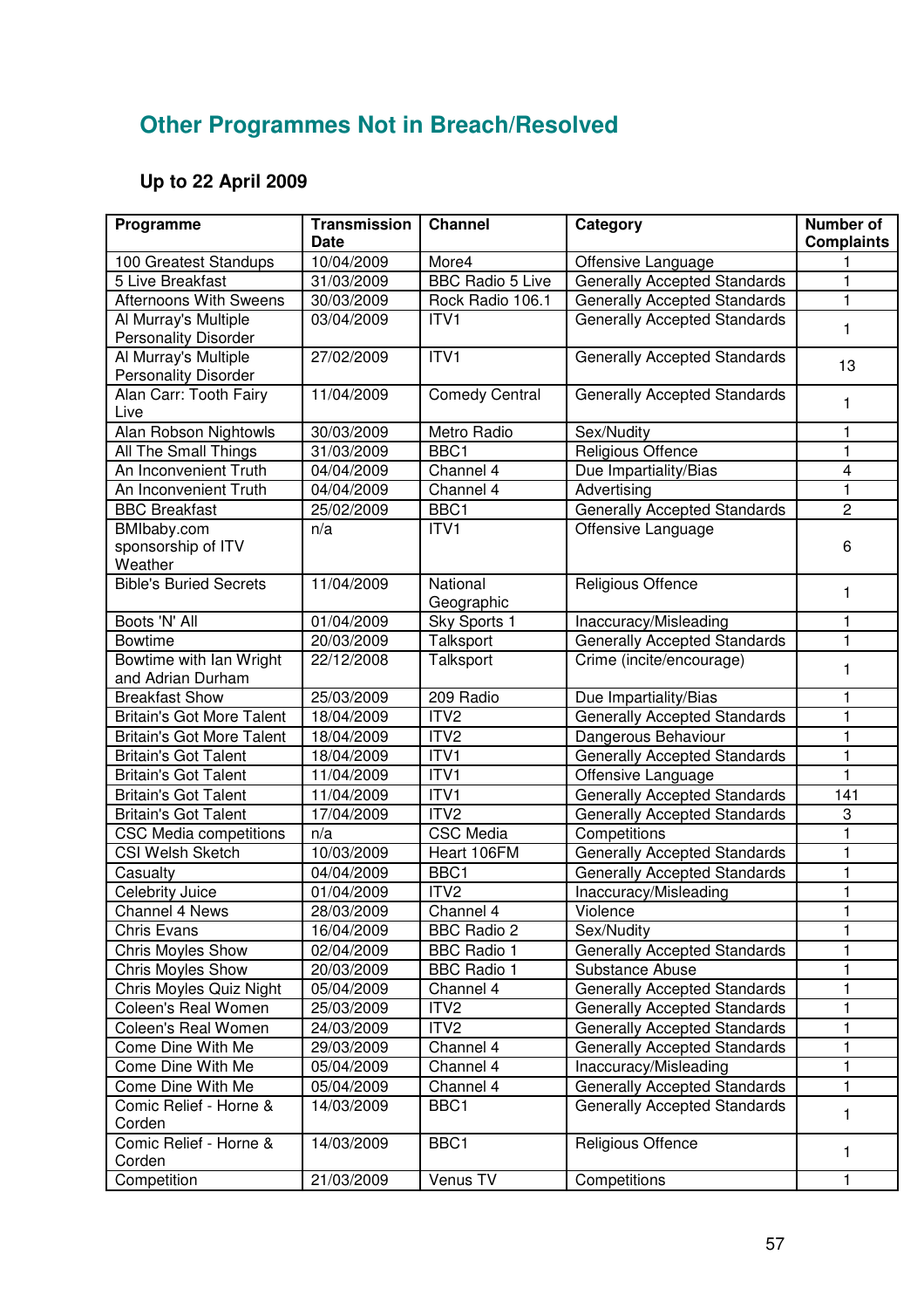## Other Programmes Not in Breach/Resolved

### Up to 22 April 2009

| Programme | Transmission Date | Channel | Category | Number of Complaints |
|---|---|---|---|---|
| 100 Greatest Standups | 10/04/2009 | More4 | Offensive Language | 1 |
| 5 Live Breakfast | 31/03/2009 | BBC Radio 5 Live | Generally Accepted Standards | 1 |
| Afternoons With Sweens | 30/03/2009 | Rock Radio 106.1 | Generally Accepted Standards | 1 |
| Al Murray's Multiple Personality Disorder | 03/04/2009 | ITV1 | Generally Accepted Standards | 1 |
| Al Murray's Multiple Personality Disorder | 27/02/2009 | ITV1 | Generally Accepted Standards | 13 |
| Alan Carr: Tooth Fairy Live | 11/04/2009 | Comedy Central | Generally Accepted Standards | 1 |
| Alan Robson Nightowls | 30/03/2009 | Metro Radio | Sex/Nudity | 1 |
| All The Small Things | 31/03/2009 | BBC1 | Religious Offence | 1 |
| An Inconvenient Truth | 04/04/2009 | Channel 4 | Due Impartiality/Bias | 4 |
| An Inconvenient Truth | 04/04/2009 | Channel 4 | Advertising | 1 |
| BBC Breakfast | 25/02/2009 | BBC1 | Generally Accepted Standards | 2 |
| BMIbaby.com sponsorship of ITV Weather | n/a | ITV1 | Offensive Language | 6 |
| Bible's Buried Secrets | 11/04/2009 | National Geographic | Religious Offence | 1 |
| Boots 'N' All | 01/04/2009 | Sky Sports 1 | Inaccuracy/Misleading | 1 |
| Bowtime | 20/03/2009 | Talksport | Generally Accepted Standards | 1 |
| Bowtime with Ian Wright and Adrian Durham | 22/12/2008 | Talksport | Crime (incite/encourage) | 1 |
| Breakfast Show | 25/03/2009 | 209 Radio | Due Impartiality/Bias | 1 |
| Britain's Got More Talent | 18/04/2009 | ITV2 | Generally Accepted Standards | 1 |
| Britain's Got More Talent | 18/04/2009 | ITV2 | Dangerous Behaviour | 1 |
| Britain's Got Talent | 18/04/2009 | ITV1 | Generally Accepted Standards | 1 |
| Britain's Got Talent | 11/04/2009 | ITV1 | Offensive Language | 1 |
| Britain's Got Talent | 11/04/2009 | ITV1 | Generally Accepted Standards | 141 |
| Britain's Got Talent | 17/04/2009 | ITV2 | Generally Accepted Standards | 3 |
| CSC Media competitions | n/a | CSC Media | Competitions | 1 |
| CSI Welsh Sketch | 10/03/2009 | Heart 106FM | Generally Accepted Standards | 1 |
| Casualty | 04/04/2009 | BBC1 | Generally Accepted Standards | 1 |
| Celebrity Juice | 01/04/2009 | ITV2 | Inaccuracy/Misleading | 1 |
| Channel 4 News | 28/03/2009 | Channel 4 | Violence | 1 |
| Chris Evans | 16/04/2009 | BBC Radio 2 | Sex/Nudity | 1 |
| Chris Moyles Show | 02/04/2009 | BBC Radio 1 | Generally Accepted Standards | 1 |
| Chris Moyles Show | 20/03/2009 | BBC Radio 1 | Substance Abuse | 1 |
| Chris Moyles Quiz Night | 05/04/2009 | Channel 4 | Generally Accepted Standards | 1 |
| Coleen's Real Women | 25/03/2009 | ITV2 | Generally Accepted Standards | 1 |
| Coleen's Real Women | 24/03/2009 | ITV2 | Generally Accepted Standards | 1 |
| Come Dine With Me | 29/03/2009 | Channel 4 | Generally Accepted Standards | 1 |
| Come Dine With Me | 05/04/2009 | Channel 4 | Inaccuracy/Misleading | 1 |
| Come Dine With Me | 05/04/2009 | Channel 4 | Generally Accepted Standards | 1 |
| Comic Relief - Horne & Corden | 14/03/2009 | BBC1 | Generally Accepted Standards | 1 |
| Comic Relief - Horne & Corden | 14/03/2009 | BBC1 | Religious Offence | 1 |
| Competition | 21/03/2009 | Venus TV | Competitions | 1 |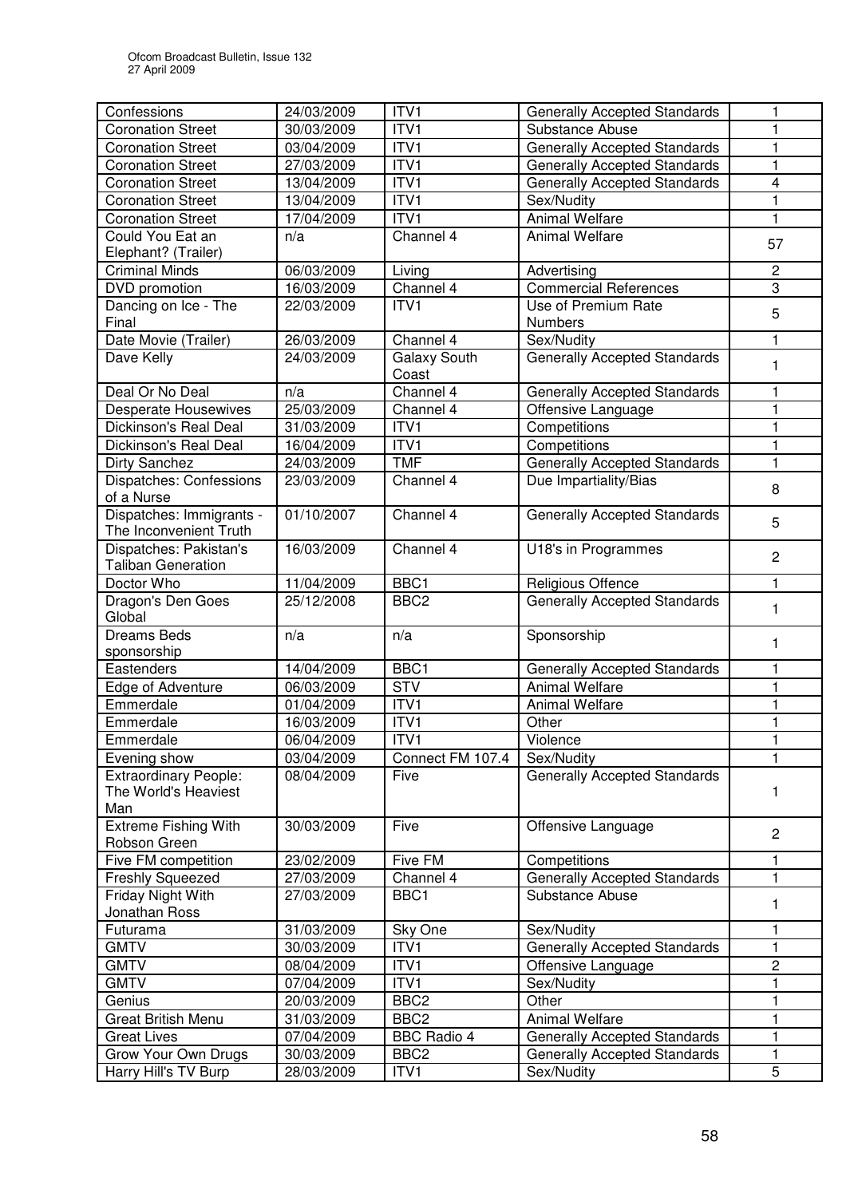| Confessions | 24/03/2009 | ITV1 | Generally Accepted Standards | 1 |
|---|---|---|---|---|
| Coronation Street | 30/03/2009 | ITV1 | Substance Abuse | 1 |
| Coronation Street | 03/04/2009 | ITV1 | Generally Accepted Standards | 1 |
| Coronation Street | 27/03/2009 | ITV1 | Generally Accepted Standards | 1 |
| Coronation Street | 13/04/2009 | ITV1 | Generally Accepted Standards | 4 |
| Coronation Street | 13/04/2009 | ITV1 | Sex/Nudity | 1 |
| Coronation Street | 17/04/2009 | ITV1 | Animal Welfare | 1 |
| Could You Eat an Elephant? (Trailer) | n/a | Channel 4 | Animal Welfare | 57 |
| Criminal Minds | 06/03/2009 | Living | Advertising | 2 |
| DVD promotion | 16/03/2009 | Channel 4 | Commercial References | 3 |
| Dancing on Ice - The Final | 22/03/2009 | ITV1 | Use of Premium Rate Numbers | 5 |
| Date Movie (Trailer) | 26/03/2009 | Channel 4 | Sex/Nudity | 1 |
| Dave Kelly | 24/03/2009 | Galaxy South Coast | Generally Accepted Standards | 1 |
| Deal Or No Deal | n/a | Channel 4 | Generally Accepted Standards | 1 |
| Desperate Housewives | 25/03/2009 | Channel 4 | Offensive Language | 1 |
| Dickinson's Real Deal | 31/03/2009 | ITV1 | Competitions | 1 |
| Dickinson's Real Deal | 16/04/2009 | ITV1 | Competitions | 1 |
| Dirty Sanchez | 24/03/2009 | TMF | Generally Accepted Standards | 1 |
| Dispatches: Confessions of a Nurse | 23/03/2009 | Channel 4 | Due Impartiality/Bias | 8 |
| Dispatches: Immigrants - The Inconvenient Truth | 01/10/2007 | Channel 4 | Generally Accepted Standards | 5 |
| Dispatches: Pakistan's Taliban Generation | 16/03/2009 | Channel 4 | U18's in Programmes | 2 |
| Doctor Who | 11/04/2009 | BBC1 | Religious Offence | 1 |
| Dragon's Den Goes Global | 25/12/2008 | BBC2 | Generally Accepted Standards | 1 |
| Dreams Beds sponsorship | n/a | n/a | Sponsorship | 1 |
| Eastenders | 14/04/2009 | BBC1 | Generally Accepted Standards | 1 |
| Edge of Adventure | 06/03/2009 | STV | Animal Welfare | 1 |
| Emmerdale | 01/04/2009 | ITV1 | Animal Welfare | 1 |
| Emmerdale | 16/03/2009 | ITV1 | Other | 1 |
| Emmerdale | 06/04/2009 | ITV1 | Violence | 1 |
| Evening show | 03/04/2009 | Connect FM 107.4 | Sex/Nudity | 1 |
| Extraordinary People: The World's Heaviest Man | 08/04/2009 | Five | Generally Accepted Standards | 1 |
| Extreme Fishing With Robson Green | 30/03/2009 | Five | Offensive Language | 2 |
| Five FM competition | 23/02/2009 | Five FM | Competitions | 1 |
| Freshly Squeezed | 27/03/2009 | Channel 4 | Generally Accepted Standards | 1 |
| Friday Night With Jonathan Ross | 27/03/2009 | BBC1 | Substance Abuse | 1 |
| Futurama | 31/03/2009 | Sky One | Sex/Nudity | 1 |
| GMTV | 30/03/2009 | ITV1 | Generally Accepted Standards | 1 |
| GMTV | 08/04/2009 | ITV1 | Offensive Language | 2 |
| GMTV | 07/04/2009 | ITV1 | Sex/Nudity | 1 |
| Genius | 20/03/2009 | BBC2 | Other | 1 |
| Great British Menu | 31/03/2009 | BBC2 | Animal Welfare | 1 |
| Great Lives | 07/04/2009 | BBC Radio 4 | Generally Accepted Standards | 1 |
| Grow Your Own Drugs | 30/03/2009 | BBC2 | Generally Accepted Standards | 1 |
| Harry Hill's TV Burp | 28/03/2009 | ITV1 | Sex/Nudity | 5 |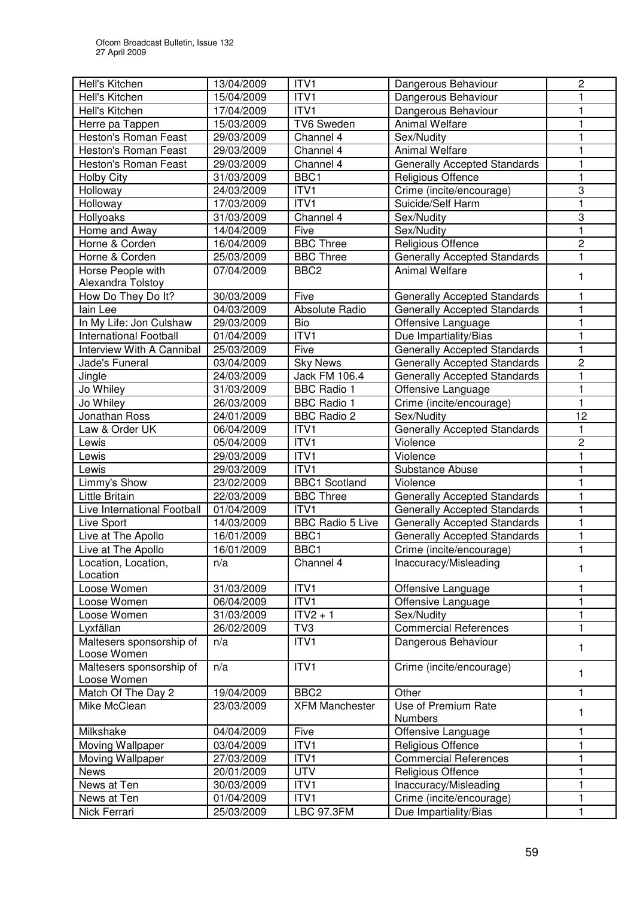| Hell's Kitchen | 13/04/2009 | ITV1 | Dangerous Behaviour | 2 |
|---|---|---|---|---|
| Hell's Kitchen | 15/04/2009 | ITV1 | Dangerous Behaviour | 1 |
| Hell's Kitchen | 17/04/2009 | ITV1 | Dangerous Behaviour | 1 |
| Herre pa Tappen | 15/03/2009 | TV6 Sweden | Animal Welfare | 1 |
| Heston's Roman Feast | 29/03/2009 | Channel 4 | Sex/Nudity | 1 |
| Heston's Roman Feast | 29/03/2009 | Channel 4 | Animal Welfare | 1 |
| Heston's Roman Feast | 29/03/2009 | Channel 4 | Generally Accepted Standards | 1 |
| Holby City | 31/03/2009 | BBC1 | Religious Offence | 1 |
| Holloway | 24/03/2009 | ITV1 | Crime (incite/encourage) | 3 |
| Holloway | 17/03/2009 | ITV1 | Suicide/Self Harm | 1 |
| Hollyoaks | 31/03/2009 | Channel 4 | Sex/Nudity | 3 |
| Home and Away | 14/04/2009 | Five | Sex/Nudity | 1 |
| Horne & Corden | 16/04/2009 | BBC Three | Religious Offence | 2 |
| Horne & Corden | 25/03/2009 | BBC Three | Generally Accepted Standards | 1 |
| Horse People with Alexandra Tolstoy | 07/04/2009 | BBC2 | Animal Welfare | 1 |
| How Do They Do It? | 30/03/2009 | Five | Generally Accepted Standards | 1 |
| Iain Lee | 04/03/2009 | Absolute Radio | Generally Accepted Standards | 1 |
| In My Life: Jon Culshaw | 29/03/2009 | Bio | Offensive Language | 1 |
| International Football | 01/04/2009 | ITV1 | Due Impartiality/Bias | 1 |
| Interview With A Cannibal | 25/03/2009 | Five | Generally Accepted Standards | 1 |
| Jade's Funeral | 03/04/2009 | Sky News | Generally Accepted Standards | 2 |
| Jingle | 24/03/2009 | Jack FM 106.4 | Generally Accepted Standards | 1 |
| Jo Whiley | 31/03/2009 | BBC Radio 1 | Offensive Language | 1 |
| Jo Whiley | 26/03/2009 | BBC Radio 1 | Crime (incite/encourage) | 1 |
| Jonathan Ross | 24/01/2009 | BBC Radio 2 | Sex/Nudity | 12 |
| Law & Order UK | 06/04/2009 | ITV1 | Generally Accepted Standards | 1 |
| Lewis | 05/04/2009 | ITV1 | Violence | 2 |
| Lewis | 29/03/2009 | ITV1 | Violence | 1 |
| Lewis | 29/03/2009 | ITV1 | Substance Abuse | 1 |
| Limmy's Show | 23/02/2009 | BBC1 Scotland | Violence | 1 |
| Little Britain | 22/03/2009 | BBC Three | Generally Accepted Standards | 1 |
| Live International Football | 01/04/2009 | ITV1 | Generally Accepted Standards | 1 |
| Live Sport | 14/03/2009 | BBC Radio 5 Live | Generally Accepted Standards | 1 |
| Live at The Apollo | 16/01/2009 | BBC1 | Generally Accepted Standards | 1 |
| Live at The Apollo | 16/01/2009 | BBC1 | Crime (incite/encourage) | 1 |
| Location, Location, Location | n/a | Channel 4 | Inaccuracy/Misleading | 1 |
| Loose Women | 31/03/2009 | ITV1 | Offensive Language | 1 |
| Loose Women | 06/04/2009 | ITV1 | Offensive Language | 1 |
| Loose Women | 31/03/2009 | ITV2 + 1 | Sex/Nudity | 1 |
| Lyxfällan | 26/02/2009 | TV3 | Commercial References | 1 |
| Maltesers sponsorship of Loose Women | n/a | ITV1 | Dangerous Behaviour | 1 |
| Maltesers sponsorship of Loose Women | n/a | ITV1 | Crime (incite/encourage) | 1 |
| Match Of The Day 2 | 19/04/2009 | BBC2 | Other | 1 |
| Mike McClean | 23/03/2009 | XFM Manchester | Use of Premium Rate Numbers | 1 |
| Milkshake | 04/04/2009 | Five | Offensive Language | 1 |
| Moving Wallpaper | 03/04/2009 | ITV1 | Religious Offence | 1 |
| Moving Wallpaper | 27/03/2009 | ITV1 | Commercial References | 1 |
| News | 20/01/2009 | UTV | Religious Offence | 1 |
| News at Ten | 30/03/2009 | ITV1 | Inaccuracy/Misleading | 1 |
| News at Ten | 01/04/2009 | ITV1 | Crime (incite/encourage) | 1 |
| Nick Ferrari | 25/03/2009 | LBC 97.3FM | Due Impartiality/Bias | 1 |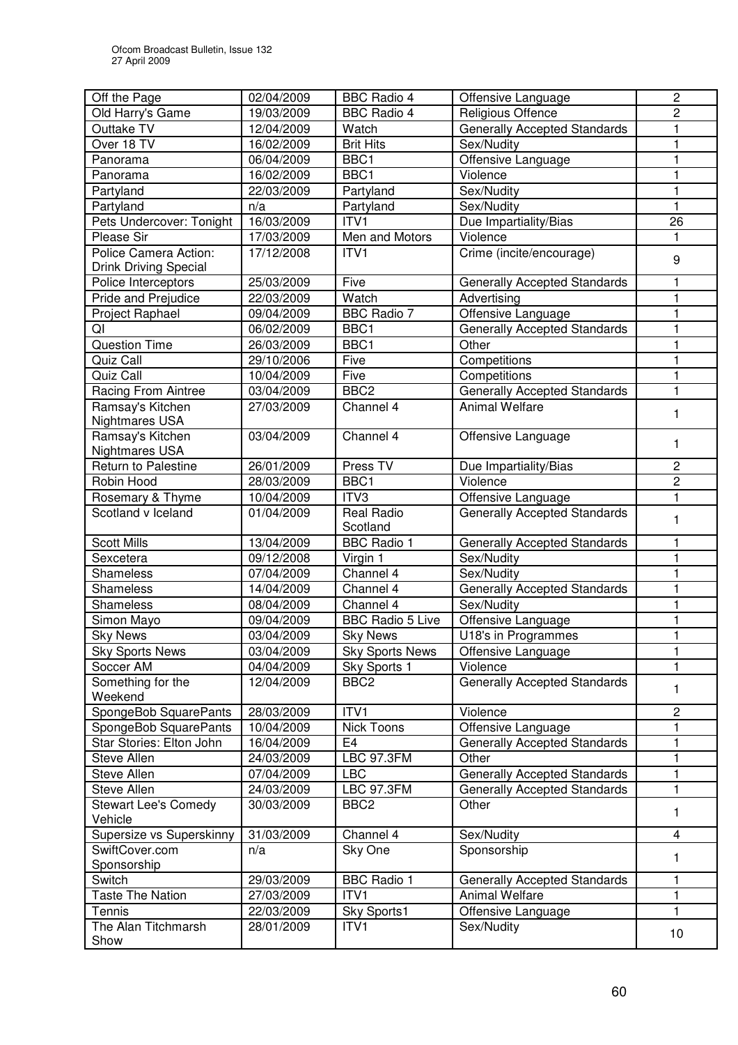| Off the Page | 02/04/2009 | BBC Radio 4 | Offensive Language | 2 |
|---|---|---|---|---|
| Old Harry's Game | 19/03/2009 | BBC Radio 4 | Religious Offence | 2 |
| Outtake TV | 12/04/2009 | Watch | Generally Accepted Standards | 1 |
| Over 18 TV | 16/02/2009 | Brit Hits | Sex/Nudity | 1 |
| Panorama | 06/04/2009 | BBC1 | Offensive Language | 1 |
| Panorama | 16/02/2009 | BBC1 | Violence | 1 |
| Partyland | 22/03/2009 | Partyland | Sex/Nudity | 1 |
| Partyland | n/a | Partyland | Sex/Nudity | 1 |
| Pets Undercover: Tonight | 16/03/2009 | ITV1 | Due Impartiality/Bias | 26 |
| Please Sir | 17/03/2009 | Men and Motors | Violence | 1 |
| Police Camera Action: Drink Driving Special | 17/12/2008 | ITV1 | Crime (incite/encourage) | 9 |
| Police Interceptors | 25/03/2009 | Five | Generally Accepted Standards | 1 |
| Pride and Prejudice | 22/03/2009 | Watch | Advertising | 1 |
| Project Raphael | 09/04/2009 | BBC Radio 7 | Offensive Language | 1 |
| QI | 06/02/2009 | BBC1 | Generally Accepted Standards | 1 |
| Question Time | 26/03/2009 | BBC1 | Other | 1 |
| Quiz Call | 29/10/2006 | Five | Competitions | 1 |
| Quiz Call | 10/04/2009 | Five | Competitions | 1 |
| Racing From Aintree | 03/04/2009 | BBC2 | Generally Accepted Standards | 1 |
| Ramsay's Kitchen Nightmares USA | 27/03/2009 | Channel 4 | Animal Welfare | 1 |
| Ramsay's Kitchen Nightmares USA | 03/04/2009 | Channel 4 | Offensive Language | 1 |
| Return to Palestine | 26/01/2009 | Press TV | Due Impartiality/Bias | 2 |
| Robin Hood | 28/03/2009 | BBC1 | Violence | 2 |
| Rosemary & Thyme | 10/04/2009 | ITV3 | Offensive Language | 1 |
| Scotland v Iceland | 01/04/2009 | Real Radio Scotland | Generally Accepted Standards | 1 |
| Scott Mills | 13/04/2009 | BBC Radio 1 | Generally Accepted Standards | 1 |
| Sexcetera | 09/12/2008 | Virgin 1 | Sex/Nudity | 1 |
| Shameless | 07/04/2009 | Channel 4 | Sex/Nudity | 1 |
| Shameless | 14/04/2009 | Channel 4 | Generally Accepted Standards | 1 |
| Shameless | 08/04/2009 | Channel 4 | Sex/Nudity | 1 |
| Simon Mayo | 09/04/2009 | BBC Radio 5 Live | Offensive Language | 1 |
| Sky News | 03/04/2009 | Sky News | U18's in Programmes | 1 |
| Sky Sports News | 03/04/2009 | Sky Sports News | Offensive Language | 1 |
| Soccer AM | 04/04/2009 | Sky Sports 1 | Violence | 1 |
| Something for the Weekend | 12/04/2009 | BBC2 | Generally Accepted Standards | 1 |
| SpongeBob SquarePants | 28/03/2009 | ITV1 | Violence | 2 |
| SpongeBob SquarePants | 10/04/2009 | Nick Toons | Offensive Language | 1 |
| Star Stories: Elton John | 16/04/2009 | E4 | Generally Accepted Standards | 1 |
| Steve Allen | 24/03/2009 | LBC 97.3FM | Other | 1 |
| Steve Allen | 07/04/2009 | LBC | Generally Accepted Standards | 1 |
| Steve Allen | 24/03/2009 | LBC 97.3FM | Generally Accepted Standards | 1 |
| Stewart Lee's Comedy Vehicle | 30/03/2009 | BBC2 | Other | 1 |
| Supersize vs Superskinny | 31/03/2009 | Channel 4 | Sex/Nudity | 4 |
| SwiftCover.com Sponsorship | n/a | Sky One | Sponsorship | 1 |
| Switch | 29/03/2009 | BBC Radio 1 | Generally Accepted Standards | 1 |
| Taste The Nation | 27/03/2009 | ITV1 | Animal Welfare | 1 |
| Tennis | 22/03/2009 | Sky Sports1 | Offensive Language | 1 |
| The Alan Titchmarsh Show | 28/01/2009 | ITV1 | Sex/Nudity | 10 |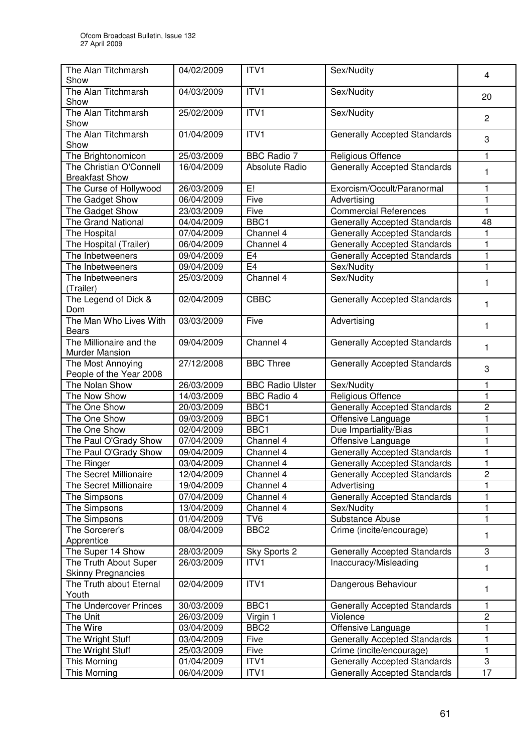| The Alan Titchmarsh Show | 04/02/2009 | ITV1 | Sex/Nudity | 4 |
|---|---|---|---|---|
| The Alan Titchmarsh Show | 04/03/2009 | ITV1 | Sex/Nudity | 20 |
| The Alan Titchmarsh Show | 25/02/2009 | ITV1 | Sex/Nudity | 2 |
| The Alan Titchmarsh Show | 01/04/2009 | ITV1 | Generally Accepted Standards | 3 |
| The Brightonomicon | 25/03/2009 | BBC Radio 7 | Religious Offence | 1 |
| The Christian O'Connell Breakfast Show | 16/04/2009 | Absolute Radio | Generally Accepted Standards | 1 |
| The Curse of Hollywood | 26/03/2009 | E! | Exorcism/Occult/Paranormal | 1 |
| The Gadget Show | 06/04/2009 | Five | Advertising | 1 |
| The Gadget Show | 23/03/2009 | Five | Commercial References | 1 |
| The Grand National | 04/04/2009 | BBC1 | Generally Accepted Standards | 48 |
| The Hospital | 07/04/2009 | Channel 4 | Generally Accepted Standards | 1 |
| The Hospital (Trailer) | 06/04/2009 | Channel 4 | Generally Accepted Standards | 1 |
| The Inbetweeners | 09/04/2009 | E4 | Generally Accepted Standards | 1 |
| The Inbetweeners | 09/04/2009 | E4 | Sex/Nudity | 1 |
| The Inbetweeners (Trailer) | 25/03/2009 | Channel 4 | Sex/Nudity | 1 |
| The Legend of Dick & Dom | 02/04/2009 | CBBC | Generally Accepted Standards | 1 |
| The Man Who Lives With Bears | 03/03/2009 | Five | Advertising | 1 |
| The Millionaire and the Murder Mansion | 09/04/2009 | Channel 4 | Generally Accepted Standards | 1 |
| The Most Annoying People of the Year 2008 | 27/12/2008 | BBC Three | Generally Accepted Standards | 3 |
| The Nolan Show | 26/03/2009 | BBC Radio Ulster | Sex/Nudity | 1 |
| The Now Show | 14/03/2009 | BBC Radio 4 | Religious Offence | 1 |
| The One Show | 20/03/2009 | BBC1 | Generally Accepted Standards | 2 |
| The One Show | 09/03/2009 | BBC1 | Offensive Language | 1 |
| The One Show | 02/04/2009 | BBC1 | Due Impartiality/Bias | 1 |
| The Paul O'Grady Show | 07/04/2009 | Channel 4 | Offensive Language | 1 |
| The Paul O'Grady Show | 09/04/2009 | Channel 4 | Generally Accepted Standards | 1 |
| The Ringer | 03/04/2009 | Channel 4 | Generally Accepted Standards | 1 |
| The Secret Millionaire | 12/04/2009 | Channel 4 | Generally Accepted Standards | 2 |
| The Secret Millionaire | 19/04/2009 | Channel 4 | Advertising | 1 |
| The Simpsons | 07/04/2009 | Channel 4 | Generally Accepted Standards | 1 |
| The Simpsons | 13/04/2009 | Channel 4 | Sex/Nudity | 1 |
| The Simpsons | 01/04/2009 | TV6 | Substance Abuse | 1 |
| The Sorcerer's Apprentice | 08/04/2009 | BBC2 | Crime (incite/encourage) | 1 |
| The Super 14 Show | 28/03/2009 | Sky Sports 2 | Generally Accepted Standards | 3 |
| The Truth About Super Skinny Pregnancies | 26/03/2009 | ITV1 | Inaccuracy/Misleading | 1 |
| The Truth about Eternal Youth | 02/04/2009 | ITV1 | Dangerous Behaviour | 1 |
| The Undercover Princes | 30/03/2009 | BBC1 | Generally Accepted Standards | 1 |
| The Unit | 26/03/2009 | Virgin 1 | Violence | 2 |
| The Wire | 03/04/2009 | BBC2 | Offensive Language | 1 |
| The Wright Stuff | 03/04/2009 | Five | Generally Accepted Standards | 1 |
| The Wright Stuff | 25/03/2009 | Five | Crime (incite/encourage) | 1 |
| This Morning | 01/04/2009 | ITV1 | Generally Accepted Standards | 3 |
| This Morning | 06/04/2009 | ITV1 | Generally Accepted Standards | 17 |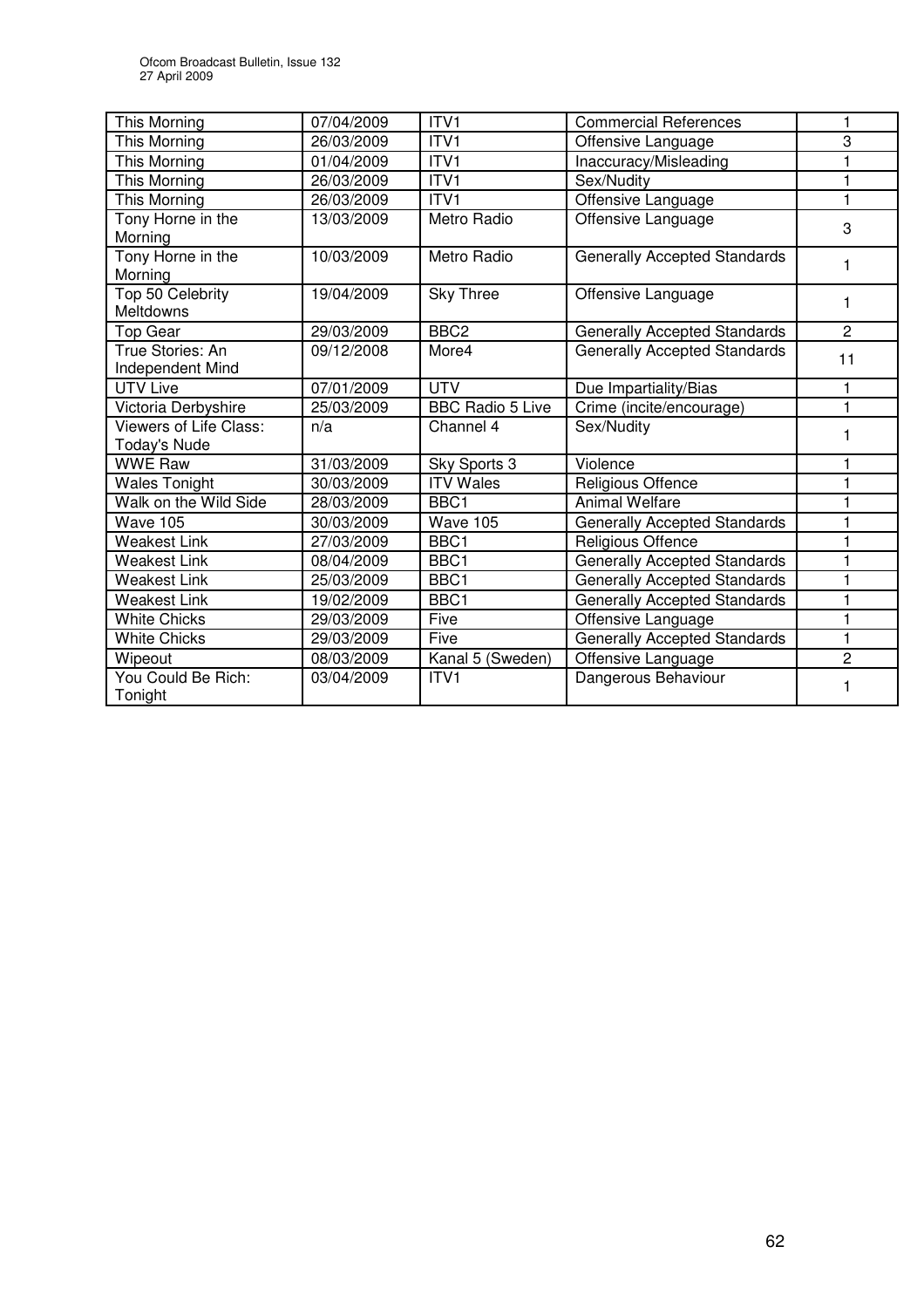| | | | | |
|---|---|---|---|---|
| This Morning | 07/04/2009 | ITV1 | Commercial References | 1 |
| This Morning | 26/03/2009 | ITV1 | Offensive Language | 3 |
| This Morning | 01/04/2009 | ITV1 | Inaccuracy/Misleading | 1 |
| This Morning | 26/03/2009 | ITV1 | Sex/Nudity | 1 |
| This Morning | 26/03/2009 | ITV1 | Offensive Language | 1 |
| Tony Horne in the Morning | 13/03/2009 | Metro Radio | Offensive Language | 3 |
| Tony Horne in the Morning | 10/03/2009 | Metro Radio | Generally Accepted Standards | 1 |
| Top 50 Celebrity Meltdowns | 19/04/2009 | Sky Three | Offensive Language | 1 |
| Top Gear | 29/03/2009 | BBC2 | Generally Accepted Standards | 2 |
| True Stories: An Independent Mind | 09/12/2008 | More4 | Generally Accepted Standards | 11 |
| UTV Live | 07/01/2009 | UTV | Due Impartiality/Bias | 1 |
| Victoria Derbyshire | 25/03/2009 | BBC Radio 5 Live | Crime (incite/encourage) | 1 |
| Viewers of Life Class: Today's Nude | n/a | Channel 4 | Sex/Nudity | 1 |
| WWE Raw | 31/03/2009 | Sky Sports 3 | Violence | 1 |
| Wales Tonight | 30/03/2009 | ITV Wales | Religious Offence | 1 |
| Walk on the Wild Side | 28/03/2009 | BBC1 | Animal Welfare | 1 |
| Wave 105 | 30/03/2009 | Wave 105 | Generally Accepted Standards | 1 |
| Weakest Link | 27/03/2009 | BBC1 | Religious Offence | 1 |
| Weakest Link | 08/04/2009 | BBC1 | Generally Accepted Standards | 1 |
| Weakest Link | 25/03/2009 | BBC1 | Generally Accepted Standards | 1 |
| Weakest Link | 19/02/2009 | BBC1 | Generally Accepted Standards | 1 |
| White Chicks | 29/03/2009 | Five | Offensive Language | 1 |
| White Chicks | 29/03/2009 | Five | Generally Accepted Standards | 1 |
| Wipeout | 08/03/2009 | Kanal 5 (Sweden) | Offensive Language | 2 |
| You Could Be Rich: Tonight | 03/04/2009 | ITV1 | Dangerous Behaviour | 1 |